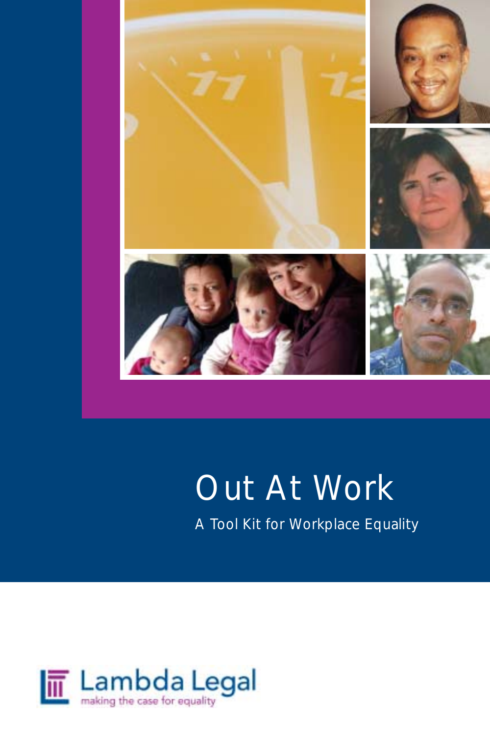# Out At Work

A Tool Kit for Workplace Equality

Lambda Legal

making the case for equality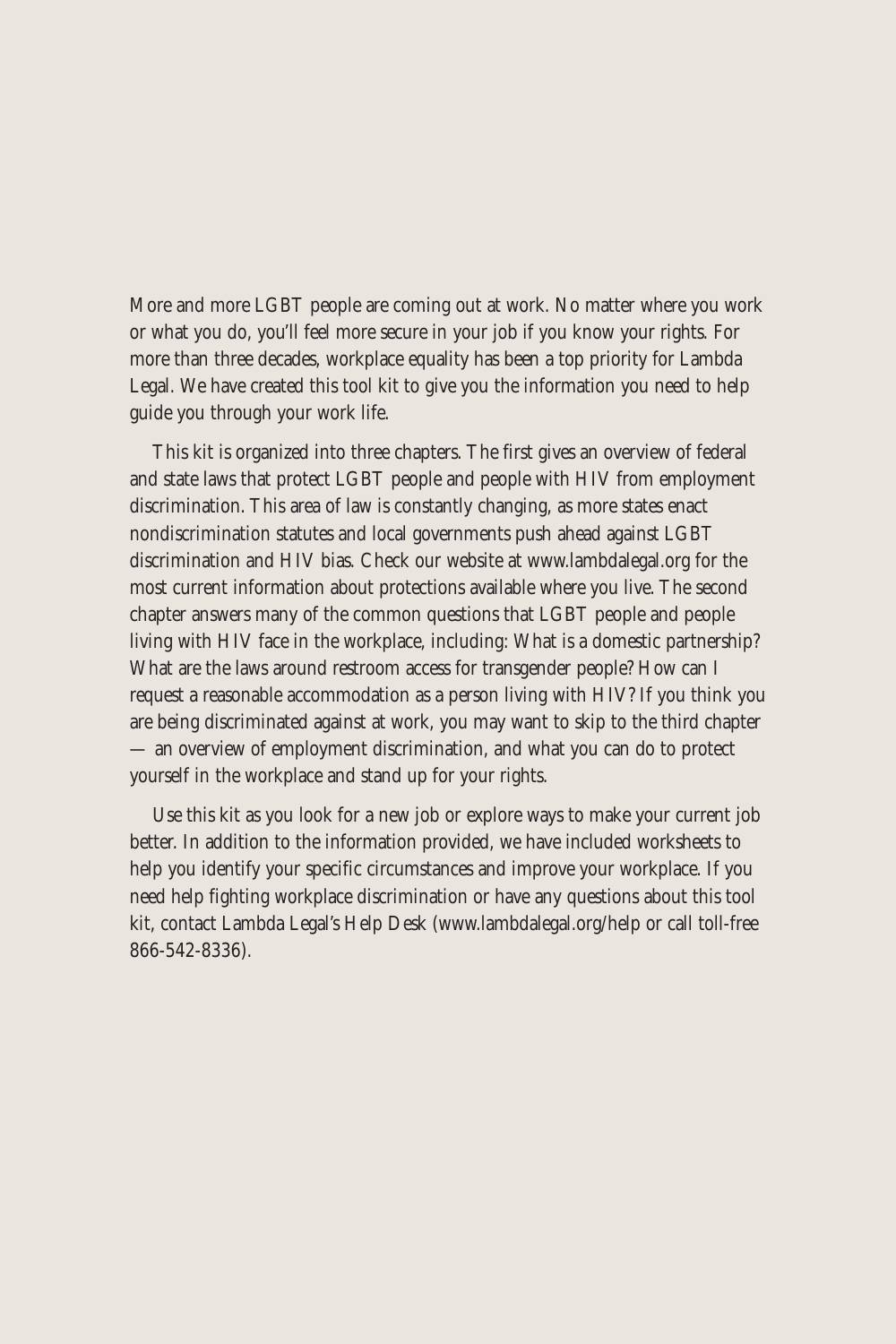More and more LGBT people are coming out at work. No matter where you work or what you do, you'll feel more secure in your job if you know your rights. For more than three decades, workplace equality has been a top priority for Lambda Legal. We have created this tool kit to give you the information you need to help guide you through your work life.

This kit is organized into three chapters. The first gives an overview of federal and state laws that protect LGBT people and people with HIV from employment discrimination. This area of law is constantly changing, as more states enact nondiscrimination statutes and local governments push ahead against LGBT discrimination and HIV bias. Check our website at www.lambdalegal.org for the most current information about protections available where you live. The second chapter answers many of the common questions that LGBT people and people living with HIV face in the workplace, including: What is a domestic partnership? What are the laws around restroom access for transgender people? How can I request a reasonable accommodation as a person living with HIV? If you think you are being discriminated against at work, you may want to skip to the third chapter — an overview of employment discrimination, and what you can do to protect yourself in the workplace and stand up for your rights.

Use this kit as you look for a new job or explore ways to make your current job better. In addition to the information provided, we have included worksheets to help you identify your specific circumstances and improve your workplace. If you need help fighting workplace discrimination or have any questions about this tool kit, contact Lambda Legal's Help Desk (www.lambdalegal.org/help or call toll-free 866-542-8336).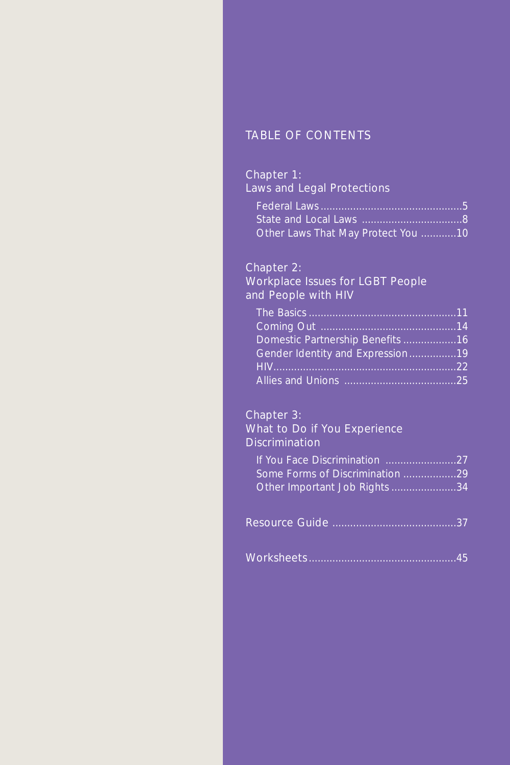# TABLE OF CONTENTS

## Chapter 1: Laws and Legal Protections

- Federal Laws ....................5
- State and Local Laws ....................8
- Other Laws That May Protect You ....................10

## Chapter 2: Workplace Issues for LGBT People and People with HIV

- The Basics ....................11
- Coming Out ....................14
- Domestic Partnership Benefits ....................16
- Gender Identity and Expression ....................19
- HIV ....................22
- Allies and Unions ....................25

## Chapter 3: What to Do if You Experience Discrimination

- If You Face Discrimination ....................27
- Some Forms of Discrimination ....................29
- Other Important Job Rights ....................34

## Resource Guide ....................37

## Worksheets ....................45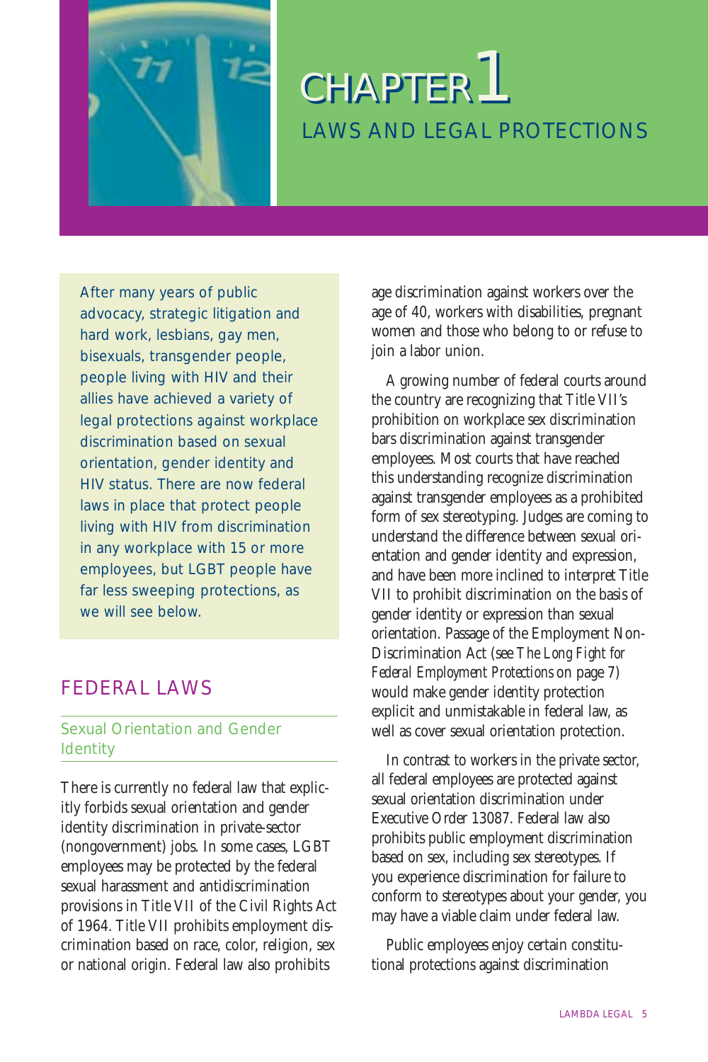# CHAPTER 1

## LAWS AND LEGAL PROTECTIONS

After many years of public advocacy, strategic litigation and hard work, lesbians, gay men, bisexuals, transgender people, people living with HIV and their allies have achieved a variety of legal protections against workplace discrimination based on sexual orientation, gender identity and HIV status. There are now federal laws in place that protect people living with HIV from discrimination in any workplace with 15 or more employees, but LGBT people have far less sweeping protections, as we will see below.

## FEDERAL LAWS

### Sexual Orientation and Gender Identity

There is currently no federal law that explicitly forbids sexual orientation and gender identity discrimination in private-sector (nongovernment) jobs. In some cases, LGBT employees may be protected by the federal sexual harassment and antidiscrimination provisions in Title VII of the Civil Rights Act of 1964. Title VII prohibits employment discrimination based on race, color, religion, sex or national origin. Federal law also prohibits age discrimination against workers over the age of 40, workers with disabilities, pregnant women and those who belong to or refuse to join a labor union.

A growing number of federal courts around the country are recognizing that Title VII's prohibition on workplace sex discrimination bars discrimination against transgender employees. Most courts that have reached this understanding recognize discrimination against transgender employees as a prohibited form of sex stereotyping. Judges are coming to understand the difference between sexual orientation and gender identity and expression, and have been more inclined to interpret Title VII to prohibit discrimination on the basis of gender identity or expression than sexual orientation. Passage of the Employment Non-Discrimination Act (see *The Long Fight for Federal Employment Protections* on page 7) would make gender identity protection explicit and unmistakable in federal law, as well as cover sexual orientation protection.

In contrast to workers in the private sector, all federal employees are protected against sexual orientation discrimination under Executive Order 13087. Federal law also prohibits public employment discrimination based on sex, including sex stereotypes. If you experience discrimination for failure to conform to stereotypes about your gender, you may have a viable claim under federal law.

Public employees enjoy certain constitutional protections against discrimination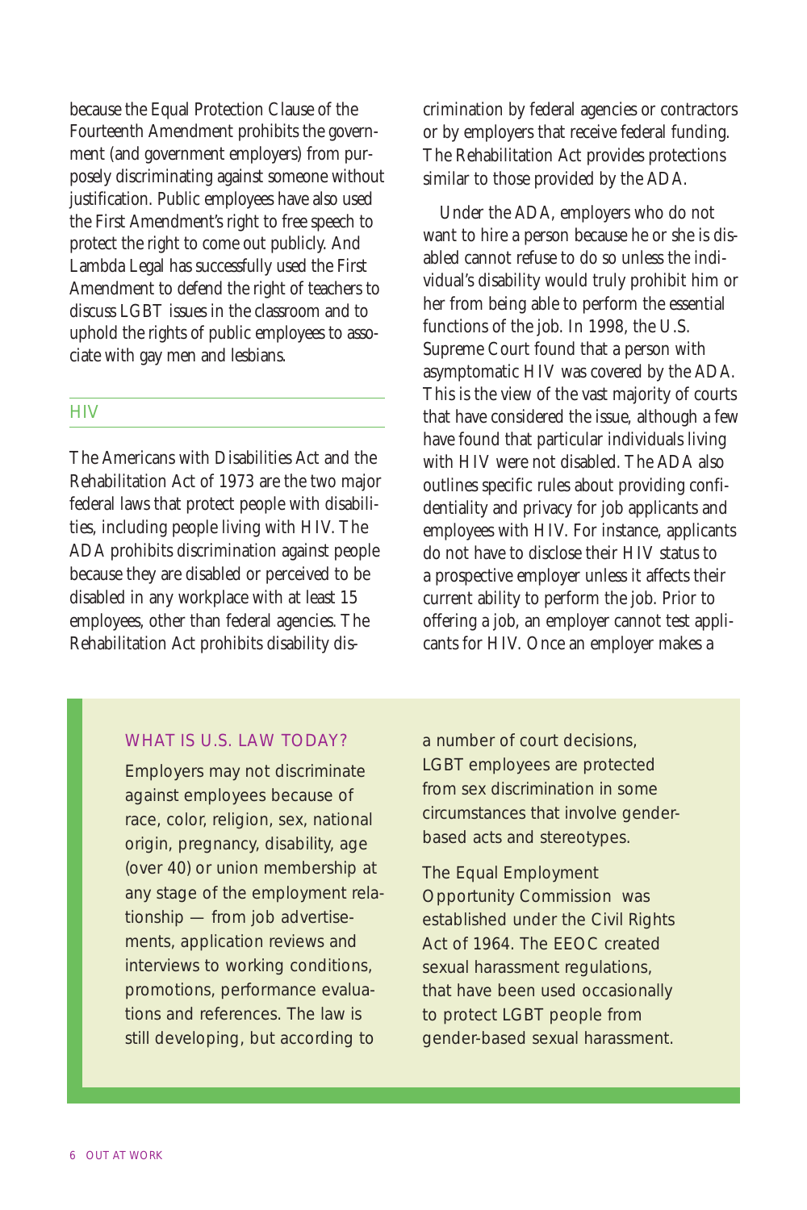because the Equal Protection Clause of the Fourteenth Amendment prohibits the government (and government employers) from purposely discriminating against someone without justification. Public employees have also used the First Amendment's right to free speech to protect the right to come out publicly. And Lambda Legal has successfully used the First Amendment to defend the right of teachers to discuss LGBT issues in the classroom and to uphold the rights of public employees to associate with gay men and lesbians.

## HIV

The Americans with Disabilities Act and the Rehabilitation Act of 1973 are the two major federal laws that protect people with disabilities, including people living with HIV. The ADA prohibits discrimination against people because they are disabled or perceived to be disabled in any workplace with at least 15 employees, other than federal agencies. The Rehabilitation Act prohibits disability discrimination by federal agencies or contractors or by employers that receive federal funding. The Rehabilitation Act provides protections similar to those provided by the ADA.

Under the ADA, employers who do not want to hire a person because he or she is disabled cannot refuse to do so unless the individual's disability would truly prohibit him or her from being able to perform the essential functions of the job. In 1998, the U.S. Supreme Court found that a person with asymptomatic HIV was covered by the ADA. This is the view of the vast majority of courts that have considered the issue, although a few have found that particular individuals living with HIV were not disabled. The ADA also outlines specific rules about providing confidentiality and privacy for job applicants and employees with HIV. For instance, applicants do not have to disclose their HIV status to a prospective employer unless it affects their current ability to perform the job. Prior to offering a job, an employer cannot test applicants for HIV. Once an employer makes a

### WHAT IS U.S. LAW TODAY?

Employers may not discriminate against employees because of race, color, religion, sex, national origin, pregnancy, disability, age (over 40) or union membership at any stage of the employment relationship — from job advertisements, application reviews and interviews to working conditions, promotions, performance evaluations and references. The law is still developing, but according to a number of court decisions, LGBT employees are protected from sex discrimination in some circumstances that involve gender-based acts and stereotypes.

The Equal Employment Opportunity Commission was established under the Civil Rights Act of 1964. The EEOC created sexual harassment regulations, that have been used occasionally to protect LGBT people from gender-based sexual harassment.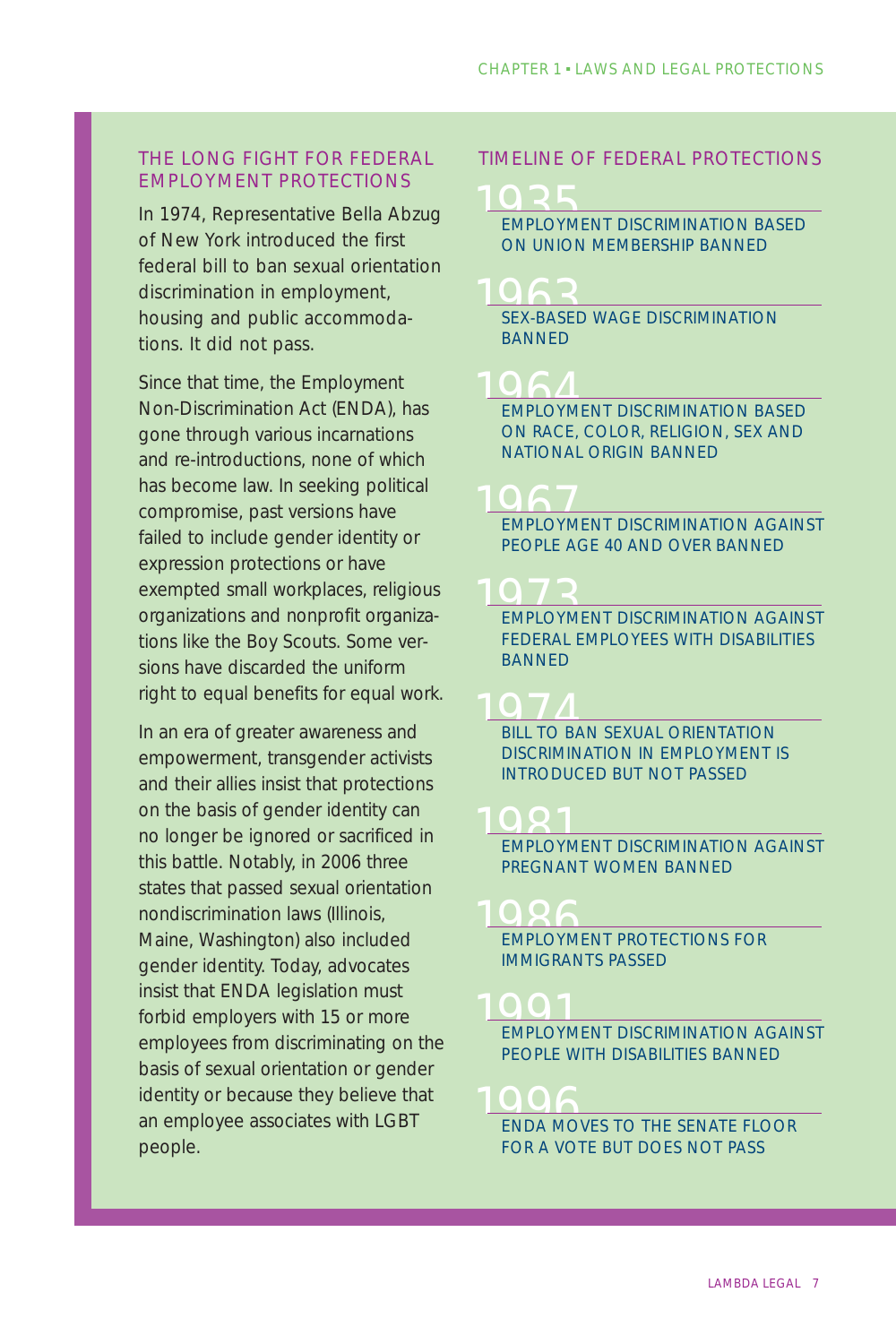## THE LONG FIGHT FOR FEDERAL EMPLOYMENT PROTECTIONS

In 1974, Representative Bella Abzug of New York introduced the first federal bill to ban sexual orientation discrimination in employment, housing and public accommodations. It did not pass.

Since that time, the Employment Non-Discrimination Act (ENDA), has gone through various incarnations and re-introductions, none of which has become law. In seeking political compromise, past versions have failed to include gender identity or expression protections or have exempted small workplaces, religious organizations and nonprofit organizations like the Boy Scouts. Some versions have discarded the uniform right to equal benefits for equal work.

In an era of greater awareness and empowerment, transgender activists and their allies insist that protections on the basis of gender identity can no longer be ignored or sacrificed in this battle. Notably, in 2006 three states that passed sexual orientation nondiscrimination laws (Illinois, Maine, Washington) also included gender identity. Today, advocates insist that ENDA legislation must forbid employers with 15 or more employees from discriminating on the basis of sexual orientation or gender identity or because they believe that an employee associates with LGBT people.

## TIMELINE OF FEDERAL PROTECTIONS

**1935**
EMPLOYMENT DISCRIMINATION BASED ON UNION MEMBERSHIP BANNED

**1963**
SEX-BASED WAGE DISCRIMINATION BANNED

**1964**
EMPLOYMENT DISCRIMINATION BASED ON RACE, COLOR, RELIGION, SEX AND NATIONAL ORIGIN BANNED

**1967**
EMPLOYMENT DISCRIMINATION AGAINST PEOPLE AGE 40 AND OVER BANNED

**1973**
EMPLOYMENT DISCRIMINATION AGAINST FEDERAL EMPLOYEES WITH DISABILITIES BANNED

**1974**
BILL TO BAN SEXUAL ORIENTATION DISCRIMINATION IN EMPLOYMENT IS INTRODUCED BUT NOT PASSED

**1981**
EMPLOYMENT DISCRIMINATION AGAINST PREGNANT WOMEN BANNED

**1986**
EMPLOYMENT PROTECTIONS FOR IMMIGRANTS PASSED

**1991**
EMPLOYMENT DISCRIMINATION AGAINST PEOPLE WITH DISABILITIES BANNED

**1996**
ENDA MOVES TO THE SENATE FLOOR FOR A VOTE BUT DOES NOT PASS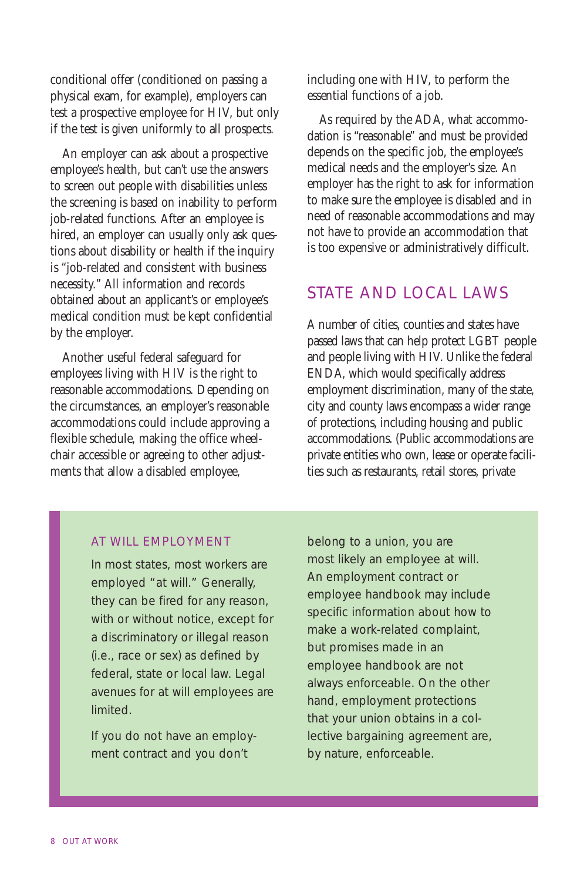conditional offer (conditioned on passing a physical exam, for example), employers can test a prospective employee for HIV, but only if the test is given uniformly to all prospects.

An employer can ask about a prospective employee's health, but can't use the answers to screen out people with disabilities unless the screening is based on inability to perform job-related functions. After an employee is hired, an employer can usually only ask questions about disability or health if the inquiry is "job-related and consistent with business necessity." All information and records obtained about an applicant's or employee's medical condition must be kept confidential by the employer.

Another useful federal safeguard for employees living with HIV is the right to reasonable accommodations. Depending on the circumstances, an employer's reasonable accommodations could include approving a flexible schedule, making the office wheelchair accessible or agreeing to other adjustments that allow a disabled employee, including one with HIV, to perform the essential functions of a job.

As required by the ADA, what accommodation is "reasonable" and must be provided depends on the specific job, the employee's medical needs and the employer's size. An employer has the right to ask for information to make sure the employee is disabled and in need of reasonable accommodations and may not have to provide an accommodation that is too expensive or administratively difficult.

## STATE AND LOCAL LAWS

A number of cities, counties and states have passed laws that can help protect LGBT people and people living with HIV. Unlike the federal ENDA, which would specifically address employment discrimination, many of the state, city and county laws encompass a wider range of protections, including housing and public accommodations. (Public accommodations are private entities who own, lease or operate facilities such as restaurants, retail stores, private

### AT WILL EMPLOYMENT

In most states, most workers are employed "at will." Generally, they can be fired for any reason, with or without notice, except for a discriminatory or illegal reason (i.e., race or sex) as defined by federal, state or local law. Legal avenues for at will employees are limited.

If you do not have an employment contract and you don't belong to a union, you are most likely an employee at will. An employment contract or employee handbook may include specific information about how to make a work-related complaint, but promises made in an employee handbook are not always enforceable. On the other hand, employment protections that your union obtains in a collective bargaining agreement are, by nature, enforceable.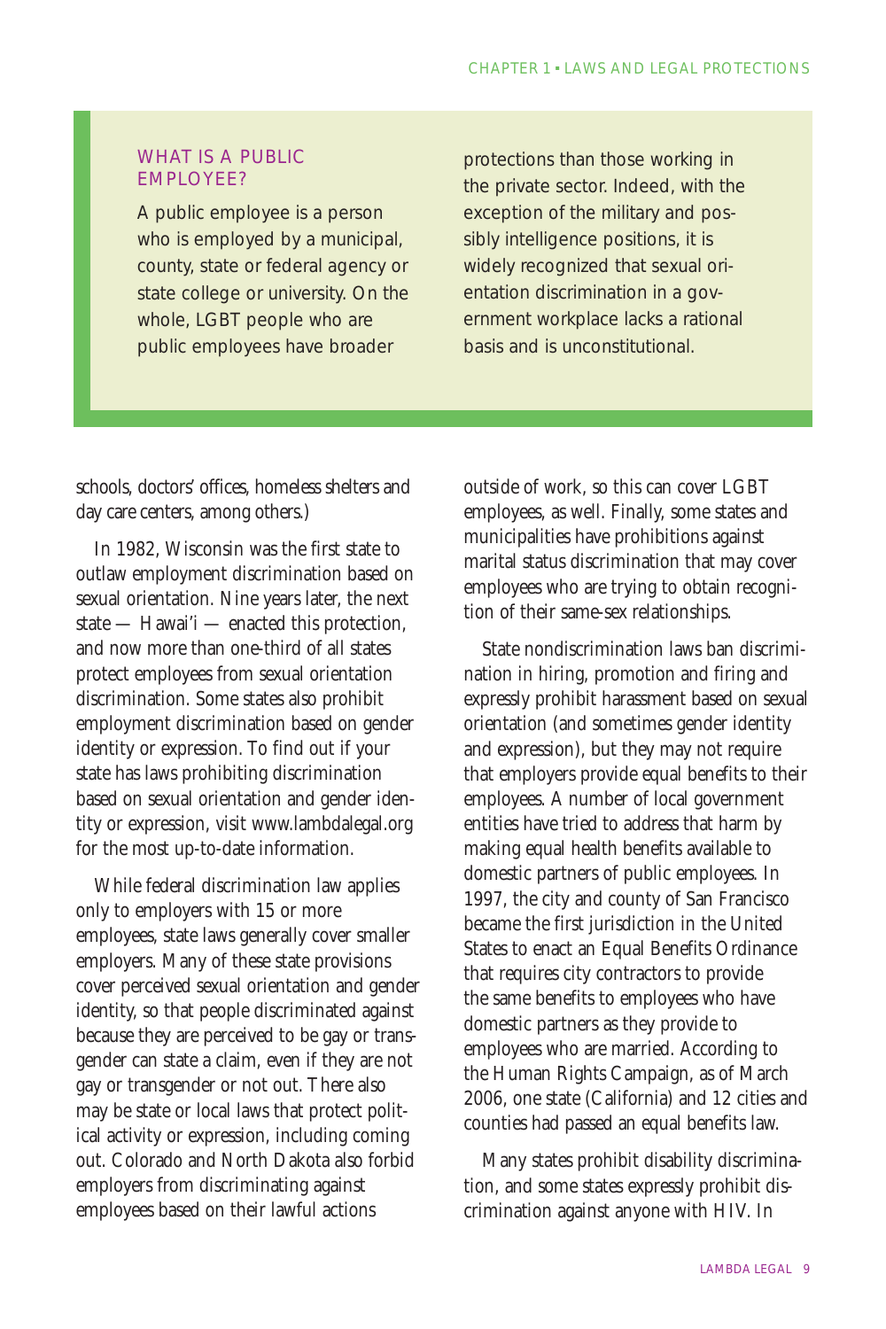### WHAT IS A PUBLIC EMPLOYEE?

A public employee is a person who is employed by a municipal, county, state or federal agency or state college or university. On the whole, LGBT people who are public employees have broader protections than those working in the private sector. Indeed, with the exception of the military and possibly intelligence positions, it is widely recognized that sexual orientation discrimination in a government workplace lacks a rational basis and is unconstitutional.

schools, doctors' offices, homeless shelters and day care centers, among others.)

In 1982, Wisconsin was the first state to outlaw employment discrimination based on sexual orientation. Nine years later, the next state — Hawai'i — enacted this protection, and now more than one-third of all states protect employees from sexual orientation discrimination. Some states also prohibit employment discrimination based on gender identity or expression. To find out if your state has laws prohibiting discrimination based on sexual orientation and gender identity or expression, visit www.lambdalegal.org for the most up-to-date information.

While federal discrimination law applies only to employers with 15 or more employees, state laws generally cover smaller employers. Many of these state provisions cover perceived sexual orientation and gender identity, so that people discriminated against because they are perceived to be gay or transgender can state a claim, even if they are not gay or transgender or not out. There also may be state or local laws that protect political activity or expression, including coming out. Colorado and North Dakota also forbid employers from discriminating against employees based on their lawful actions outside of work, so this can cover LGBT employees, as well. Finally, some states and municipalities have prohibitions against marital status discrimination that may cover employees who are trying to obtain recognition of their same-sex relationships.

State nondiscrimination laws ban discrimination in hiring, promotion and firing and expressly prohibit harassment based on sexual orientation (and sometimes gender identity and expression), but they may not require that employers provide equal benefits to their employees. A number of local government entities have tried to address that harm by making equal health benefits available to domestic partners of public employees. In 1997, the city and county of San Francisco became the first jurisdiction in the United States to enact an Equal Benefits Ordinance that requires city contractors to provide the same benefits to employees who have domestic partners as they provide to employees who are married. According to the Human Rights Campaign, as of March 2006, one state (California) and 12 cities and counties had passed an equal benefits law.

Many states prohibit disability discrimination, and some states expressly prohibit discrimination against anyone with HIV. In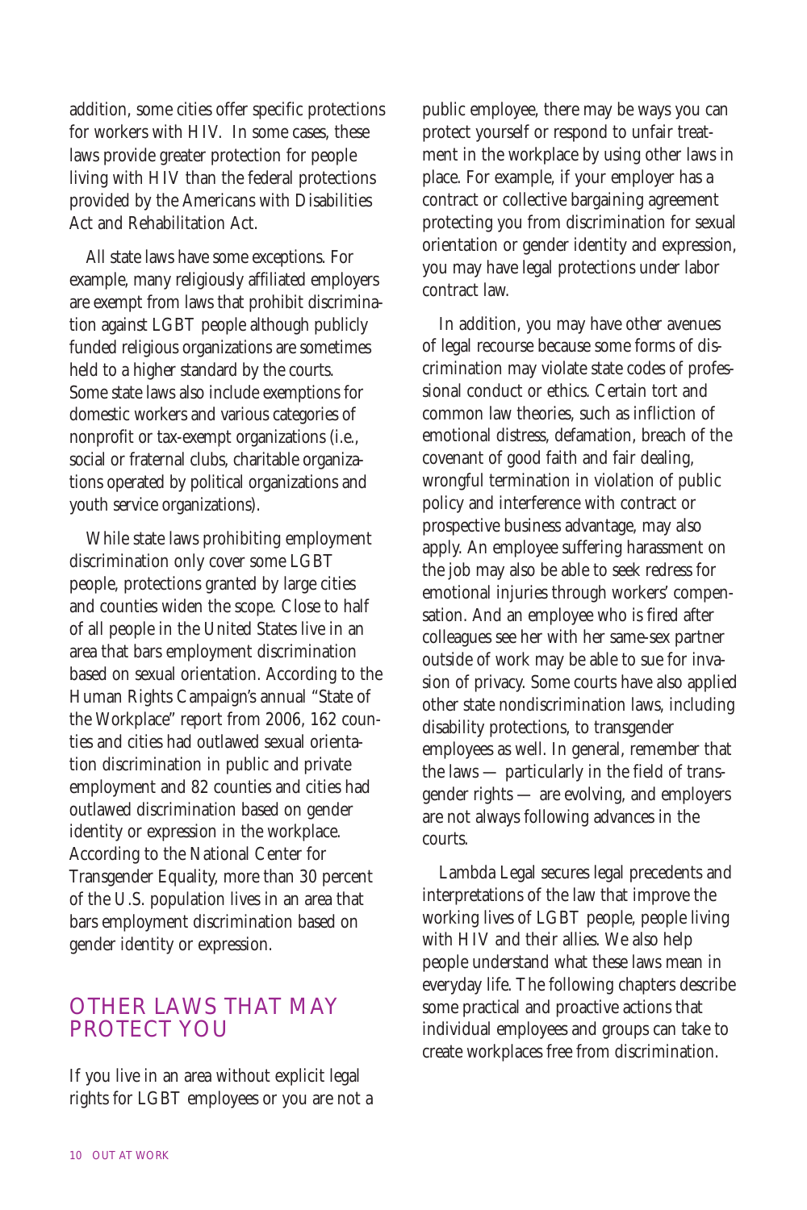addition, some cities offer specific protections for workers with HIV. In some cases, these laws provide greater protection for people living with HIV than the federal protections provided by the Americans with Disabilities Act and Rehabilitation Act.

All state laws have some exceptions. For example, many religiously affiliated employers are exempt from laws that prohibit discrimination against LGBT people although publicly funded religious organizations are sometimes held to a higher standard by the courts. Some state laws also include exemptions for domestic workers and various categories of nonprofit or tax-exempt organizations (i.e., social or fraternal clubs, charitable organizations operated by political organizations and youth service organizations).

While state laws prohibiting employment discrimination only cover some LGBT people, protections granted by large cities and counties widen the scope. Close to half of all people in the United States live in an area that bars employment discrimination based on sexual orientation. According to the Human Rights Campaign's annual "State of the Workplace" report from 2006, 162 counties and cities had outlawed sexual orientation discrimination in public and private employment and 82 counties and cities had outlawed discrimination based on gender identity or expression in the workplace. According to the National Center for Transgender Equality, more than 30 percent of the U.S. population lives in an area that bars employment discrimination based on gender identity or expression.

## OTHER LAWS THAT MAY PROTECT YOU

If you live in an area without explicit legal rights for LGBT employees or you are not a public employee, there may be ways you can protect yourself or respond to unfair treatment in the workplace by using other laws in place. For example, if your employer has a contract or collective bargaining agreement protecting you from discrimination for sexual orientation or gender identity and expression, you may have legal protections under labor contract law.

In addition, you may have other avenues of legal recourse because some forms of discrimination may violate state codes of professional conduct or ethics. Certain tort and common law theories, such as infliction of emotional distress, defamation, breach of the covenant of good faith and fair dealing, wrongful termination in violation of public policy and interference with contract or prospective business advantage, may also apply. An employee suffering harassment on the job may also be able to seek redress for emotional injuries through workers' compensation. And an employee who is fired after colleagues see her with her same-sex partner outside of work may be able to sue for invasion of privacy. Some courts have also applied other state nondiscrimination laws, including disability protections, to transgender employees as well. In general, remember that the laws — particularly in the field of transgender rights — are evolving, and employers are not always following advances in the courts.

Lambda Legal secures legal precedents and interpretations of the law that improve the working lives of LGBT people, people living with HIV and their allies. We also help people understand what these laws mean in everyday life. The following chapters describe some practical and proactive actions that individual employees and groups can take to create workplaces free from discrimination.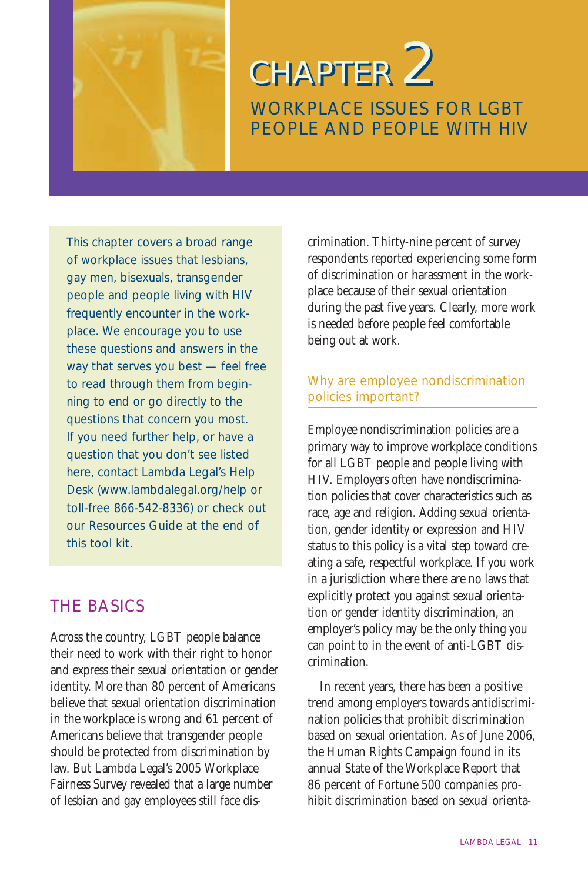# CHAPTER 2

## WORKPLACE ISSUES FOR LGBT PEOPLE AND PEOPLE WITH HIV

This chapter covers a broad range of workplace issues that lesbians, gay men, bisexuals, transgender people and people living with HIV frequently encounter in the workplace. We encourage you to use these questions and answers in the way that serves you best — feel free to read through them from beginning to end or go directly to the questions that concern you most. If you need further help, or have a question that you don't see listed here, contact Lambda Legal's Help Desk (www.lambdalegal.org/help or toll-free 866-542-8336) or check out our Resources Guide at the end of this tool kit.

## THE BASICS

Across the country, LGBT people balance their need to work with their right to honor and express their sexual orientation or gender identity. More than 80 percent of Americans believe that sexual orientation discrimination in the workplace is wrong and 61 percent of Americans believe that transgender people should be protected from discrimination by law. But Lambda Legal's 2005 Workplace Fairness Survey revealed that a large number of lesbian and gay employees still face discrimination. Thirty-nine percent of survey respondents reported experiencing some form of discrimination or harassment in the workplace because of their sexual orientation during the past five years. Clearly, more work is needed before people feel comfortable being out at work.

### Why are employee nondiscrimination policies important?

Employee nondiscrimination policies are a primary way to improve workplace conditions for all LGBT people and people living with HIV. Employers often have nondiscrimination policies that cover characteristics such as race, age and religion. Adding sexual orientation, gender identity or expression and HIV status to this policy is a vital step toward creating a safe, respectful workplace. If you work in a jurisdiction where there are no laws that explicitly protect you against sexual orientation or gender identity discrimination, an employer's policy may be the only thing you can point to in the event of anti-LGBT discrimination.

In recent years, there has been a positive trend among employers towards antidiscrimination policies that prohibit discrimination based on sexual orientation. As of June 2006, the Human Rights Campaign found in its annual State of the Workplace Report that 86 percent of Fortune 500 companies prohibit discrimination based on sexual orienta-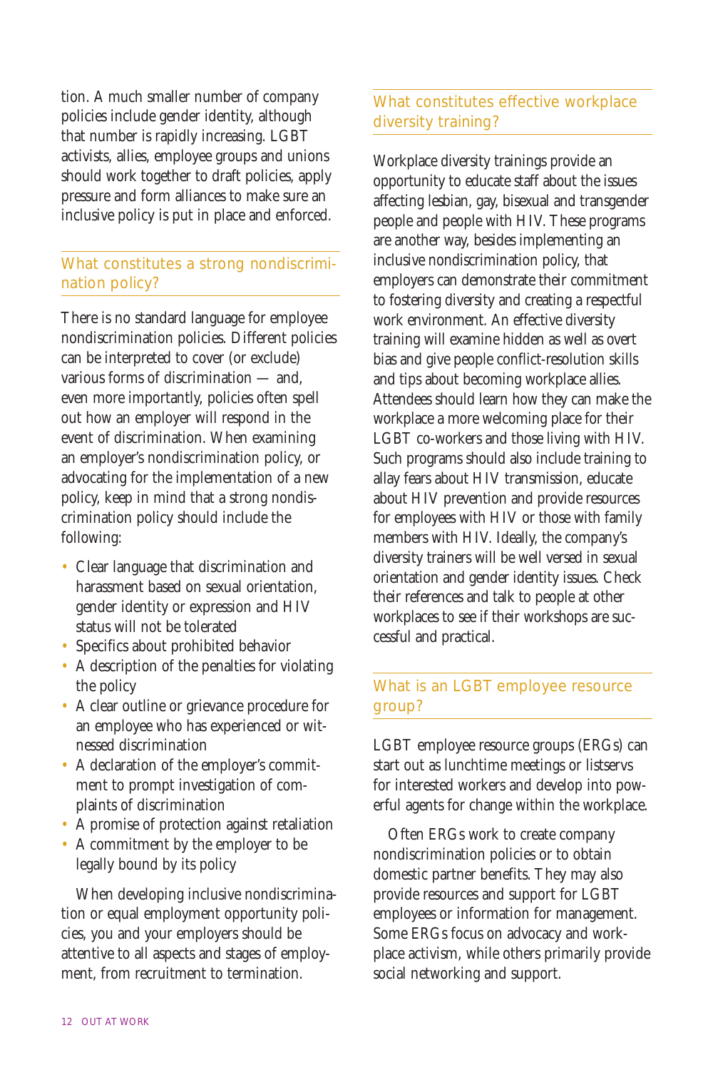tion. A much smaller number of company policies include gender identity, although that number is rapidly increasing. LGBT activists, allies, employee groups and unions should work together to draft policies, apply pressure and form alliances to make sure an inclusive policy is put in place and enforced.

## What constitutes a strong nondiscrimination policy?

There is no standard language for employee nondiscrimination policies. Different policies can be interpreted to cover (or exclude) various forms of discrimination — and, even more importantly, policies often spell out how an employer will respond in the event of discrimination. When examining an employer's nondiscrimination policy, or advocating for the implementation of a new policy, keep in mind that a strong nondiscrimination policy should include the following:

- Clear language that discrimination and harassment based on sexual orientation, gender identity or expression and HIV status will not be tolerated
- Specifics about prohibited behavior
- A description of the penalties for violating the policy
- A clear outline or grievance procedure for an employee who has experienced or witnessed discrimination
- A declaration of the employer's commitment to prompt investigation of complaints of discrimination
- A promise of protection against retaliation
- A commitment by the employer to be legally bound by its policy

When developing inclusive nondiscrimination or equal employment opportunity policies, you and your employers should be attentive to all aspects and stages of employment, from recruitment to termination.

## What constitutes effective workplace diversity training?

Workplace diversity trainings provide an opportunity to educate staff about the issues affecting lesbian, gay, bisexual and transgender people and people with HIV. These programs are another way, besides implementing an inclusive nondiscrimination policy, that employers can demonstrate their commitment to fostering diversity and creating a respectful work environment. An effective diversity training will examine hidden as well as overt bias and give people conflict-resolution skills and tips about becoming workplace allies. Attendees should learn how they can make the workplace a more welcoming place for their LGBT co-workers and those living with HIV. Such programs should also include training to allay fears about HIV transmission, educate about HIV prevention and provide resources for employees with HIV or those with family members with HIV. Ideally, the company's diversity trainers will be well versed in sexual orientation and gender identity issues. Check their references and talk to people at other workplaces to see if their workshops are successful and practical.

## What is an LGBT employee resource group?

LGBT employee resource groups (ERGs) can start out as lunchtime meetings or listservs for interested workers and develop into powerful agents for change within the workplace.

Often ERGs work to create company nondiscrimination policies or to obtain domestic partner benefits. They may also provide resources and support for LGBT employees or information for management. Some ERGs focus on advocacy and workplace activism, while others primarily provide social networking and support.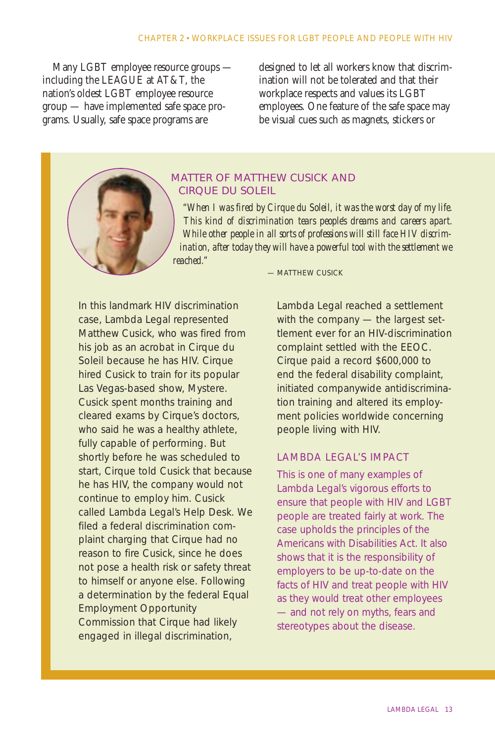Many LGBT employee resource groups — including the LEAGUE at AT&T, the nation's oldest LGBT employee resource group — have implemented safe space programs. Usually, safe space programs are designed to let all workers know that discrimination will not be tolerated and that their workplace respects and values its LGBT employees. One feature of the safe space may be visual cues such as magnets, stickers or

## MATTER OF MATTHEW CUSICK AND CIRQUE DU SOLEIL

*"When I was fired by Cirque du Soleil, it was the worst day of my life. This kind of discrimination tears people's dreams and careers apart. While other people in all sorts of professions will still face HIV discrimination, after today they will have a powerful tool with the settlement we reached."*

— MATTHEW CUSICK

In this landmark HIV discrimination case, Lambda Legal represented Matthew Cusick, who was fired from his job as an acrobat in Cirque du Soleil because he has HIV. Cirque hired Cusick to train for its popular Las Vegas-based show, Mystere. Cusick spent months training and cleared exams by Cirque's doctors, who said he was a healthy athlete, fully capable of performing. But shortly before he was scheduled to start, Cirque told Cusick that because he has HIV, the company would not continue to employ him. Cusick called Lambda Legal's Help Desk. We filed a federal discrimination complaint charging that Cirque had no reason to fire Cusick, since he does not pose a health risk or safety threat to himself or anyone else. Following a determination by the federal Equal Employment Opportunity Commission that Cirque had likely engaged in illegal discrimination, Lambda Legal reached a settlement with the company — the largest settlement ever for an HIV-discrimination complaint settled with the EEOC. Cirque paid a record $600,000 to end the federal disability complaint, initiated companywide antidiscrimination training and altered its employment policies worldwide concerning people living with HIV.

### LAMBDA LEGAL'S IMPACT

This is one of many examples of Lambda Legal's vigorous efforts to ensure that people with HIV and LGBT people are treated fairly at work. The case upholds the principles of the Americans with Disabilities Act. It also shows that it is the responsibility of employers to be up-to-date on the facts of HIV and treat people with HIV as they would treat other employees — and not rely on myths, fears and stereotypes about the disease.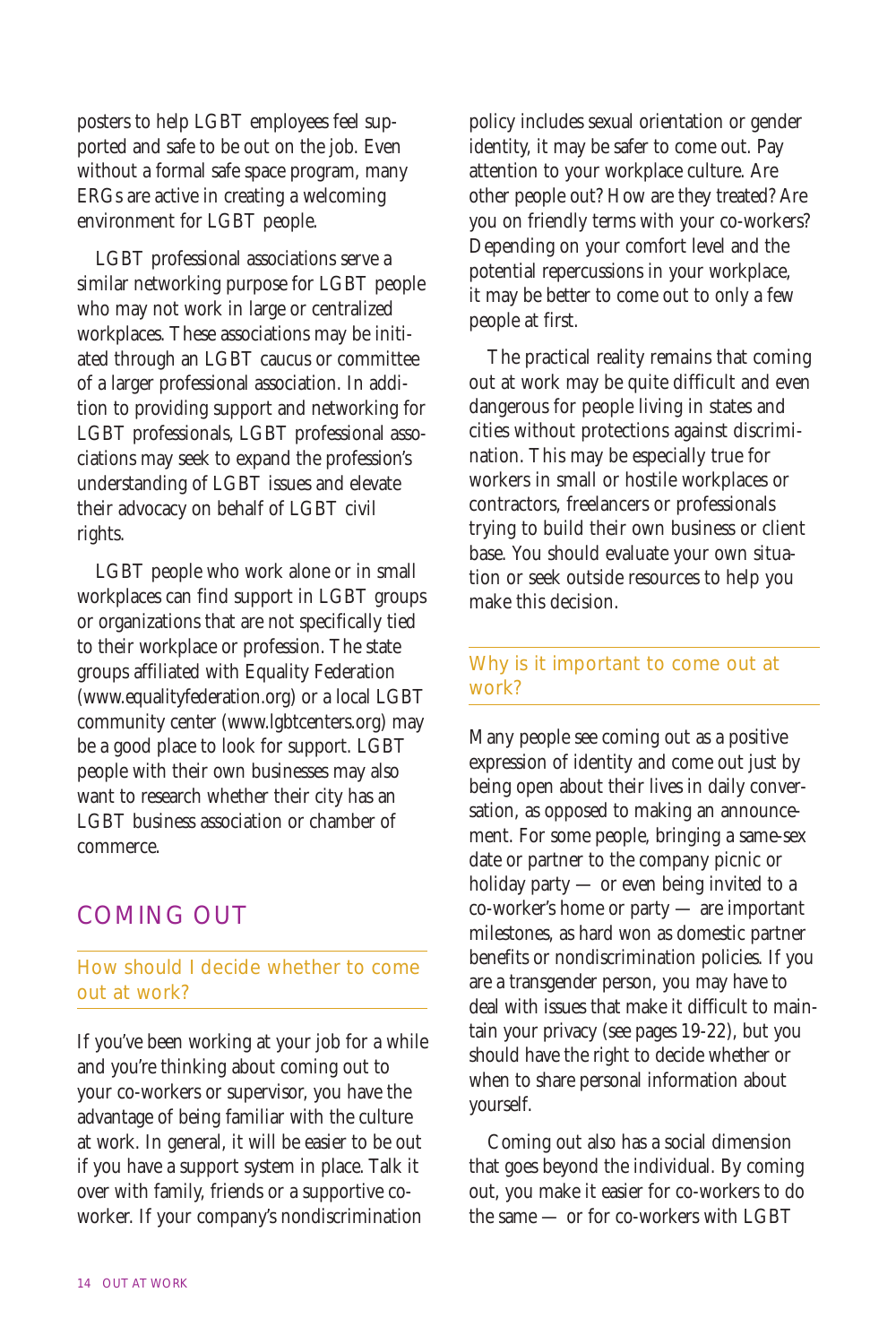posters to help LGBT employees feel supported and safe to be out on the job. Even without a formal safe space program, many ERGs are active in creating a welcoming environment for LGBT people.

LGBT professional associations serve a similar networking purpose for LGBT people who may not work in large or centralized workplaces. These associations may be initiated through an LGBT caucus or committee of a larger professional association. In addition to providing support and networking for LGBT professionals, LGBT professional associations may seek to expand the profession's understanding of LGBT issues and elevate their advocacy on behalf of LGBT civil rights.

LGBT people who work alone or in small workplaces can find support in LGBT groups or organizations that are not specifically tied to their workplace or profession. The state groups affiliated with Equality Federation (www.equalityfederation.org) or a local LGBT community center (www.lgbtcenters.org) may be a good place to look for support. LGBT people with their own businesses may also want to research whether their city has an LGBT business association or chamber of commerce.

## COMING OUT

### How should I decide whether to come out at work?

If you've been working at your job for a while and you're thinking about coming out to your co-workers or supervisor, you have the advantage of being familiar with the culture at work. In general, it will be easier to be out if you have a support system in place. Talk it over with family, friends or a supportive co-worker. If your company's nondiscrimination policy includes sexual orientation or gender identity, it may be safer to come out. Pay attention to your workplace culture. Are other people out? How are they treated? Are you on friendly terms with your co-workers? Depending on your comfort level and the potential repercussions in your workplace, it may be better to come out to only a few people at first.

The practical reality remains that coming out at work may be quite difficult and even dangerous for people living in states and cities without protections against discrimination. This may be especially true for workers in small or hostile workplaces or contractors, freelancers or professionals trying to build their own business or client base. You should evaluate your own situation or seek outside resources to help you make this decision.

### Why is it important to come out at work?

Many people see coming out as a positive expression of identity and come out just by being open about their lives in daily conversation, as opposed to making an announcement. For some people, bringing a same-sex date or partner to the company picnic or holiday party — or even being invited to a co-worker's home or party — are important milestones, as hard won as domestic partner benefits or nondiscrimination policies. If you are a transgender person, you may have to deal with issues that make it difficult to maintain your privacy (see pages 19-22), but you should have the right to decide whether or when to share personal information about yourself.

Coming out also has a social dimension that goes beyond the individual. By coming out, you make it easier for co-workers to do the same — or for co-workers with LGBT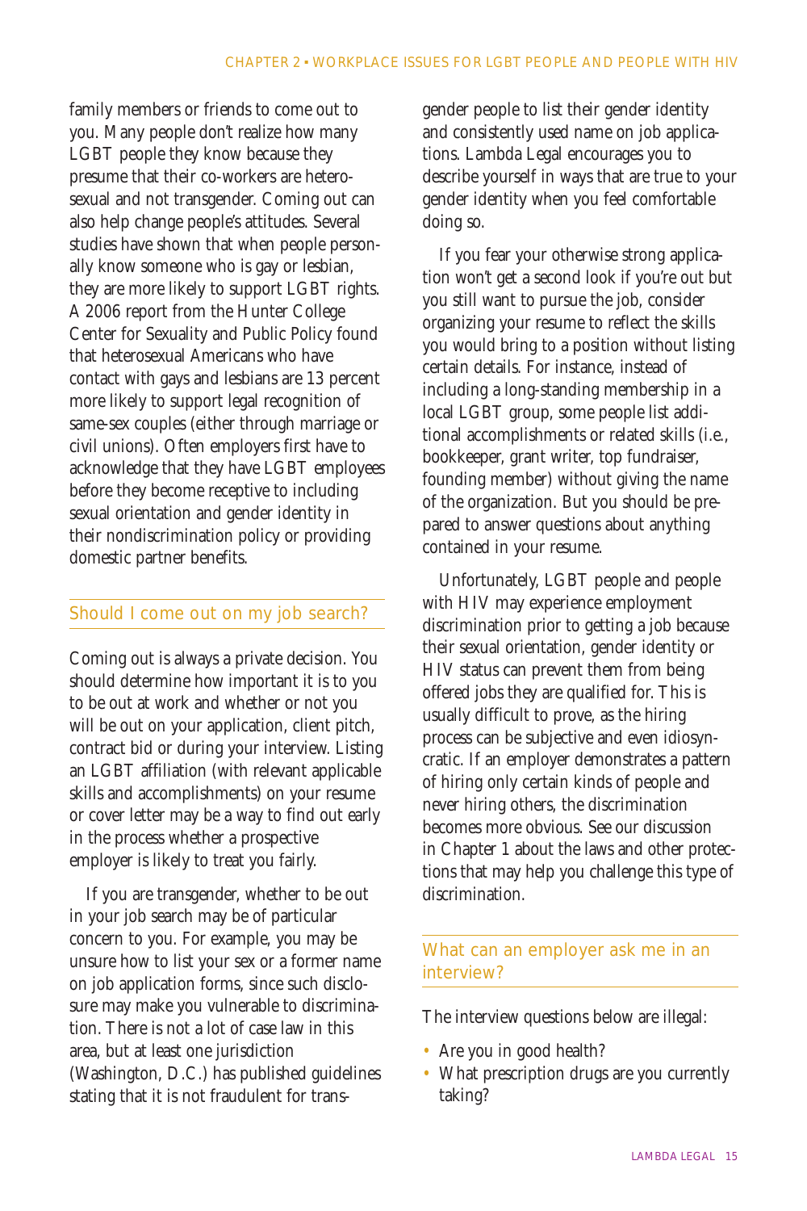family members or friends to come out to you. Many people don't realize how many LGBT people they know because they presume that their co-workers are heterosexual and not transgender. Coming out can also help change people's attitudes. Several studies have shown that when people personally know someone who is gay or lesbian, they are more likely to support LGBT rights. A 2006 report from the Hunter College Center for Sexuality and Public Policy found that heterosexual Americans who have contact with gays and lesbians are 13 percent more likely to support legal recognition of same-sex couples (either through marriage or civil unions). Often employers first have to acknowledge that they have LGBT employees before they become receptive to including sexual orientation and gender identity in their nondiscrimination policy or providing domestic partner benefits.

## Should I come out on my job search?

Coming out is always a private decision. You should determine how important it is to you to be out at work and whether or not you will be out on your application, client pitch, contract bid or during your interview. Listing an LGBT affiliation (with relevant applicable skills and accomplishments) on your resume or cover letter may be a way to find out early in the process whether a prospective employer is likely to treat you fairly.

If you are transgender, whether to be out in your job search may be of particular concern to you. For example, you may be unsure how to list your sex or a former name on job application forms, since such disclosure may make you vulnerable to discrimination. There is not a lot of case law in this area, but at least one jurisdiction (Washington, D.C.) has published guidelines stating that it is not fraudulent for transgender people to list their gender identity and consistently used name on job applications. Lambda Legal encourages you to describe yourself in ways that are true to your gender identity when you feel comfortable doing so.

If you fear your otherwise strong application won't get a second look if you're out but you still want to pursue the job, consider organizing your resume to reflect the skills you would bring to a position without listing certain details. For instance, instead of including a long-standing membership in a local LGBT group, some people list additional accomplishments or related skills (i.e., bookkeeper, grant writer, top fundraiser, founding member) without giving the name of the organization. But you should be prepared to answer questions about anything contained in your resume.

Unfortunately, LGBT people and people with HIV may experience employment discrimination prior to getting a job because their sexual orientation, gender identity or HIV status can prevent them from being offered jobs they are qualified for. This is usually difficult to prove, as the hiring process can be subjective and even idiosyncratic. If an employer demonstrates a pattern of hiring only certain kinds of people and never hiring others, the discrimination becomes more obvious. See our discussion in Chapter 1 about the laws and other protections that may help you challenge this type of discrimination.

## What can an employer ask me in an interview?

The interview questions below are illegal:

- Are you in good health?
- What prescription drugs are you currently taking?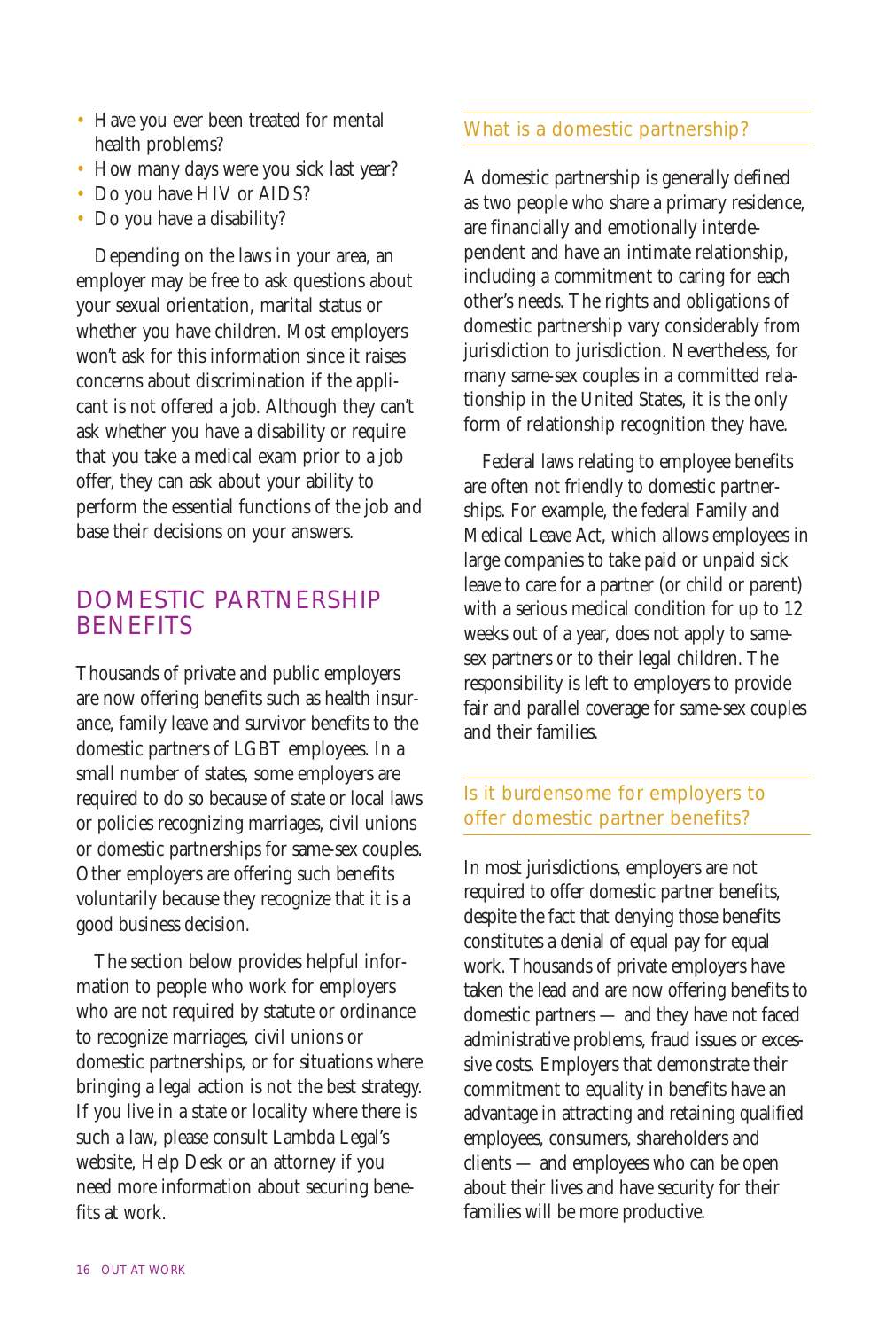- Have you ever been treated for mental health problems?
- How many days were you sick last year?
- Do you have HIV or AIDS?
- Do you have a disability?

Depending on the laws in your area, an employer may be free to ask questions about your sexual orientation, marital status or whether you have children. Most employers won't ask for this information since it raises concerns about discrimination if the applicant is not offered a job. Although they can't ask whether you have a disability or require that you take a medical exam prior to a job offer, they can ask about your ability to perform the essential functions of the job and base their decisions on your answers.

## DOMESTIC PARTNERSHIP BENEFITS

Thousands of private and public employers are now offering benefits such as health insurance, family leave and survivor benefits to the domestic partners of LGBT employees. In a small number of states, some employers are required to do so because of state or local laws or policies recognizing marriages, civil unions or domestic partnerships for same-sex couples. Other employers are offering such benefits voluntarily because they recognize that it is a good business decision.

The section below provides helpful information to people who work for employers who are not required by statute or ordinance to recognize marriages, civil unions or domestic partnerships, or for situations where bringing a legal action is not the best strategy. If you live in a state or locality where there is such a law, please consult Lambda Legal's website, Help Desk or an attorney if you need more information about securing benefits at work.

### What is a domestic partnership?

A domestic partnership is generally defined as two people who share a primary residence, are financially and emotionally interdependent and have an intimate relationship, including a commitment to caring for each other's needs. The rights and obligations of domestic partnership vary considerably from jurisdiction to jurisdiction. Nevertheless, for many same-sex couples in a committed relationship in the United States, it is the only form of relationship recognition they have.

Federal laws relating to employee benefits are often not friendly to domestic partnerships. For example, the federal Family and Medical Leave Act, which allows employees in large companies to take paid or unpaid sick leave to care for a partner (or child or parent) with a serious medical condition for up to 12 weeks out of a year, does not apply to same-sex partners or to their legal children. The responsibility is left to employers to provide fair and parallel coverage for same-sex couples and their families.

### Is it burdensome for employers to offer domestic partner benefits?

In most jurisdictions, employers are not required to offer domestic partner benefits, despite the fact that denying those benefits constitutes a denial of equal pay for equal work. Thousands of private employers have taken the lead and are now offering benefits to domestic partners — and they have not faced administrative problems, fraud issues or excessive costs. Employers that demonstrate their commitment to equality in benefits have an advantage in attracting and retaining qualified employees, consumers, shareholders and clients — and employees who can be open about their lives and have security for their families will be more productive.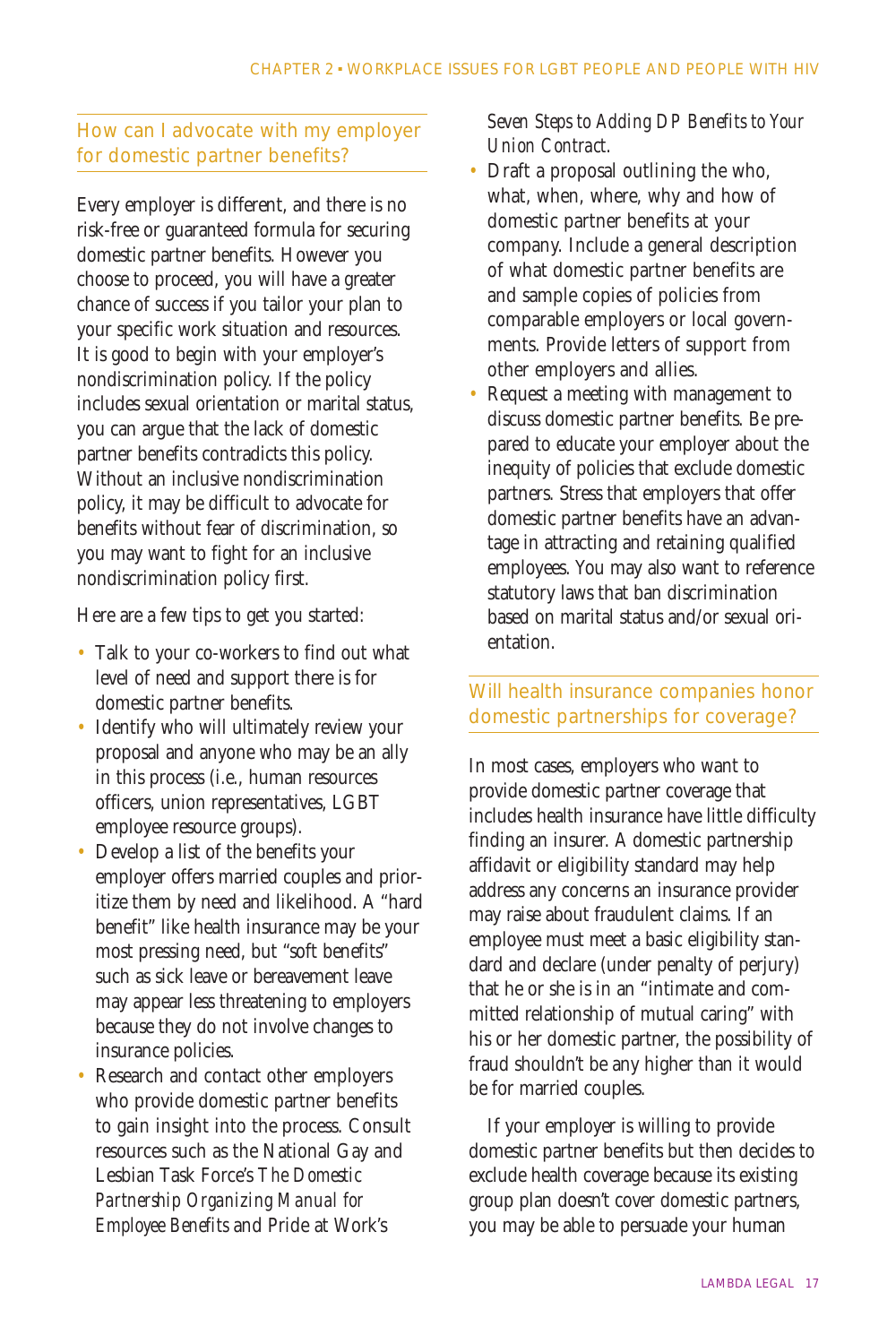## How can I advocate with my employer for domestic partner benefits?

Every employer is different, and there is no risk-free or guaranteed formula for securing domestic partner benefits. However you choose to proceed, you will have a greater chance of success if you tailor your plan to your specific work situation and resources. It is good to begin with your employer's nondiscrimination policy. If the policy includes sexual orientation or marital status, you can argue that the lack of domestic partner benefits contradicts this policy. Without an inclusive nondiscrimination policy, it may be difficult to advocate for benefits without fear of discrimination, so you may want to fight for an inclusive nondiscrimination policy first.

Here are a few tips to get you started:

- Talk to your co-workers to find out what level of need and support there is for domestic partner benefits.
- Identify who will ultimately review your proposal and anyone who may be an ally in this process (i.e., human resources officers, union representatives, LGBT employee resource groups).
- Develop a list of the benefits your employer offers married couples and prioritize them by need and likelihood. A "hard benefit" like health insurance may be your most pressing need, but "soft benefits" such as sick leave or bereavement leave may appear less threatening to employers because they do not involve changes to insurance policies.
- Research and contact other employers who provide domestic partner benefits to gain insight into the process. Consult resources such as the National Gay and Lesbian Task Force's *The Domestic Partnership Organizing Manual for Employee Benefits* and Pride at Work's *Seven Steps to Adding DP Benefits to Your Union Contract*.
- Draft a proposal outlining the who, what, when, where, why and how of domestic partner benefits at your company. Include a general description of what domestic partner benefits are and sample copies of policies from comparable employers or local governments. Provide letters of support from other employers and allies.
- Request a meeting with management to discuss domestic partner benefits. Be prepared to educate your employer about the inequity of policies that exclude domestic partners. Stress that employers that offer domestic partner benefits have an advantage in attracting and retaining qualified employees. You may also want to reference statutory laws that ban discrimination based on marital status and/or sexual orientation.

## Will health insurance companies honor domestic partnerships for coverage?

In most cases, employers who want to provide domestic partner coverage that includes health insurance have little difficulty finding an insurer. A domestic partnership affidavit or eligibility standard may help address any concerns an insurance provider may raise about fraudulent claims. If an employee must meet a basic eligibility standard and declare (under penalty of perjury) that he or she is in an "intimate and committed relationship of mutual caring" with his or her domestic partner, the possibility of fraud shouldn't be any higher than it would be for married couples.

If your employer is willing to provide domestic partner benefits but then decides to exclude health coverage because its existing group plan doesn't cover domestic partners, you may be able to persuade your human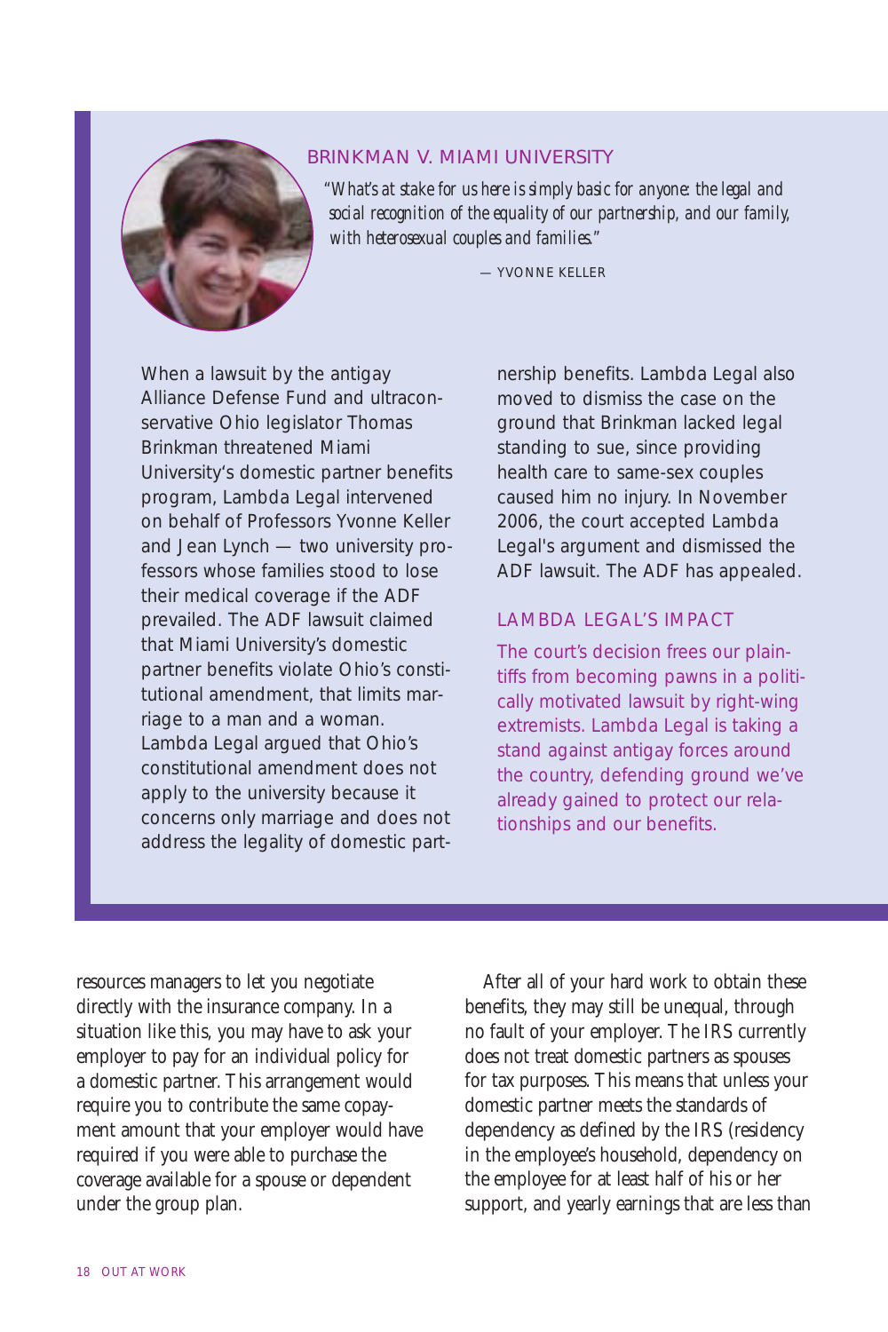## BRINKMAN V. MIAMI UNIVERSITY

*"What's at stake for us here is simply basic for anyone: the legal and social recognition of the equality of our partnership, and our family, with heterosexual couples and families."*

— YVONNE KELLER

When a lawsuit by the antigay Alliance Defense Fund and ultraconservative Ohio legislator Thomas Brinkman threatened Miami University's domestic partner benefits program, Lambda Legal intervened on behalf of Professors Yvonne Keller and Jean Lynch — two university professors whose families stood to lose their medical coverage if the ADF prevailed. The ADF lawsuit claimed that Miami University's domestic partner benefits violate Ohio's constitutional amendment, that limits marriage to a man and a woman. Lambda Legal argued that Ohio's constitutional amendment does not apply to the university because it concerns only marriage and does not address the legality of domestic partnership benefits. Lambda Legal also moved to dismiss the case on the ground that Brinkman lacked legal standing to sue, since providing health care to same-sex couples caused him no injury. In November 2006, the court accepted Lambda Legal's argument and dismissed the ADF lawsuit. The ADF has appealed.

### LAMBDA LEGAL'S IMPACT

The court's decision frees our plaintiffs from becoming pawns in a politically motivated lawsuit by right-wing extremists. Lambda Legal is taking a stand against antigay forces around the country, defending ground we've already gained to protect our relationships and our benefits.

resources managers to let you negotiate directly with the insurance company. In a situation like this, you may have to ask your employer to pay for an individual policy for a domestic partner. This arrangement would require you to contribute the same copayment amount that your employer would have required if you were able to purchase the coverage available for a spouse or dependent under the group plan.

After all of your hard work to obtain these benefits, they may still be unequal, through no fault of your employer. The IRS currently does not treat domestic partners as spouses for tax purposes. This means that unless your domestic partner meets the standards of dependency as defined by the IRS (residency in the employee's household, dependency on the employee for at least half of his or her support, and yearly earnings that are less than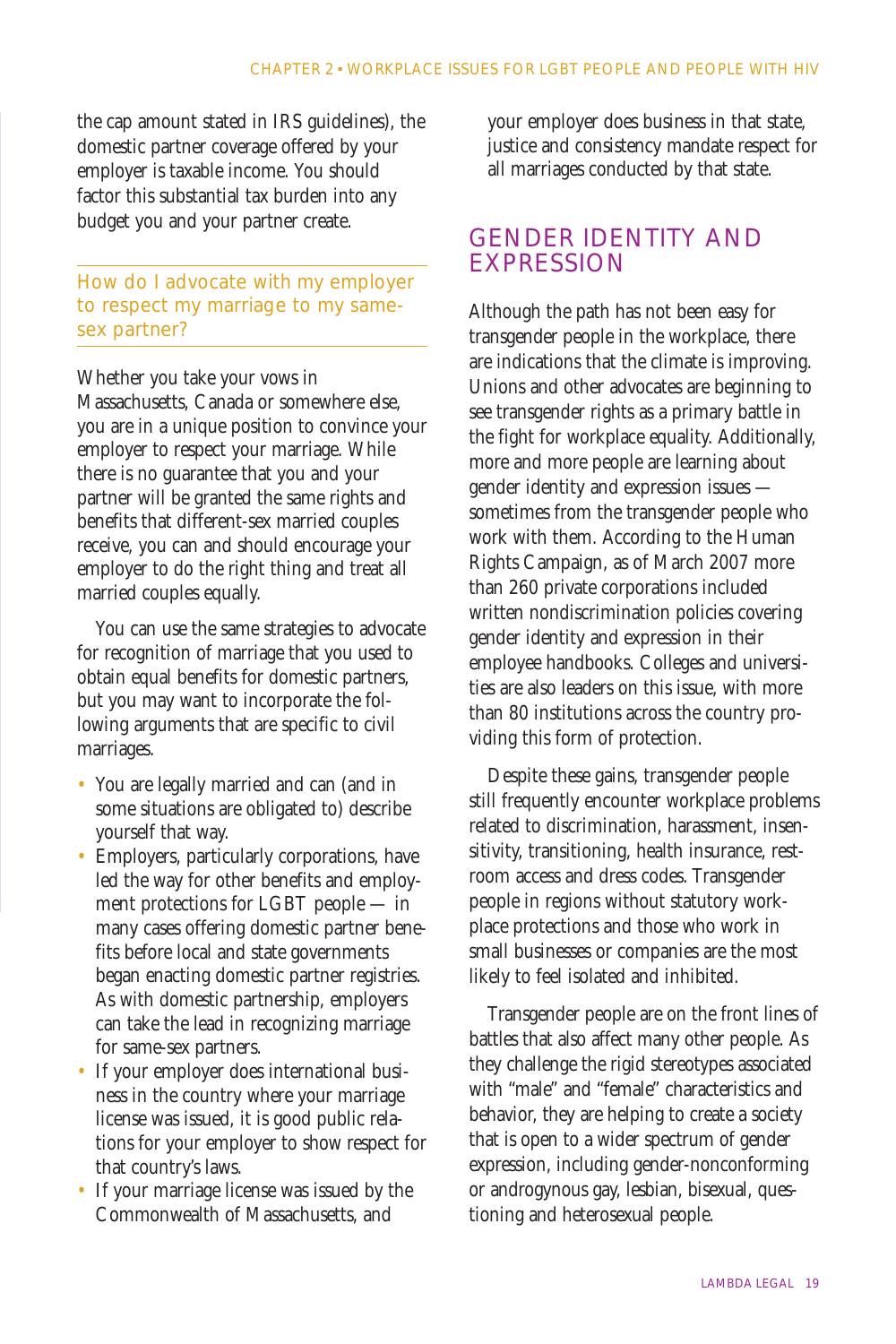the cap amount stated in IRS guidelines), the domestic partner coverage offered by your employer is taxable income. You should factor this substantial tax burden into any budget you and your partner create.

### How do I advocate with my employer to respect my marriage to my same-sex partner?

Whether you take your vows in Massachusetts, Canada or somewhere else, you are in a unique position to convince your employer to respect your marriage. While there is no guarantee that you and your partner will be granted the same rights and benefits that different-sex married couples receive, you can and should encourage your employer to do the right thing and treat all married couples equally.

You can use the same strategies to advocate for recognition of marriage that you used to obtain equal benefits for domestic partners, but you may want to incorporate the following arguments that are specific to civil marriages.

- You are legally married and can (and in some situations are obligated to) describe yourself that way.
- Employers, particularly corporations, have led the way for other benefits and employment protections for LGBT people — in many cases offering domestic partner benefits before local and state governments began enacting domestic partner registries. As with domestic partnership, employers can take the lead in recognizing marriage for same-sex partners.
- If your employer does international business in the country where your marriage license was issued, it is good public relations for your employer to show respect for that country's laws.
- If your marriage license was issued by the Commonwealth of Massachusetts, and your employer does business in that state, justice and consistency mandate respect for all marriages conducted by that state.

## GENDER IDENTITY AND EXPRESSION

Although the path has not been easy for transgender people in the workplace, there are indications that the climate is improving. Unions and other advocates are beginning to see transgender rights as a primary battle in the fight for workplace equality. Additionally, more and more people are learning about gender identity and expression issues — sometimes from the transgender people who work with them. According to the Human Rights Campaign, as of March 2007 more than 260 private corporations included written nondiscrimination policies covering gender identity and expression in their employee handbooks. Colleges and universities are also leaders on this issue, with more than 80 institutions across the country providing this form of protection.

Despite these gains, transgender people still frequently encounter workplace problems related to discrimination, harassment, insensitivity, transitioning, health insurance, restroom access and dress codes. Transgender people in regions without statutory workplace protections and those who work in small businesses or companies are the most likely to feel isolated and inhibited.

Transgender people are on the front lines of battles that also affect many other people. As they challenge the rigid stereotypes associated with "male" and "female" characteristics and behavior, they are helping to create a society that is open to a wider spectrum of gender expression, including gender-nonconforming or androgynous gay, lesbian, bisexual, questioning and heterosexual people.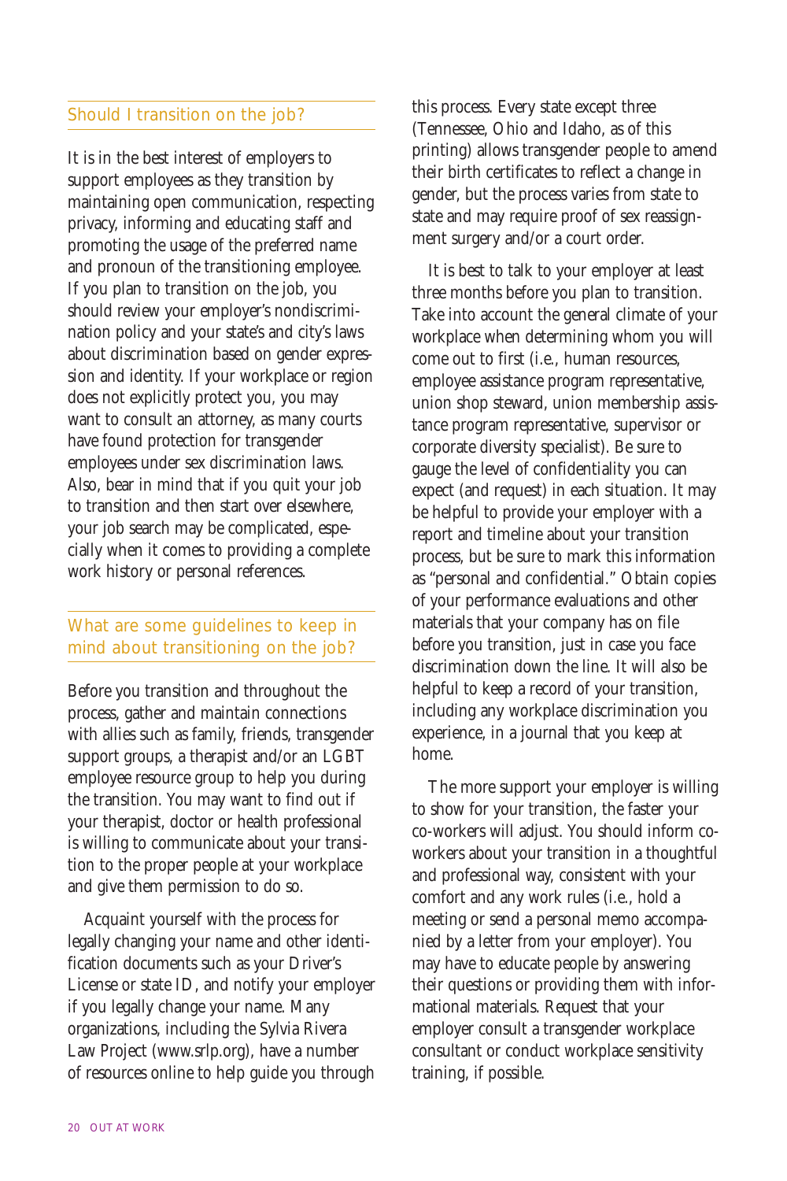## Should I transition on the job?

It is in the best interest of employers to support employees as they transition by maintaining open communication, respecting privacy, informing and educating staff and promoting the usage of the preferred name and pronoun of the transitioning employee. If you plan to transition on the job, you should review your employer's nondiscrimination policy and your state's and city's laws about discrimination based on gender expression and identity. If your workplace or region does not explicitly protect you, you may want to consult an attorney, as many courts have found protection for transgender employees under sex discrimination laws. Also, bear in mind that if you quit your job to transition and then start over elsewhere, your job search may be complicated, especially when it comes to providing a complete work history or personal references.

## What are some guidelines to keep in mind about transitioning on the job?

Before you transition and throughout the process, gather and maintain connections with allies such as family, friends, transgender support groups, a therapist and/or an LGBT employee resource group to help you during the transition. You may want to find out if your therapist, doctor or health professional is willing to communicate about your transition to the proper people at your workplace and give them permission to do so.

Acquaint yourself with the process for legally changing your name and other identification documents such as your Driver's License or state ID, and notify your employer if you legally change your name. Many organizations, including the Sylvia Rivera Law Project (www.srlp.org), have a number of resources online to help guide you through this process. Every state except three (Tennessee, Ohio and Idaho, as of this printing) allows transgender people to amend their birth certificates to reflect a change in gender, but the process varies from state to state and may require proof of sex reassignment surgery and/or a court order.

It is best to talk to your employer at least three months before you plan to transition. Take into account the general climate of your workplace when determining whom you will come out to first (i.e., human resources, employee assistance program representative, union shop steward, union membership assistance program representative, supervisor or corporate diversity specialist). Be sure to gauge the level of confidentiality you can expect (and request) in each situation. It may be helpful to provide your employer with a report and timeline about your transition process, but be sure to mark this information as "personal and confidential." Obtain copies of your performance evaluations and other materials that your company has on file before you transition, just in case you face discrimination down the line. It will also be helpful to keep a record of your transition, including any workplace discrimination you experience, in a journal that you keep at home.

The more support your employer is willing to show for your transition, the faster your co-workers will adjust. You should inform co-workers about your transition in a thoughtful and professional way, consistent with your comfort and any work rules (i.e., hold a meeting or send a personal memo accompanied by a letter from your employer). You may have to educate people by answering their questions or providing them with informational materials. Request that your employer consult a transgender workplace consultant or conduct workplace sensitivity training, if possible.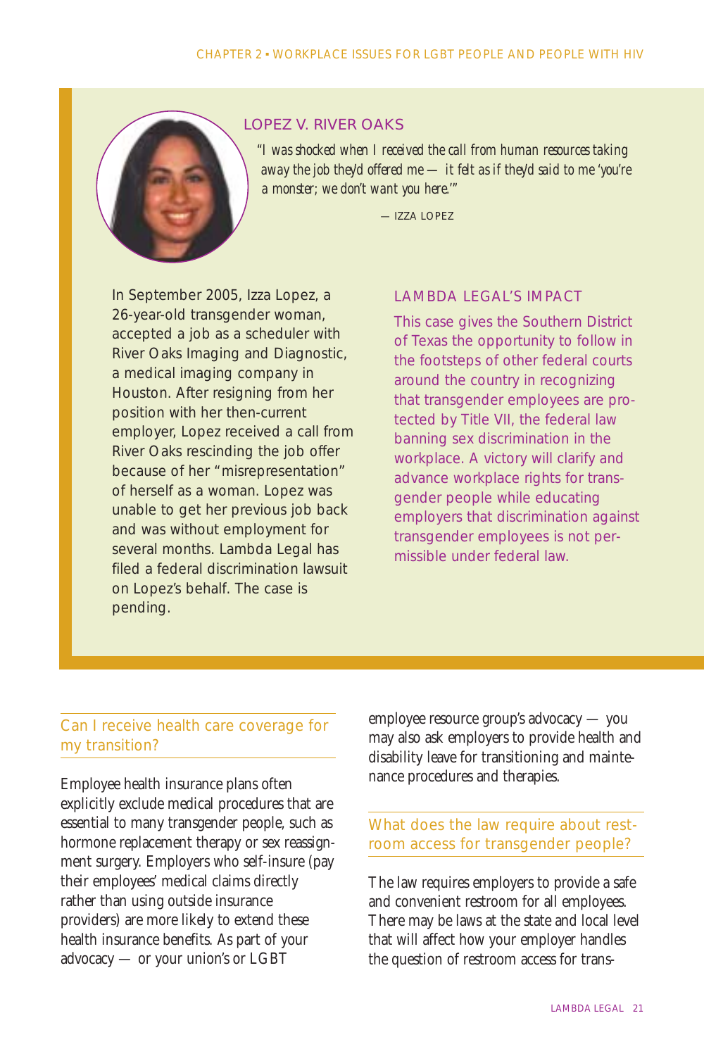## LOPEZ V. RIVER OAKS

*"I was shocked when I received the call from human resources taking away the job they'd offered me — it felt as if they'd said to me 'you're a monster; we don't want you here.'"*

— IZZA LOPEZ

In September 2005, Izza Lopez, a 26-year-old transgender woman, accepted a job as a scheduler with River Oaks Imaging and Diagnostic, a medical imaging company in Houston. After resigning from her position with her then-current employer, Lopez received a call from River Oaks rescinding the job offer because of her "misrepresentation" of herself as a woman. Lopez was unable to get her previous job back and was without employment for several months. Lambda Legal has filed a federal discrimination lawsuit on Lopez's behalf. The case is pending.

### LAMBDA LEGAL'S IMPACT

This case gives the Southern District of Texas the opportunity to follow in the footsteps of other federal courts around the country in recognizing that transgender employees are protected by Title VII, the federal law banning sex discrimination in the workplace. A victory will clarify and advance workplace rights for transgender people while educating employers that discrimination against transgender employees is not permissible under federal law.

## Can I receive health care coverage for my transition?

Employee health insurance plans often explicitly exclude medical procedures that are essential to many transgender people, such as hormone replacement therapy or sex reassignment surgery. Employers who self-insure (pay their employees' medical claims directly rather than using outside insurance providers) are more likely to extend these health insurance benefits. As part of your advocacy — or your union's or LGBT employee resource group's advocacy — you may also ask employers to provide health and disability leave for transitioning and maintenance procedures and therapies.

## What does the law require about restroom access for transgender people?

The law requires employers to provide a safe and convenient restroom for all employees. There may be laws at the state and local level that will affect how your employer handles the question of restroom access for trans-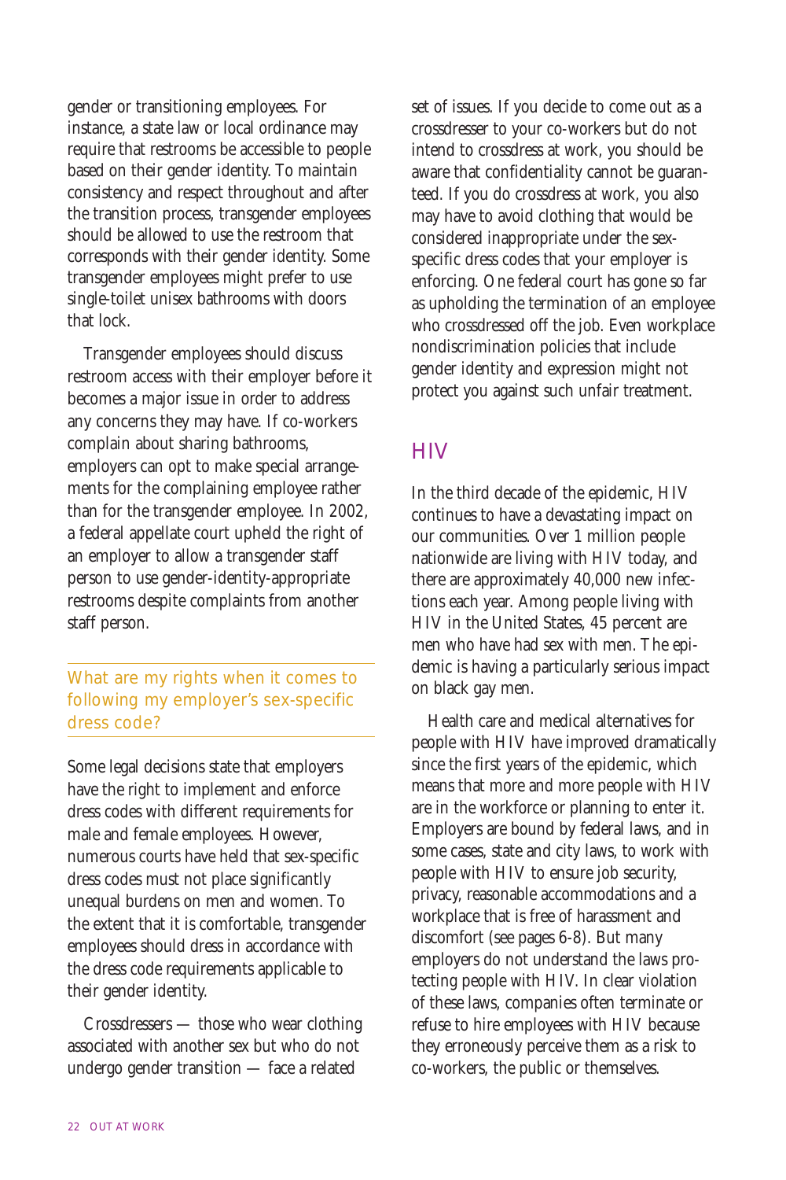gender or transitioning employees. For instance, a state law or local ordinance may require that restrooms be accessible to people based on their gender identity. To maintain consistency and respect throughout and after the transition process, transgender employees should be allowed to use the restroom that corresponds with their gender identity. Some transgender employees might prefer to use single-toilet unisex bathrooms with doors that lock.

Transgender employees should discuss restroom access with their employer before it becomes a major issue in order to address any concerns they may have. If co-workers complain about sharing bathrooms, employers can opt to make special arrangements for the complaining employee rather than for the transgender employee. In 2002, a federal appellate court upheld the right of an employer to allow a transgender staff person to use gender-identity-appropriate restrooms despite complaints from another staff person.

### What are my rights when it comes to following my employer's sex-specific dress code?

Some legal decisions state that employers have the right to implement and enforce dress codes with different requirements for male and female employees. However, numerous courts have held that sex-specific dress codes must not place significantly unequal burdens on men and women. To the extent that it is comfortable, transgender employees should dress in accordance with the dress code requirements applicable to their gender identity.

Crossdressers — those who wear clothing associated with another sex but who do not undergo gender transition — face a related set of issues. If you decide to come out as a crossdresser to your co-workers but do not intend to crossdress at work, you should be aware that confidentiality cannot be guaranteed. If you do crossdress at work, you also may have to avoid clothing that would be considered inappropriate under the sex-specific dress codes that your employer is enforcing. One federal court has gone so far as upholding the termination of an employee who crossdressed off the job. Even workplace nondiscrimination policies that include gender identity and expression might not protect you against such unfair treatment.

## HIV

In the third decade of the epidemic, HIV continues to have a devastating impact on our communities. Over 1 million people nationwide are living with HIV today, and there are approximately 40,000 new infections each year. Among people living with HIV in the United States, 45 percent are men who have had sex with men. The epidemic is having a particularly serious impact on black gay men.

Health care and medical alternatives for people with HIV have improved dramatically since the first years of the epidemic, which means that more and more people with HIV are in the workforce or planning to enter it. Employers are bound by federal laws, and in some cases, state and city laws, to work with people with HIV to ensure job security, privacy, reasonable accommodations and a workplace that is free of harassment and discomfort (see pages 6-8). But many employers do not understand the laws protecting people with HIV. In clear violation of these laws, companies often terminate or refuse to hire employees with HIV because they erroneously perceive them as a risk to co-workers, the public or themselves.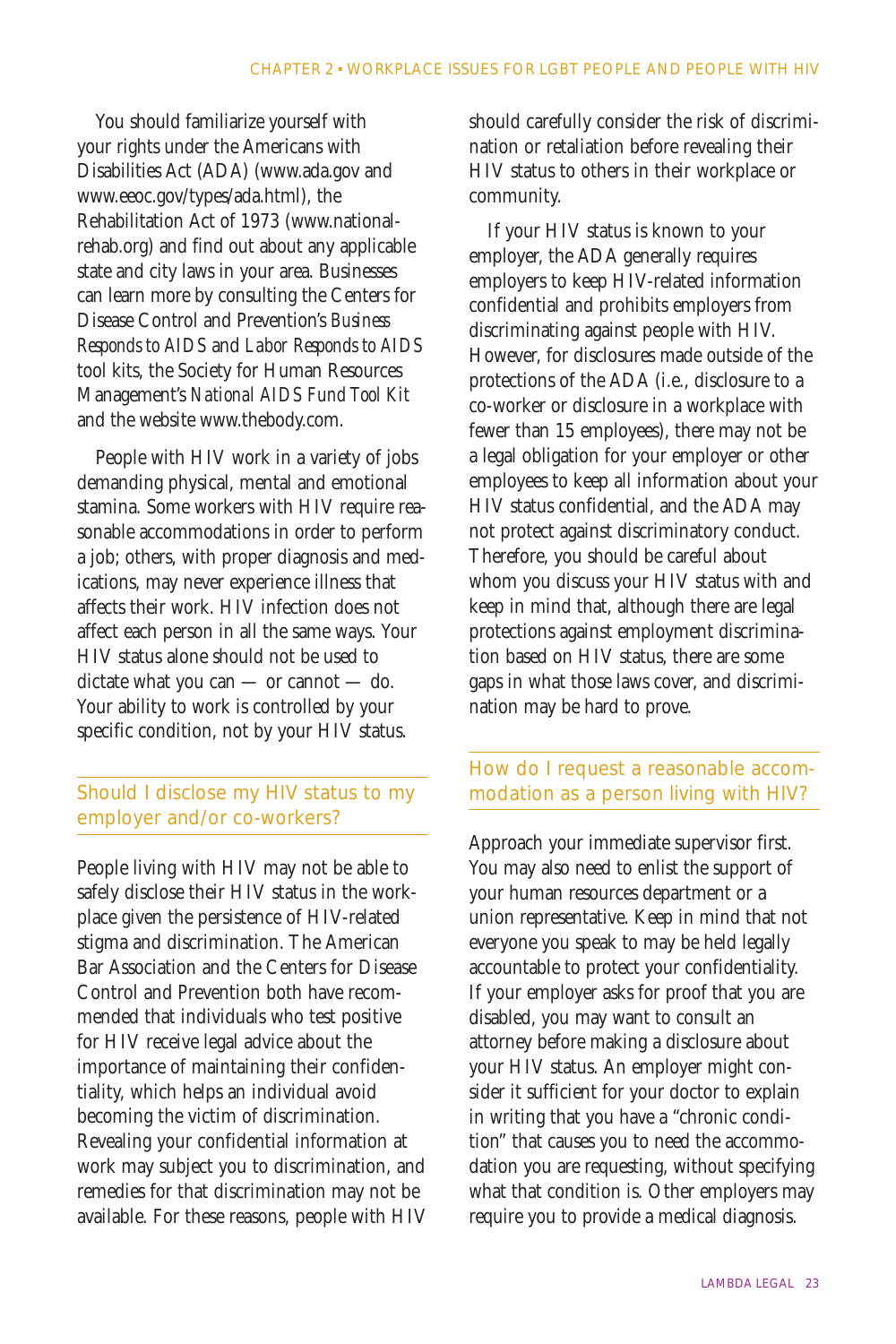You should familiarize yourself with your rights under the Americans with Disabilities Act (ADA) (www.ada.gov and www.eeoc.gov/types/ada.html), the Rehabilitation Act of 1973 (www.nationalrehab.org) and find out about any applicable state and city laws in your area. Businesses can learn more by consulting the Centers for Disease Control and Prevention's *Business Responds to AIDS* and *Labor Responds to AIDS* tool kits, the Society for Human Resources Management's *National AIDS Fund Tool Kit* and the website www.thebody.com.

People with HIV work in a variety of jobs demanding physical, mental and emotional stamina. Some workers with HIV require reasonable accommodations in order to perform a job; others, with proper diagnosis and medications, may never experience illness that affects their work. HIV infection does not affect each person in all the same ways. Your HIV status alone should not be used to dictate what you can — or cannot — do. Your ability to work is controlled by your specific condition, not by your HIV status.

## Should I disclose my HIV status to my employer and/or co-workers?

People living with HIV may not be able to safely disclose their HIV status in the workplace given the persistence of HIV-related stigma and discrimination. The American Bar Association and the Centers for Disease Control and Prevention both have recommended that individuals who test positive for HIV receive legal advice about the importance of maintaining their confidentiality, which helps an individual avoid becoming the victim of discrimination. Revealing your confidential information at work may subject you to discrimination, and remedies for that discrimination may not be available. For these reasons, people with HIV should carefully consider the risk of discrimination or retaliation before revealing their HIV status to others in their workplace or community.

If your HIV status is known to your employer, the ADA generally requires employers to keep HIV-related information confidential and prohibits employers from discriminating against people with HIV. However, for disclosures made outside of the protections of the ADA (i.e., disclosure to a co-worker or disclosure in a workplace with fewer than 15 employees), there may not be a legal obligation for your employer or other employees to keep all information about your HIV status confidential, and the ADA may not protect against discriminatory conduct. Therefore, you should be careful about whom you discuss your HIV status with and keep in mind that, although there are legal protections against employment discrimination based on HIV status, there are some gaps in what those laws cover, and discrimination may be hard to prove.

## How do I request a reasonable accommodation as a person living with HIV?

Approach your immediate supervisor first. You may also need to enlist the support of your human resources department or a union representative. Keep in mind that not everyone you speak to may be held legally accountable to protect your confidentiality. If your employer asks for proof that you are disabled, you may want to consult an attorney before making a disclosure about your HIV status. An employer might consider it sufficient for your doctor to explain in writing that you have a "chronic condition" that causes you to need the accommodation you are requesting, without specifying what that condition is. Other employers may require you to provide a medical diagnosis.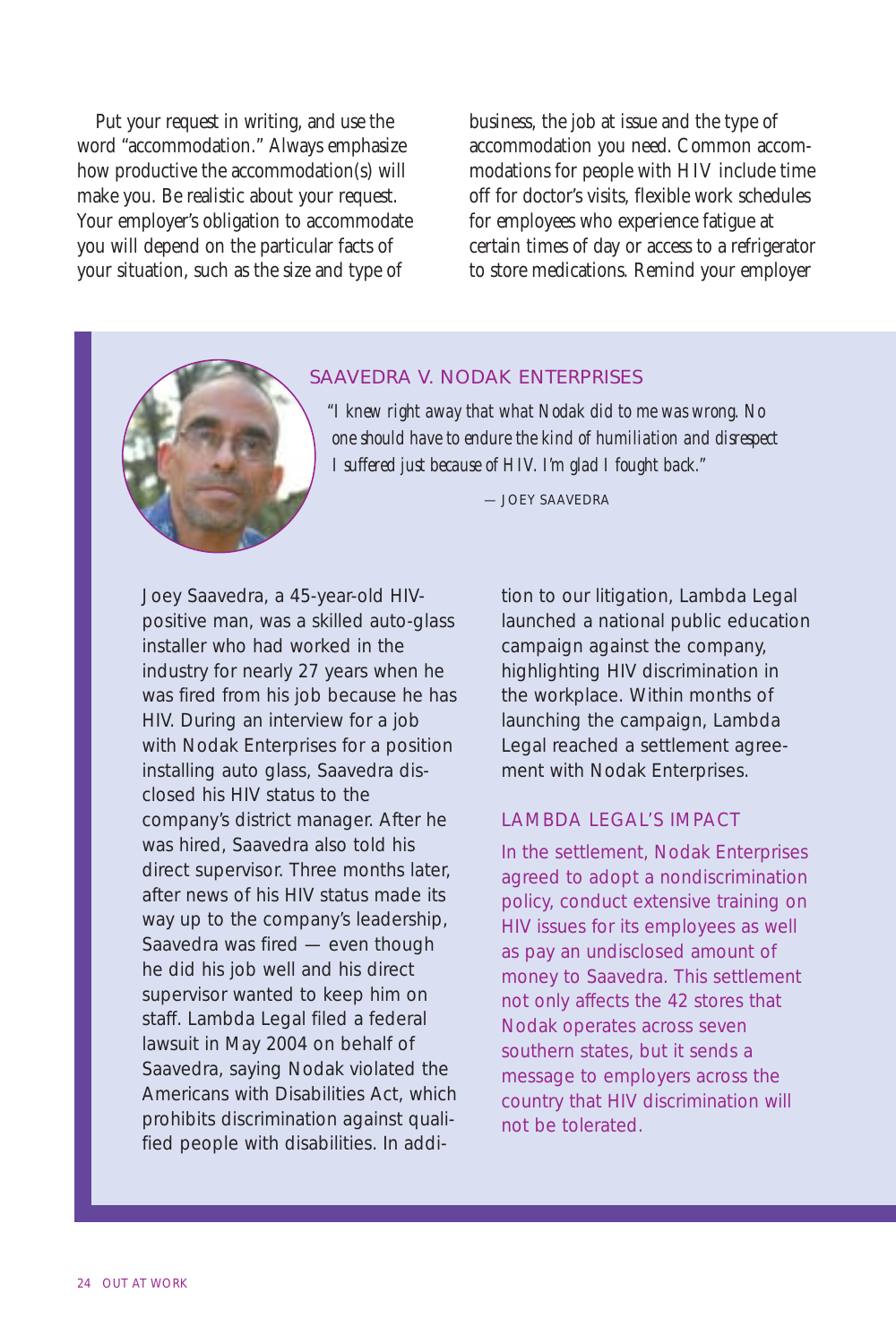Put your request in writing, and use the word "accommodation." Always emphasize how productive the accommodation(s) will make you. Be realistic about your request. Your employer's obligation to accommodate you will depend on the particular facts of your situation, such as the size and type of business, the job at issue and the type of accommodation you need. Common accommodations for people with HIV include time off for doctor's visits, flexible work schedules for employees who experience fatigue at certain times of day or access to a refrigerator to store medications. Remind your employer

## SAAVEDRA V. NODAK ENTERPRISES

*"I knew right away that what Nodak did to me was wrong. No one should have to endure the kind of humiliation and disrespect I suffered just because of HIV. I'm glad I fought back."*

— JOEY SAAVEDRA

Joey Saavedra, a 45-year-old HIV-positive man, was a skilled auto-glass installer who had worked in the industry for nearly 27 years when he was fired from his job because he has HIV. During an interview for a job with Nodak Enterprises for a position installing auto glass, Saavedra disclosed his HIV status to the company's district manager. After he was hired, Saavedra also told his direct supervisor. Three months later, after news of his HIV status made its way up to the company's leadership, Saavedra was fired — even though he did his job well and his direct supervisor wanted to keep him on staff. Lambda Legal filed a federal lawsuit in May 2004 on behalf of Saavedra, saying Nodak violated the Americans with Disabilities Act, which prohibits discrimination against qualified people with disabilities. In addition to our litigation, Lambda Legal launched a national public education campaign against the company, highlighting HIV discrimination in the workplace. Within months of launching the campaign, Lambda Legal reached a settlement agreement with Nodak Enterprises.

### LAMBDA LEGAL'S IMPACT

In the settlement, Nodak Enterprises agreed to adopt a nondiscrimination policy, conduct extensive training on HIV issues for its employees as well as pay an undisclosed amount of money to Saavedra. This settlement not only affects the 42 stores that Nodak operates across seven southern states, but it sends a message to employers across the country that HIV discrimination will not be tolerated.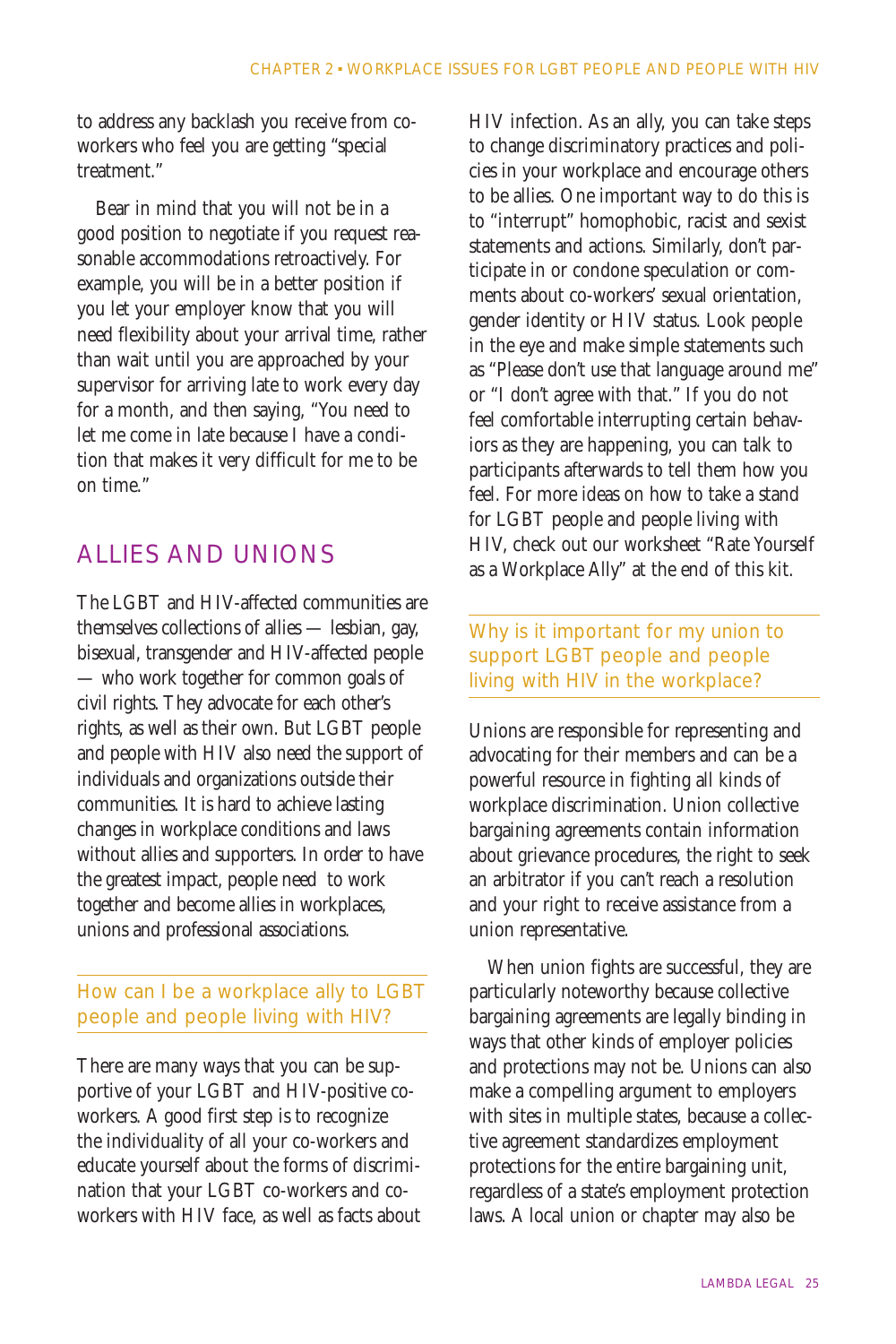to address any backlash you receive from co-workers who feel you are getting "special treatment."

Bear in mind that you will not be in a good position to negotiate if you request reasonable accommodations retroactively. For example, you will be in a better position if you let your employer know that you will need flexibility about your arrival time, rather than wait until you are approached by your supervisor for arriving late to work every day for a month, and then saying, "You need to let me come in late because I have a condition that makes it very difficult for me to be on time."

## ALLIES AND UNIONS

The LGBT and HIV-affected communities are themselves collections of allies — lesbian, gay, bisexual, transgender and HIV-affected people — who work together for common goals of civil rights. They advocate for each other's rights, as well as their own. But LGBT people and people with HIV also need the support of individuals and organizations outside their communities. It is hard to achieve lasting changes in workplace conditions and laws without allies and supporters. In order to have the greatest impact, people need to work together and become allies in workplaces, unions and professional associations.

### How can I be a workplace ally to LGBT people and people living with HIV?

There are many ways that you can be supportive of your LGBT and HIV-positive co-workers. A good first step is to recognize the individuality of all your co-workers and educate yourself about the forms of discrimination that your LGBT co-workers and co-workers with HIV face, as well as facts about HIV infection. As an ally, you can take steps to change discriminatory practices and policies in your workplace and encourage others to be allies. One important way to do this is to "interrupt" homophobic, racist and sexist statements and actions. Similarly, don't participate in or condone speculation or comments about co-workers' sexual orientation, gender identity or HIV status. Look people in the eye and make simple statements such as "Please don't use that language around me" or "I don't agree with that." If you do not feel comfortable interrupting certain behaviors as they are happening, you can talk to participants afterwards to tell them how you feel. For more ideas on how to take a stand for LGBT people and people living with HIV, check out our worksheet "Rate Yourself as a Workplace Ally" at the end of this kit.

### Why is it important for my union to support LGBT people and people living with HIV in the workplace?

Unions are responsible for representing and advocating for their members and can be a powerful resource in fighting all kinds of workplace discrimination. Union collective bargaining agreements contain information about grievance procedures, the right to seek an arbitrator if you can't reach a resolution and your right to receive assistance from a union representative.

When union fights are successful, they are particularly noteworthy because collective bargaining agreements are legally binding in ways that other kinds of employer policies and protections may not be. Unions can also make a compelling argument to employers with sites in multiple states, because a collective agreement standardizes employment protections for the entire bargaining unit, regardless of a state's employment protection laws. A local union or chapter may also be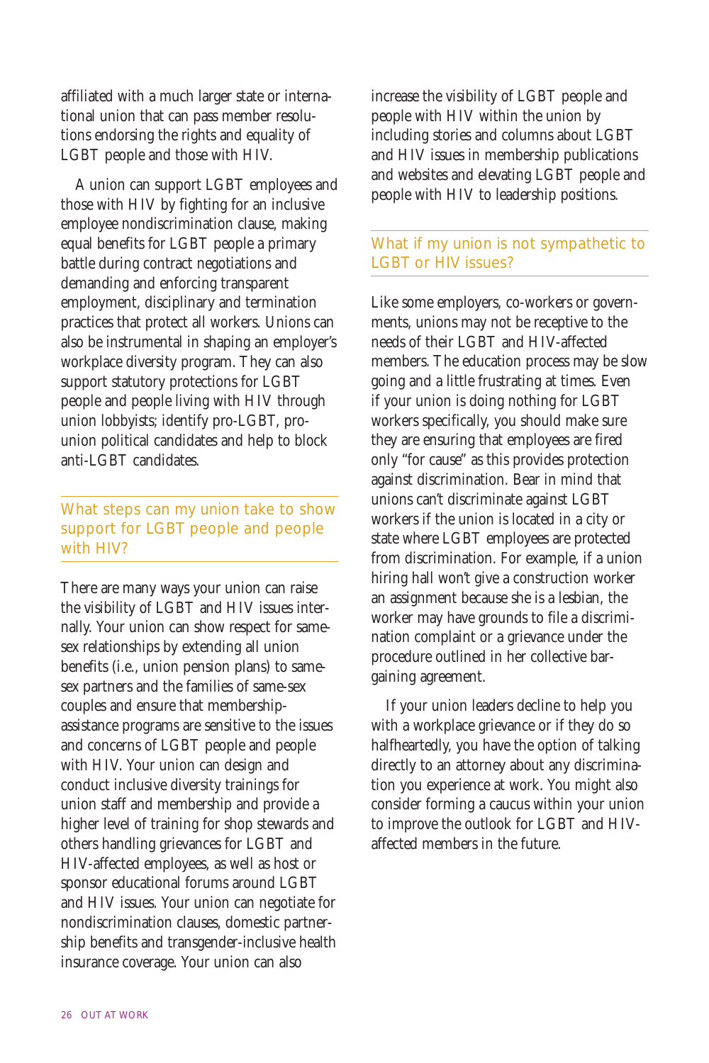affiliated with a much larger state or international union that can pass member resolutions endorsing the rights and equality of LGBT people and those with HIV.

A union can support LGBT employees and those with HIV by fighting for an inclusive employee nondiscrimination clause, making equal benefits for LGBT people a primary battle during contract negotiations and demanding and enforcing transparent employment, disciplinary and termination practices that protect all workers. Unions can also be instrumental in shaping an employer's workplace diversity program. They can also support statutory protections for LGBT people and people living with HIV through union lobbyists; identify pro-LGBT, pro-union political candidates and help to block anti-LGBT candidates.

## What steps can my union take to show support for LGBT people and people with HIV?

There are many ways your union can raise the visibility of LGBT and HIV issues internally. Your union can show respect for same-sex relationships by extending all union benefits (i.e., union pension plans) to same-sex partners and the families of same-sex couples and ensure that membership-assistance programs are sensitive to the issues and concerns of LGBT people and people with HIV. Your union can design and conduct inclusive diversity trainings for union staff and membership and provide a higher level of training for shop stewards and others handling grievances for LGBT and HIV-affected employees, as well as host or sponsor educational forums around LGBT and HIV issues. Your union can negotiate for nondiscrimination clauses, domestic partnership benefits and transgender-inclusive health insurance coverage. Your union can also increase the visibility of LGBT people and people with HIV within the union by including stories and columns about LGBT and HIV issues in membership publications and websites and elevating LGBT people and people with HIV to leadership positions.

## What if my union is not sympathetic to LGBT or HIV issues?

Like some employers, co-workers or governments, unions may not be receptive to the needs of their LGBT and HIV-affected members. The education process may be slow going and a little frustrating at times. Even if your union is doing nothing for LGBT workers specifically, you should make sure they are ensuring that employees are fired only "for cause" as this provides protection against discrimination. Bear in mind that unions can't discriminate against LGBT workers if the union is located in a city or state where LGBT employees are protected from discrimination. For example, if a union hiring hall won't give a construction worker an assignment because she is a lesbian, the worker may have grounds to file a discrimination complaint or a grievance under the procedure outlined in her collective bargaining agreement.

If your union leaders decline to help you with a workplace grievance or if they do so halfheartedly, you have the option of talking directly to an attorney about any discrimination you experience at work. You might also consider forming a caucus within your union to improve the outlook for LGBT and HIV-affected members in the future.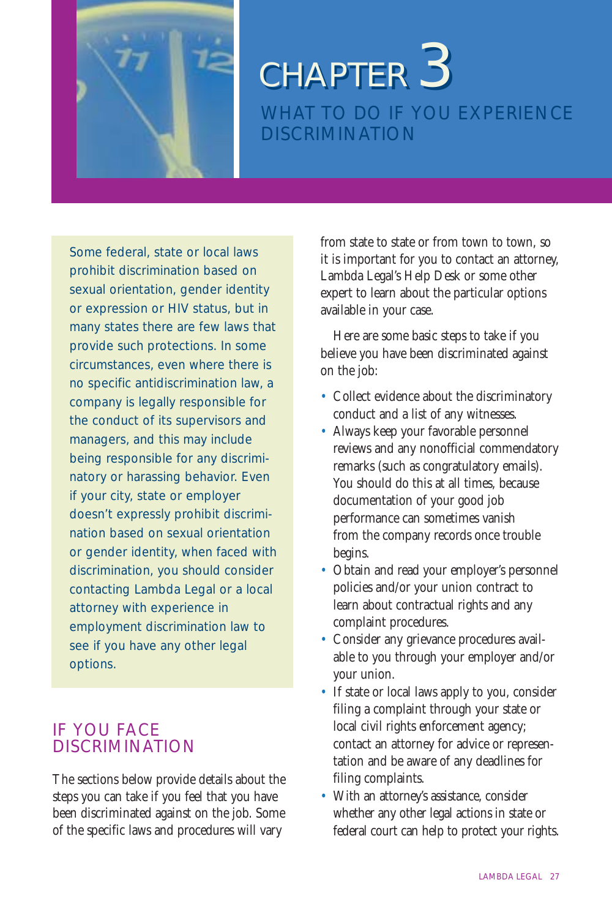# CHAPTER 3

## WHAT TO DO IF YOU EXPERIENCE DISCRIMINATION

Some federal, state or local laws prohibit discrimination based on sexual orientation, gender identity or expression or HIV status, but in many states there are few laws that provide such protections. In some circumstances, even where there is no specific antidiscrimination law, a company is legally responsible for the conduct of its supervisors and managers, and this may include being responsible for any discriminatory or harassing behavior. Even if your city, state or employer doesn't expressly prohibit discrimination based on sexual orientation or gender identity, when faced with discrimination, you should consider contacting Lambda Legal or a local attorney with experience in employment discrimination law to see if you have any other legal options.

## IF YOU FACE DISCRIMINATION

The sections below provide details about the steps you can take if you feel that you have been discriminated against on the job. Some of the specific laws and procedures will vary from state to state or from town to town, so it is important for you to contact an attorney, Lambda Legal's Help Desk or some other expert to learn about the particular options available in your case.

Here are some basic steps to take if you believe you have been discriminated against on the job:

- Collect evidence about the discriminatory conduct and a list of any witnesses.
- Always keep your favorable personnel reviews and any nonofficial commendatory remarks (such as congratulatory emails). You should do this at all times, because documentation of your good job performance can sometimes vanish from the company records once trouble begins.
- Obtain and read your employer's personnel policies and/or your union contract to learn about contractual rights and any complaint procedures.
- Consider any grievance procedures available to you through your employer and/or your union.
- If state or local laws apply to you, consider filing a complaint through your state or local civil rights enforcement agency; contact an attorney for advice or representation and be aware of any deadlines for filing complaints.
- With an attorney's assistance, consider whether any other legal actions in state or federal court can help to protect your rights.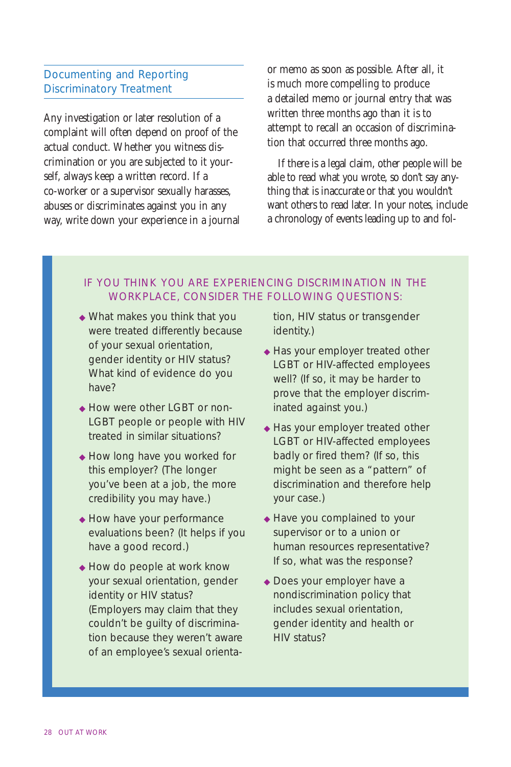## Documenting and Reporting Discriminatory Treatment

Any investigation or later resolution of a complaint will often depend on proof of the actual conduct. Whether you witness discrimination or you are subjected to it yourself, always keep a written record. If a co-worker or a supervisor sexually harasses, abuses or discriminates against you in any way, write down your experience in a journal or memo as soon as possible. After all, it is much more compelling to produce a detailed memo or journal entry that was written three months ago than it is to attempt to recall an occasion of discrimination that occurred three months ago.

If there is a legal claim, other people will be able to read what you wrote, so don't say anything that is inaccurate or that you wouldn't want others to read later. In your notes, include a chronology of events leading up to and fol-

### IF YOU THINK YOU ARE EXPERIENCING DISCRIMINATION IN THE WORKPLACE, CONSIDER THE FOLLOWING QUESTIONS:

- What makes you think that you were treated differently because of your sexual orientation, gender identity or HIV status? What kind of evidence do you have?
- How were other LGBT or non-LGBT people or people with HIV treated in similar situations?
- How long have you worked for this employer? (The longer you've been at a job, the more credibility you may have.)
- How have your performance evaluations been? (It helps if you have a good record.)
- How do people at work know your sexual orientation, gender identity or HIV status? (Employers may claim that they couldn't be guilty of discrimination because they weren't aware of an employee's sexual orientation, HIV status or transgender identity.)
- Has your employer treated other LGBT or HIV-affected employees well? (If so, it may be harder to prove that the employer discriminated against you.)
- Has your employer treated other LGBT or HIV-affected employees badly or fired them? (If so, this might be seen as a "pattern" of discrimination and therefore help your case.)
- Have you complained to your supervisor or to a union or human resources representative? If so, what was the response?
- Does your employer have a nondiscrimination policy that includes sexual orientation, gender identity and health or HIV status?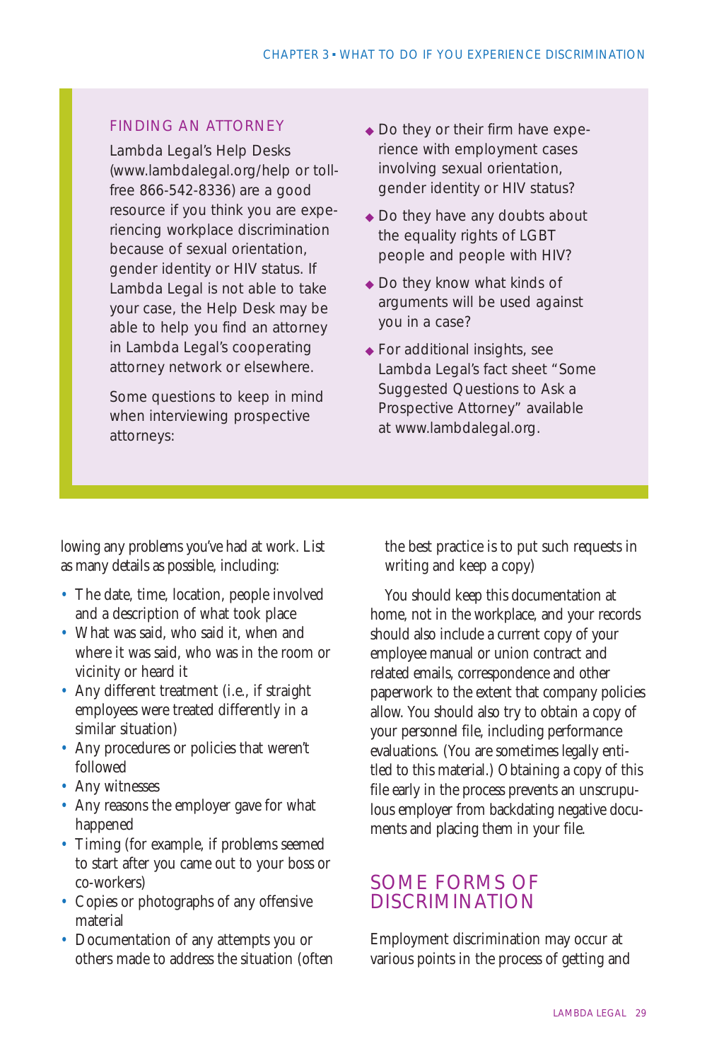## FINDING AN ATTORNEY

Lambda Legal's Help Desks (www.lambdalegal.org/help or toll-free 866-542-8336) are a good resource if you think you are experiencing workplace discrimination because of sexual orientation, gender identity or HIV status. If Lambda Legal is not able to take your case, the Help Desk may be able to help you find an attorney in Lambda Legal's cooperating attorney network or elsewhere.

Some questions to keep in mind when interviewing prospective attorneys:

- Do they or their firm have experience with employment cases involving sexual orientation, gender identity or HIV status?
- Do they have any doubts about the equality rights of LGBT people and people with HIV?
- Do they know what kinds of arguments will be used against you in a case?
- For additional insights, see Lambda Legal's fact sheet "Some Suggested Questions to Ask a Prospective Attorney" available at www.lambdalegal.org.

lowing any problems you've had at work. List as many details as possible, including:

- The date, time, location, people involved and a description of what took place
- What was said, who said it, when and where it was said, who was in the room or vicinity or heard it
- Any different treatment (i.e., if straight employees were treated differently in a similar situation)
- Any procedures or policies that weren't followed
- Any witnesses
- Any reasons the employer gave for what happened
- Timing (for example, if problems seemed to start after you came out to your boss or co-workers)
- Copies or photographs of any offensive material
- Documentation of any attempts you or others made to address the situation (often the best practice is to put such requests in writing and keep a copy)

You should keep this documentation at home, not in the workplace, and your records should also include a current copy of your employee manual or union contract and related emails, correspondence and other paperwork to the extent that company policies allow. You should also try to obtain a copy of your personnel file, including performance evaluations. (You are sometimes legally entitled to this material.) Obtaining a copy of this file early in the process prevents an unscrupulous employer from backdating negative documents and placing them in your file.

## SOME FORMS OF DISCRIMINATION

Employment discrimination may occur at various points in the process of getting and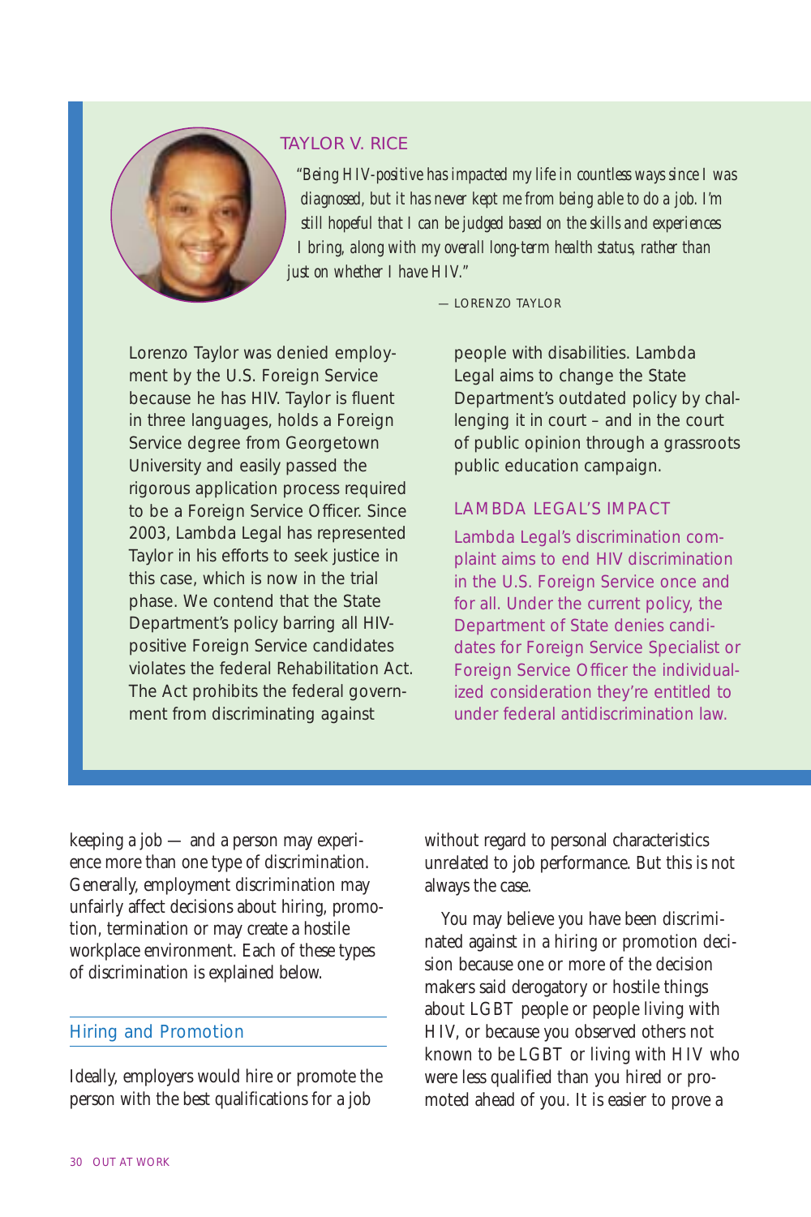### TAYLOR V. RICE

*"Being HIV-positive has impacted my life in countless ways since I was diagnosed, but it has never kept me from being able to do a job. I'm still hopeful that I can be judged based on the skills and experiences I bring, along with my overall long-term health status, rather than just on whether I have HIV."*

— LORENZO TAYLOR

Lorenzo Taylor was denied employment by the U.S. Foreign Service because he has HIV. Taylor is fluent in three languages, holds a Foreign Service degree from Georgetown University and easily passed the rigorous application process required to be a Foreign Service Officer. Since 2003, Lambda Legal has represented Taylor in his efforts to seek justice in this case, which is now in the trial phase. We contend that the State Department's policy barring all HIV-positive Foreign Service candidates violates the federal Rehabilitation Act. The Act prohibits the federal government from discriminating against people with disabilities. Lambda Legal aims to change the State Department's outdated policy by challenging it in court – and in the court of public opinion through a grassroots public education campaign.

#### LAMBDA LEGAL'S IMPACT

Lambda Legal's discrimination complaint aims to end HIV discrimination in the U.S. Foreign Service once and for all. Under the current policy, the Department of State denies candidates for Foreign Service Specialist or Foreign Service Officer the individualized consideration they're entitled to under federal antidiscrimination law.

---

keeping a job — and a person may experience more than one type of discrimination. Generally, employment discrimination may unfairly affect decisions about hiring, promotion, termination or may create a hostile workplace environment. Each of these types of discrimination is explained below.

## Hiring and Promotion

Ideally, employers would hire or promote the person with the best qualifications for a job without regard to personal characteristics unrelated to job performance. But this is not always the case.

You may believe you have been discriminated against in a hiring or promotion decision because one or more of the decision makers said derogatory or hostile things about LGBT people or people living with HIV, or because you observed others not known to be LGBT or living with HIV who were less qualified than you hired or promoted ahead of you. It is easier to prove a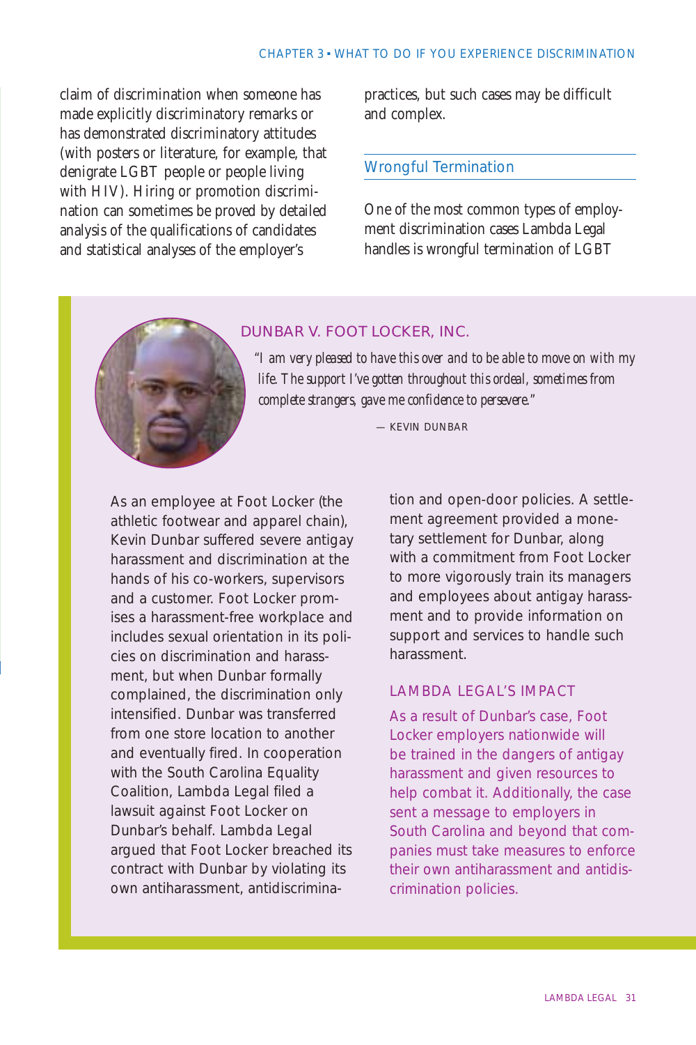claim of discrimination when someone has made explicitly discriminatory remarks or has demonstrated discriminatory attitudes (with posters or literature, for example, that denigrate LGBT people or people living with HIV). Hiring or promotion discrimination can sometimes be proved by detailed analysis of the qualifications of candidates and statistical analyses of the employer's practices, but such cases may be difficult and complex.

## Wrongful Termination

One of the most common types of employment discrimination cases Lambda Legal handles is wrongful termination of LGBT

### DUNBAR V. FOOT LOCKER, INC.

*"I am very pleased to have this over and to be able to move on with my life. The support I've gotten throughout this ordeal, sometimes from complete strangers, gave me confidence to persevere."*

— KEVIN DUNBAR

As an employee at Foot Locker (the athletic footwear and apparel chain), Kevin Dunbar suffered severe antigay harassment and discrimination at the hands of his co-workers, supervisors and a customer. Foot Locker promises a harassment-free workplace and includes sexual orientation in its policies on discrimination and harassment, but when Dunbar formally complained, the discrimination only intensified. Dunbar was transferred from one store location to another and eventually fired. In cooperation with the South Carolina Equality Coalition, Lambda Legal filed a lawsuit against Foot Locker on Dunbar's behalf. Lambda Legal argued that Foot Locker breached its contract with Dunbar by violating its own antiharassment, antidiscrimination and open-door policies. A settlement agreement provided a monetary settlement for Dunbar, along with a commitment from Foot Locker to more vigorously train its managers and employees about antigay harassment and to provide information on support and services to handle such harassment.

#### LAMBDA LEGAL'S IMPACT

As a result of Dunbar's case, Foot Locker employers nationwide will be trained in the dangers of antigay harassment and given resources to help combat it. Additionally, the case sent a message to employers in South Carolina and beyond that companies must take measures to enforce their own antiharassment and antidiscrimination policies.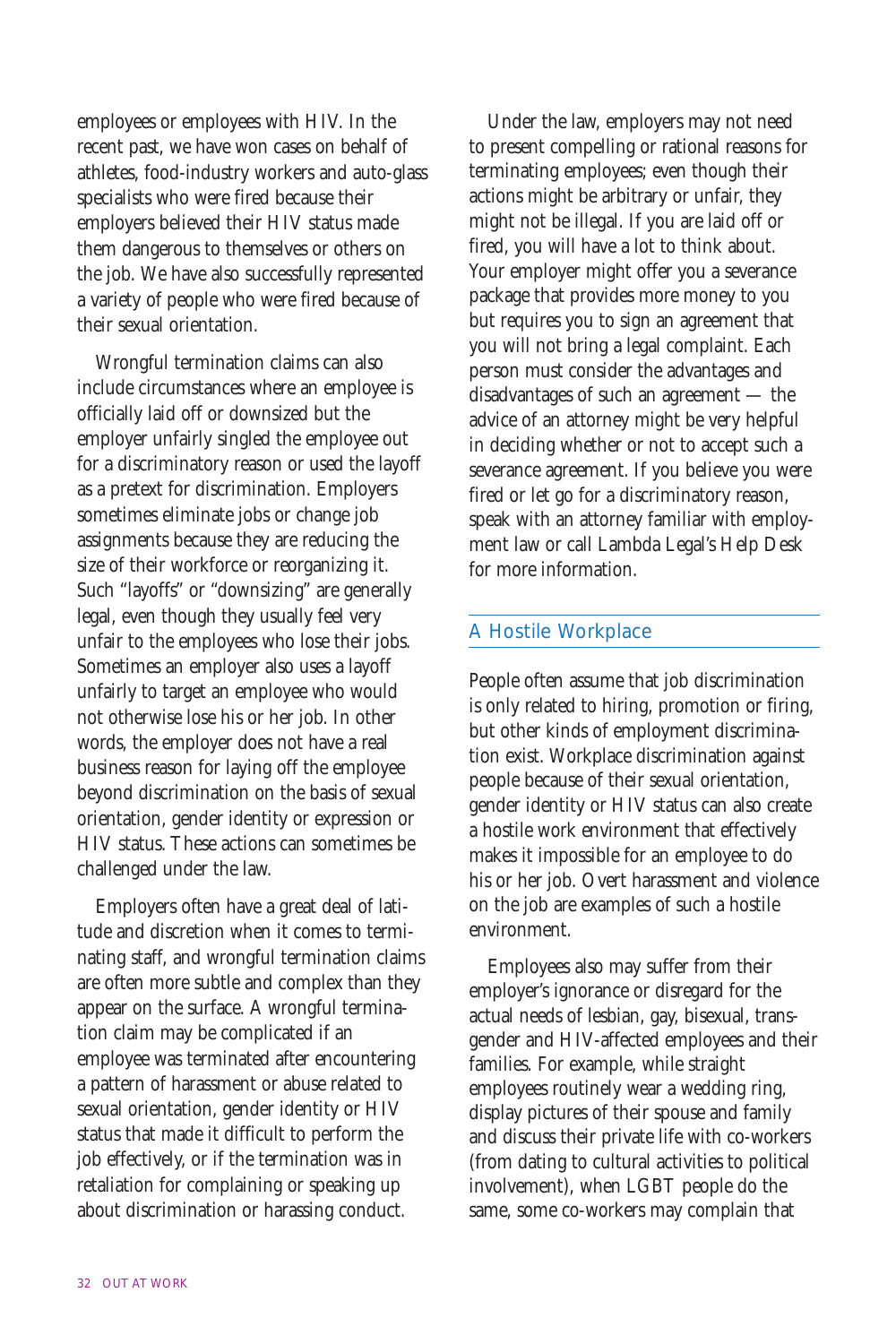employees or employees with HIV. In the recent past, we have won cases on behalf of athletes, food-industry workers and auto-glass specialists who were fired because their employers believed their HIV status made them dangerous to themselves or others on the job. We have also successfully represented a variety of people who were fired because of their sexual orientation.

Wrongful termination claims can also include circumstances where an employee is officially laid off or downsized but the employer unfairly singled the employee out for a discriminatory reason or used the layoff as a pretext for discrimination. Employers sometimes eliminate jobs or change job assignments because they are reducing the size of their workforce or reorganizing it. Such "layoffs" or "downsizing" are generally legal, even though they usually feel very unfair to the employees who lose their jobs. Sometimes an employer also uses a layoff unfairly to target an employee who would not otherwise lose his or her job. In other words, the employer does not have a real business reason for laying off the employee beyond discrimination on the basis of sexual orientation, gender identity or expression or HIV status. These actions can sometimes be challenged under the law.

Employers often have a great deal of latitude and discretion when it comes to terminating staff, and wrongful termination claims are often more subtle and complex than they appear on the surface. A wrongful termination claim may be complicated if an employee was terminated after encountering a pattern of harassment or abuse related to sexual orientation, gender identity or HIV status that made it difficult to perform the job effectively, or if the termination was in retaliation for complaining or speaking up about discrimination or harassing conduct.

Under the law, employers may not need to present compelling or rational reasons for terminating employees; even though their actions might be arbitrary or unfair, they might not be illegal. If you are laid off or fired, you will have a lot to think about. Your employer might offer you a severance package that provides more money to you but requires you to sign an agreement that you will not bring a legal complaint. Each person must consider the advantages and disadvantages of such an agreement — the advice of an attorney might be very helpful in deciding whether or not to accept such a severance agreement. If you believe you were fired or let go for a discriminatory reason, speak with an attorney familiar with employment law or call Lambda Legal's Help Desk for more information.

## A Hostile Workplace

People often assume that job discrimination is only related to hiring, promotion or firing, but other kinds of employment discrimination exist. Workplace discrimination against people because of their sexual orientation, gender identity or HIV status can also create a hostile work environment that effectively makes it impossible for an employee to do his or her job. Overt harassment and violence on the job are examples of such a hostile environment.

Employees also may suffer from their employer's ignorance or disregard for the actual needs of lesbian, gay, bisexual, transgender and HIV-affected employees and their families. For example, while straight employees routinely wear a wedding ring, display pictures of their spouse and family and discuss their private life with co-workers (from dating to cultural activities to political involvement), when LGBT people do the same, some co-workers may complain that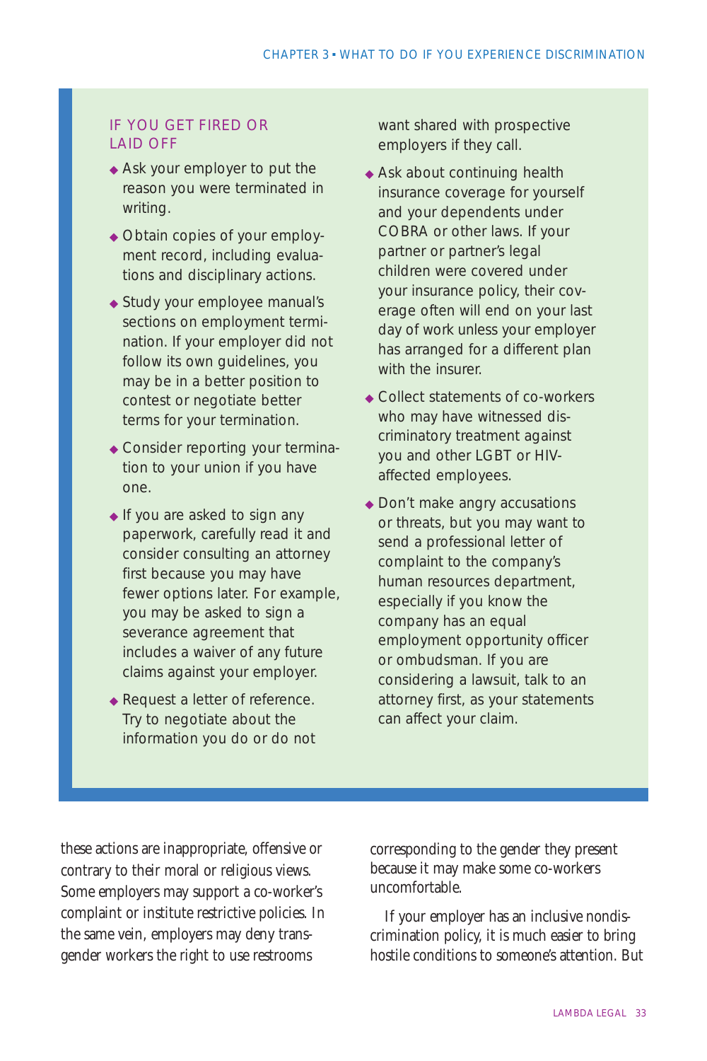## IF YOU GET FIRED OR LAID OFF

- Ask your employer to put the reason you were terminated in writing.
- Obtain copies of your employment record, including evaluations and disciplinary actions.
- Study your employee manual's sections on employment termination. If your employer did not follow its own guidelines, you may be in a better position to contest or negotiate better terms for your termination.
- Consider reporting your termination to your union if you have one.
- If you are asked to sign any paperwork, carefully read it and consider consulting an attorney first because you may have fewer options later. For example, you may be asked to sign a severance agreement that includes a waiver of any future claims against your employer.
- Request a letter of reference. Try to negotiate about the information you do or do not want shared with prospective employers if they call.
- Ask about continuing health insurance coverage for yourself and your dependents under COBRA or other laws. If your partner or partner's legal children were covered under your insurance policy, their coverage often will end on your last day of work unless your employer has arranged for a different plan with the insurer.
- Collect statements of co-workers who may have witnessed discriminatory treatment against you and other LGBT or HIV-affected employees.
- Don't make angry accusations or threats, but you may want to send a professional letter of complaint to the company's human resources department, especially if you know the company has an equal employment opportunity officer or ombudsman. If you are considering a lawsuit, talk to an attorney first, as your statements can affect your claim.

these actions are inappropriate, offensive or contrary to their moral or religious views. Some employers may support a co-worker's complaint or institute restrictive policies. In the same vein, employers may deny transgender workers the right to use restrooms corresponding to the gender they present because it may make some co-workers uncomfortable.

If your employer has an inclusive nondiscrimination policy, it is much easier to bring hostile conditions to someone's attention. But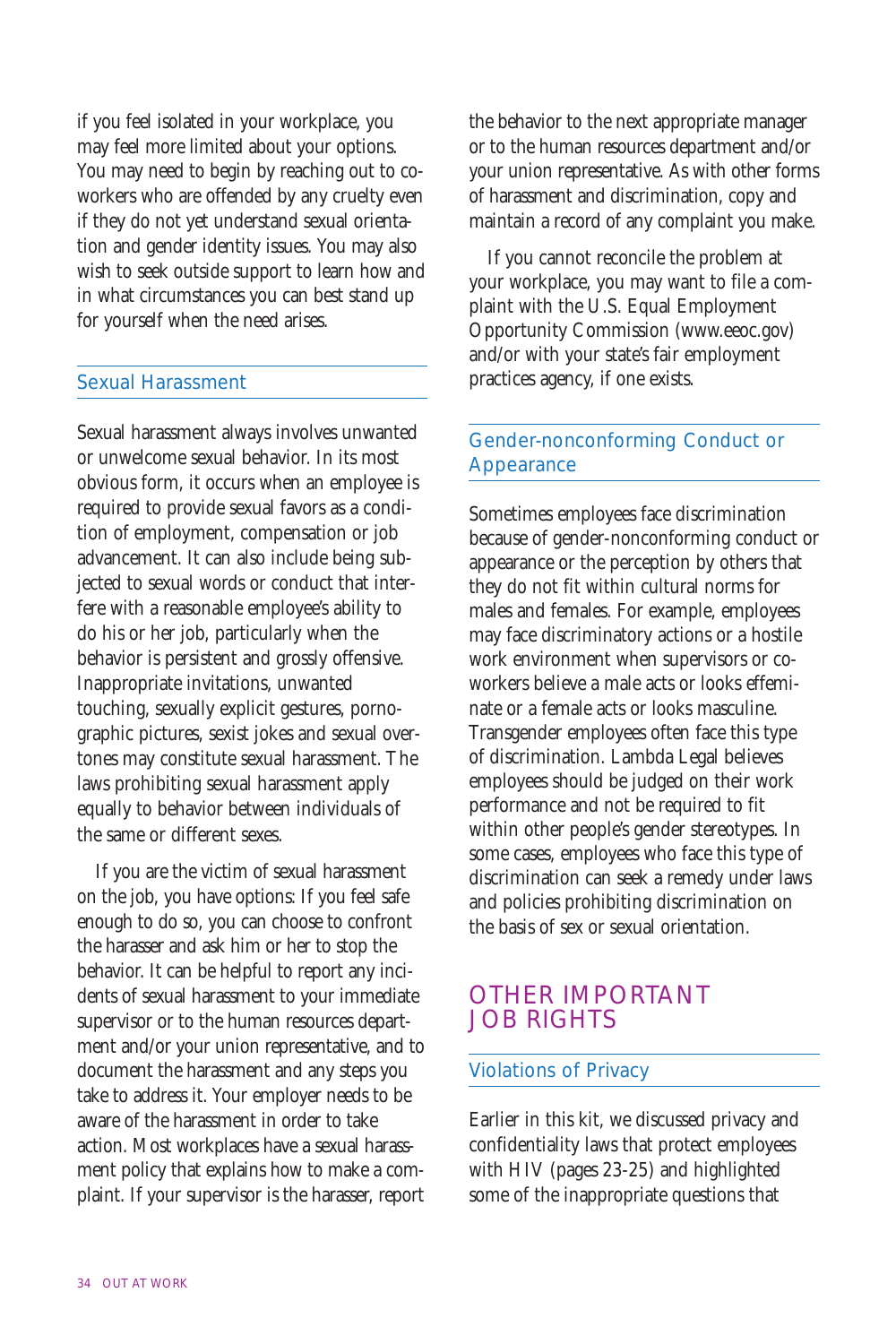if you feel isolated in your workplace, you may feel more limited about your options. You may need to begin by reaching out to co-workers who are offended by any cruelty even if they do not yet understand sexual orientation and gender identity issues. You may also wish to seek outside support to learn how and in what circumstances you can best stand up for yourself when the need arises.

### Sexual Harassment

Sexual harassment always involves unwanted or unwelcome sexual behavior. In its most obvious form, it occurs when an employee is required to provide sexual favors as a condition of employment, compensation or job advancement. It can also include being subjected to sexual words or conduct that interfere with a reasonable employee's ability to do his or her job, particularly when the behavior is persistent and grossly offensive. Inappropriate invitations, unwanted touching, sexually explicit gestures, pornographic pictures, sexist jokes and sexual overtones may constitute sexual harassment. The laws prohibiting sexual harassment apply equally to behavior between individuals of the same or different sexes.

If you are the victim of sexual harassment on the job, you have options: If you feel safe enough to do so, you can choose to confront the harasser and ask him or her to stop the behavior. It can be helpful to report any incidents of sexual harassment to your immediate supervisor or to the human resources department and/or your union representative, and to document the harassment and any steps you take to address it. Your employer needs to be aware of the harassment in order to take action. Most workplaces have a sexual harassment policy that explains how to make a complaint. If your supervisor is the harasser, report the behavior to the next appropriate manager or to the human resources department and/or your union representative. As with other forms of harassment and discrimination, copy and maintain a record of any complaint you make.

If you cannot reconcile the problem at your workplace, you may want to file a complaint with the U.S. Equal Employment Opportunity Commission (www.eeoc.gov) and/or with your state's fair employment practices agency, if one exists.

### Gender-nonconforming Conduct or Appearance

Sometimes employees face discrimination because of gender-nonconforming conduct or appearance or the perception by others that they do not fit within cultural norms for males and females. For example, employees may face discriminatory actions or a hostile work environment when supervisors or co-workers believe a male acts or looks effeminate or a female acts or looks masculine. Transgender employees often face this type of discrimination. Lambda Legal believes employees should be judged on their work performance and not be required to fit within other people's gender stereotypes. In some cases, employees who face this type of discrimination can seek a remedy under laws and policies prohibiting discrimination on the basis of sex or sexual orientation.

## OTHER IMPORTANT JOB RIGHTS

### Violations of Privacy

Earlier in this kit, we discussed privacy and confidentiality laws that protect employees with HIV (pages 23-25) and highlighted some of the inappropriate questions that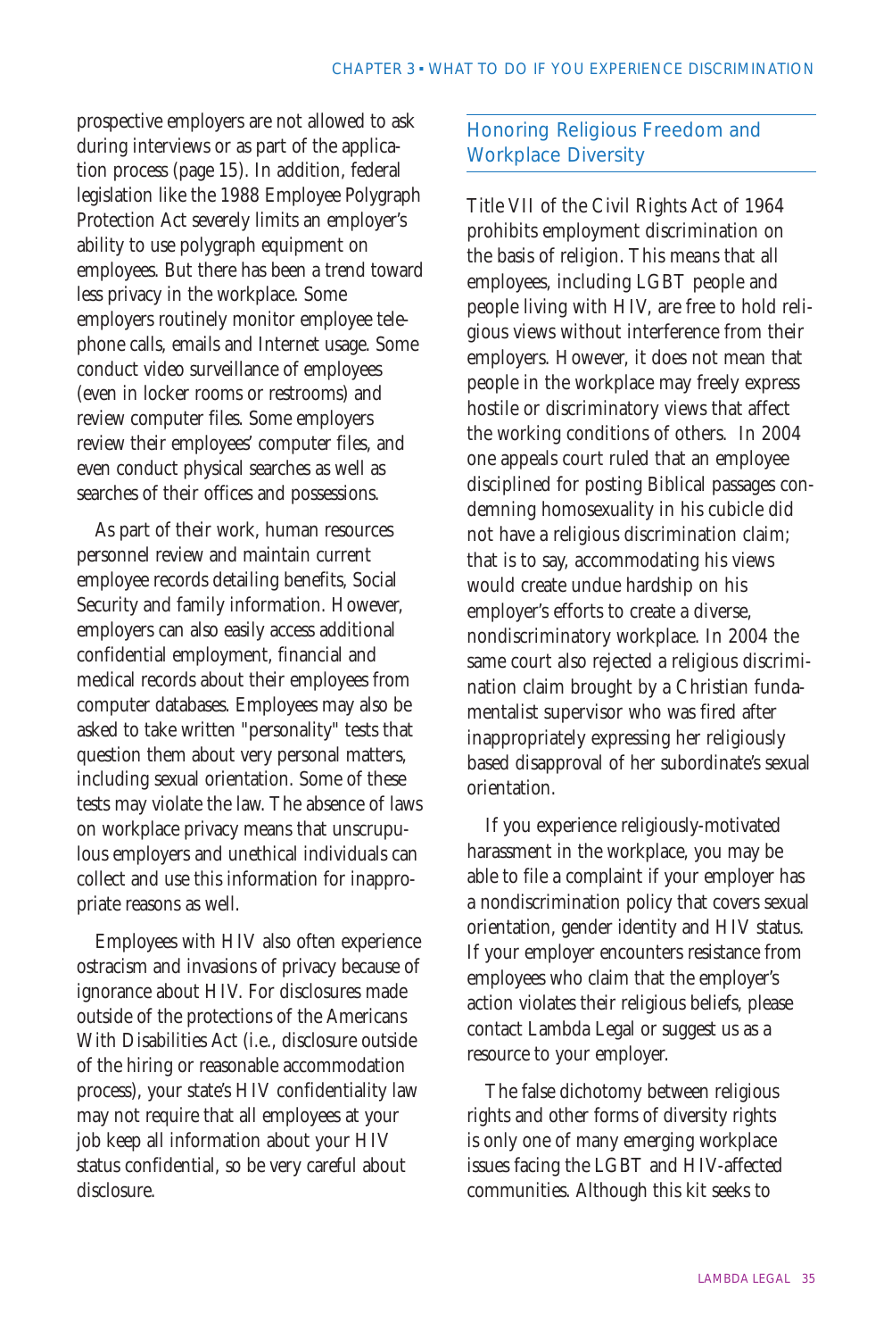prospective employers are not allowed to ask during interviews or as part of the application process (page 15). In addition, federal legislation like the 1988 Employee Polygraph Protection Act severely limits an employer's ability to use polygraph equipment on employees. But there has been a trend toward less privacy in the workplace. Some employers routinely monitor employee telephone calls, emails and Internet usage. Some conduct video surveillance of employees (even in locker rooms or restrooms) and review computer files. Some employers review their employees' computer files, and even conduct physical searches as well as searches of their offices and possessions.

As part of their work, human resources personnel review and maintain current employee records detailing benefits, Social Security and family information. However, employers can also easily access additional confidential employment, financial and medical records about their employees from computer databases. Employees may also be asked to take written "personality" tests that question them about very personal matters, including sexual orientation. Some of these tests may violate the law. The absence of laws on workplace privacy means that unscrupulous employers and unethical individuals can collect and use this information for inappropriate reasons as well.

Employees with HIV also often experience ostracism and invasions of privacy because of ignorance about HIV. For disclosures made outside of the protections of the Americans With Disabilities Act (i.e., disclosure outside of the hiring or reasonable accommodation process), your state's HIV confidentiality law may not require that all employees at your job keep all information about your HIV status confidential, so be very careful about disclosure.

## Honoring Religious Freedom and Workplace Diversity

Title VII of the Civil Rights Act of 1964 prohibits employment discrimination on the basis of religion. This means that all employees, including LGBT people and people living with HIV, are free to hold religious views without interference from their employers. However, it does not mean that people in the workplace may freely express hostile or discriminatory views that affect the working conditions of others. In 2004 one appeals court ruled that an employee disciplined for posting Biblical passages condemning homosexuality in his cubicle did not have a religious discrimination claim; that is to say, accommodating his views would create undue hardship on his employer's efforts to create a diverse, nondiscriminatory workplace. In 2004 the same court also rejected a religious discrimination claim brought by a Christian fundamentalist supervisor who was fired after inappropriately expressing her religiously based disapproval of her subordinate's sexual orientation.

If you experience religiously-motivated harassment in the workplace, you may be able to file a complaint if your employer has a nondiscrimination policy that covers sexual orientation, gender identity and HIV status. If your employer encounters resistance from employees who claim that the employer's action violates their religious beliefs, please contact Lambda Legal or suggest us as a resource to your employer.

The false dichotomy between religious rights and other forms of diversity rights is only one of many emerging workplace issues facing the LGBT and HIV-affected communities. Although this kit seeks to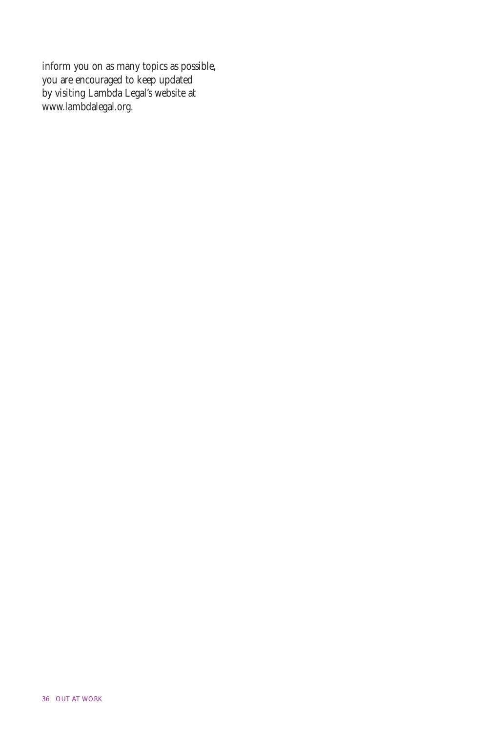inform you on as many topics as possible, you are encouraged to keep updated by visiting Lambda Legal's website at www.lambdalegal.org.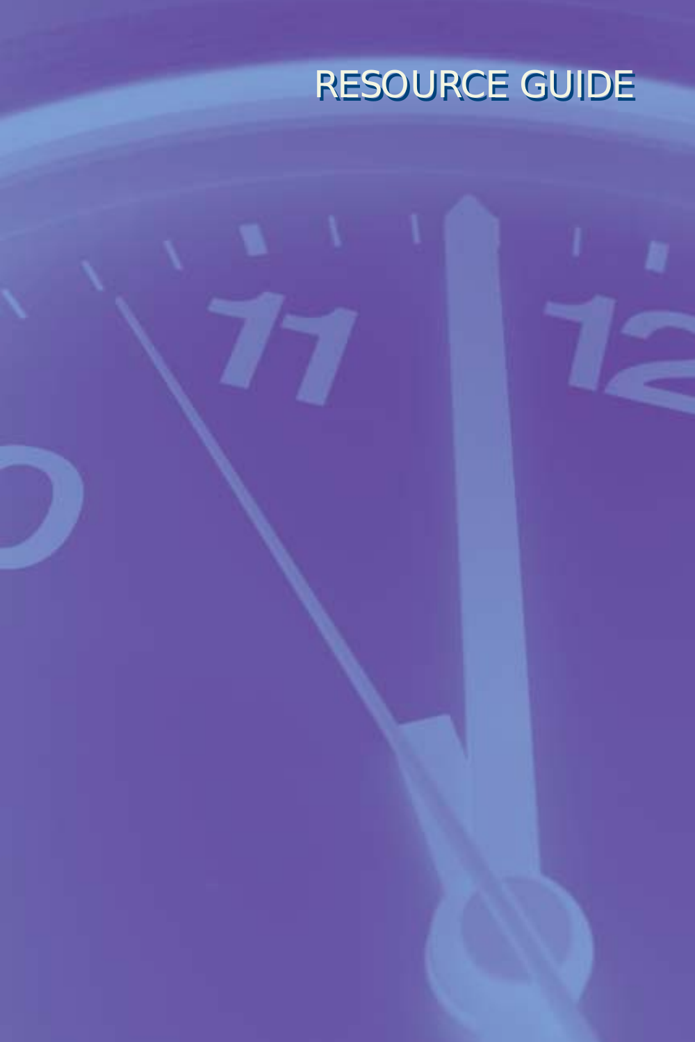# RESOURCE GUIDE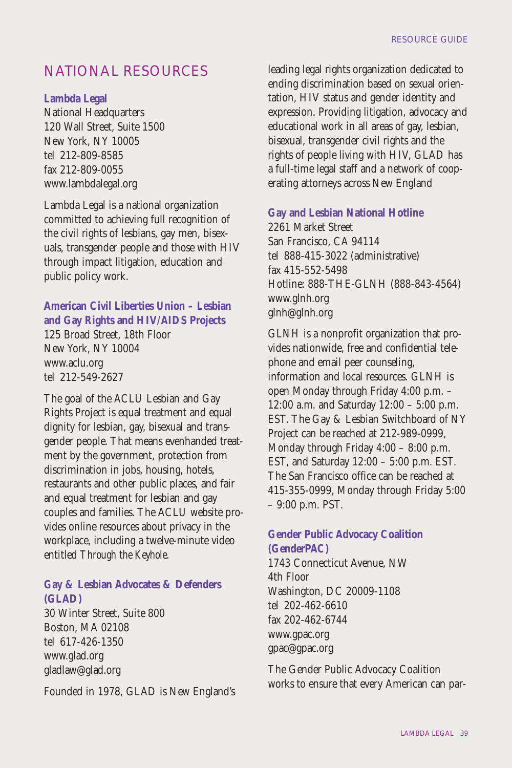## NATIONAL RESOURCES

**Lambda Legal**
National Headquarters
120 Wall Street, Suite 1500
New York, NY 10005
tel 212-809-8585
fax 212-809-0055
www.lambdalegal.org

Lambda Legal is a national organization committed to achieving full recognition of the civil rights of lesbians, gay men, bisexuals, transgender people and those with HIV through impact litigation, education and public policy work.

**American Civil Liberties Union – Lesbian and Gay Rights and HIV/AIDS Projects**
125 Broad Street, 18th Floor
New York, NY 10004
www.aclu.org
tel 212-549-2627

The goal of the ACLU Lesbian and Gay Rights Project is equal treatment and equal dignity for lesbian, gay, bisexual and transgender people. That means evenhanded treatment by the government, protection from discrimination in jobs, housing, hotels, restaurants and other public places, and fair and equal treatment for lesbian and gay couples and families. The ACLU website provides online resources about privacy in the workplace, including a twelve-minute video entitled *Through the Keyhole*.

**Gay & Lesbian Advocates & Defenders (GLAD)**
30 Winter Street, Suite 800
Boston, MA 02108
tel 617-426-1350
www.glad.org
gladlaw@glad.org

Founded in 1978, GLAD is New England's leading legal rights organization dedicated to ending discrimination based on sexual orientation, HIV status and gender identity and expression. Providing litigation, advocacy and educational work in all areas of gay, lesbian, bisexual, transgender civil rights and the rights of people living with HIV, GLAD has a full-time legal staff and a network of cooperating attorneys across New England

**Gay and Lesbian National Hotline**
2261 Market Street
San Francisco, CA 94114
tel 888-415-3022 (administrative)
fax 415-552-5498
Hotline: 888-THE-GLNH (888-843-4564)
www.glnh.org
glnh@glnh.org

GLNH is a nonprofit organization that provides nationwide, free and confidential telephone and email peer counseling, information and local resources. GLNH is open Monday through Friday 4:00 p.m. – 12:00 a.m. and Saturday 12:00 – 5:00 p.m. EST. The Gay & Lesbian Switchboard of NY Project can be reached at 212-989-0999, Monday through Friday 4:00 – 8:00 p.m. EST, and Saturday 12:00 – 5:00 p.m. EST. The San Francisco office can be reached at 415-355-0999, Monday through Friday 5:00 – 9:00 p.m. PST.

**Gender Public Advocacy Coalition (GenderPAC)**
1743 Connecticut Avenue, NW
4th Floor
Washington, DC 20009-1108
tel 202-462-6610
fax 202-462-6744
www.gpac.org
gpac@gpac.org

The Gender Public Advocacy Coalition works to ensure that every American can par-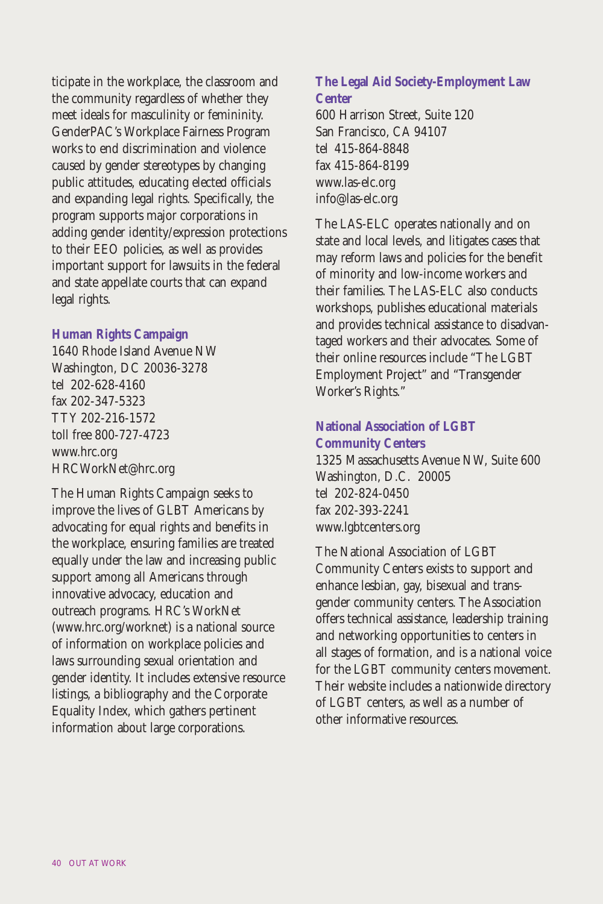ticipate in the workplace, the classroom and the community regardless of whether they meet ideals for masculinity or femininity. GenderPAC's Workplace Fairness Program works to end discrimination and violence caused by gender stereotypes by changing public attitudes, educating elected officials and expanding legal rights. Specifically, the program supports major corporations in adding gender identity/expression protections to their EEO policies, as well as provides important support for lawsuits in the federal and state appellate courts that can expand legal rights.

**Human Rights Campaign**
1640 Rhode Island Avenue NW
Washington, DC 20036-3278
tel 202-628-4160
fax 202-347-5323
TTY 202-216-1572
toll free 800-727-4723
www.hrc.org
HRCWorkNet@hrc.org

The Human Rights Campaign seeks to improve the lives of GLBT Americans by advocating for equal rights and benefits in the workplace, ensuring families are treated equally under the law and increasing public support among all Americans through innovative advocacy, education and outreach programs. HRC's WorkNet (www.hrc.org/worknet) is a national source of information on workplace policies and laws surrounding sexual orientation and gender identity. It includes extensive resource listings, a bibliography and the Corporate Equality Index, which gathers pertinent information about large corporations.

**The Legal Aid Society-Employment Law Center**
600 Harrison Street, Suite 120
San Francisco, CA 94107
tel 415-864-8848
fax 415-864-8199
www.las-elc.org
info@las-elc.org

The LAS-ELC operates nationally and on state and local levels, and litigates cases that may reform laws and policies for the benefit of minority and low-income workers and their families. The LAS-ELC also conducts workshops, publishes educational materials and provides technical assistance to disadvantaged workers and their advocates. Some of their online resources include "The LGBT Employment Project" and "Transgender Worker's Rights."

**National Association of LGBT Community Centers**
1325 Massachusetts Avenue NW, Suite 600
Washington, D.C. 20005
tel 202-824-0450
fax 202-393-2241
www.lgbtcenters.org

The National Association of LGBT Community Centers exists to support and enhance lesbian, gay, bisexual and transgender community centers. The Association offers technical assistance, leadership training and networking opportunities to centers in all stages of formation, and is a national voice for the LGBT community centers movement. Their website includes a nationwide directory of LGBT centers, as well as a number of other informative resources.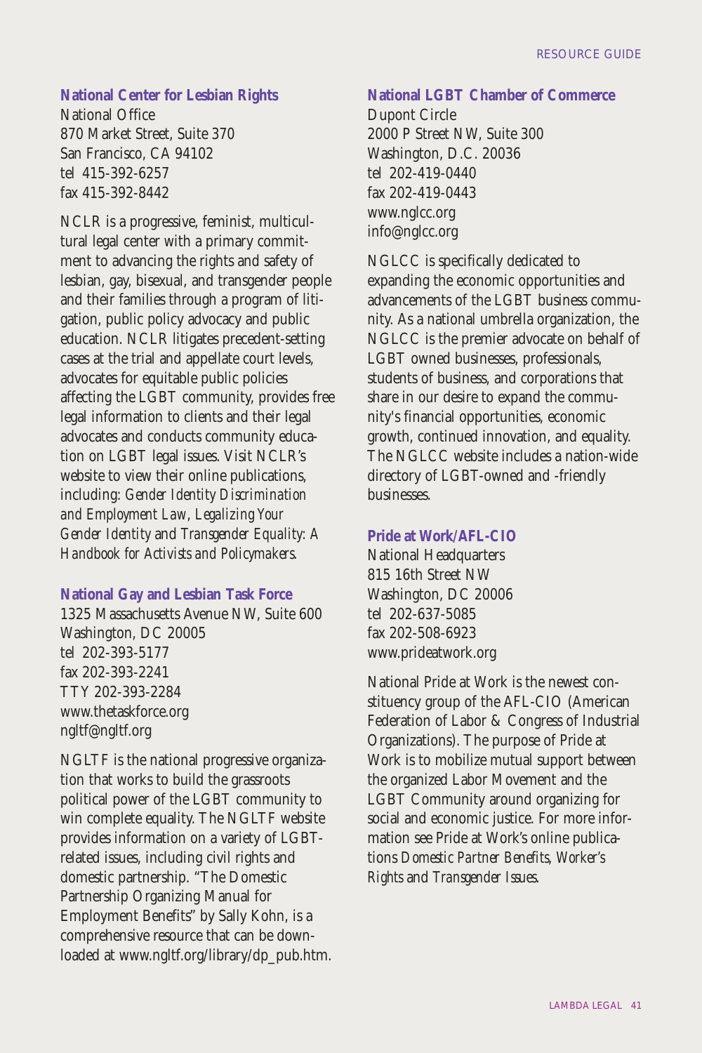### National Center for Lesbian Rights

National Office
870 Market Street, Suite 370
San Francisco, CA 94102
tel 415-392-6257
fax 415-392-8442

NCLR is a progressive, feminist, multicultural legal center with a primary commitment to advancing the rights and safety of lesbian, gay, bisexual, and transgender people and their families through a program of litigation, public policy advocacy and public education. NCLR litigates precedent-setting cases at the trial and appellate court levels, advocates for equitable public policies affecting the LGBT community, provides free legal information to clients and their legal advocates and conducts community education on LGBT legal issues. Visit NCLR's website to view their online publications, including: *Gender Identity Discrimination and Employment Law*, *Legalizing Your Gender Identity* and *Transgender Equality: A Handbook for Activists and Policymakers*.

### National Gay and Lesbian Task Force

1325 Massachusetts Avenue NW, Suite 600
Washington, DC 20005
tel 202-393-5177
fax 202-393-2241
TTY 202-393-2284
www.thetaskforce.org
ngltf@ngltf.org

NGLTF is the national progressive organization that works to build the grassroots political power of the LGBT community to win complete equality. The NGLTF website provides information on a variety of LGBT-related issues, including civil rights and domestic partnership. "The Domestic Partnership Organizing Manual for Employment Benefits" by Sally Kohn, is a comprehensive resource that can be downloaded at www.ngltf.org/library/dp_pub.htm.

### National LGBT Chamber of Commerce

Dupont Circle
2000 P Street NW, Suite 300
Washington, D.C. 20036
tel 202-419-0440
fax 202-419-0443
www.nglcc.org
info@nglcc.org

NGLCC is specifically dedicated to expanding the economic opportunities and advancements of the LGBT business community. As a national umbrella organization, the NGLCC is the premier advocate on behalf of LGBT owned businesses, professionals, students of business, and corporations that share in our desire to expand the community's financial opportunities, economic growth, continued innovation, and equality. The NGLCC website includes a nation-wide directory of LGBT-owned and -friendly businesses.

### Pride at Work/AFL-CIO

National Headquarters
815 16th Street NW
Washington, DC 20006
tel 202-637-5085
fax 202-508-6923
www.prideatwork.org

National Pride at Work is the newest constituency group of the AFL-CIO (American Federation of Labor & Congress of Industrial Organizations). The purpose of Pride at Work is to mobilize mutual support between the organized Labor Movement and the LGBT Community around organizing for social and economic justice. For more information see Pride at Work's online publications *Domestic Partner Benefits*, *Worker's Rights* and *Transgender Issues*.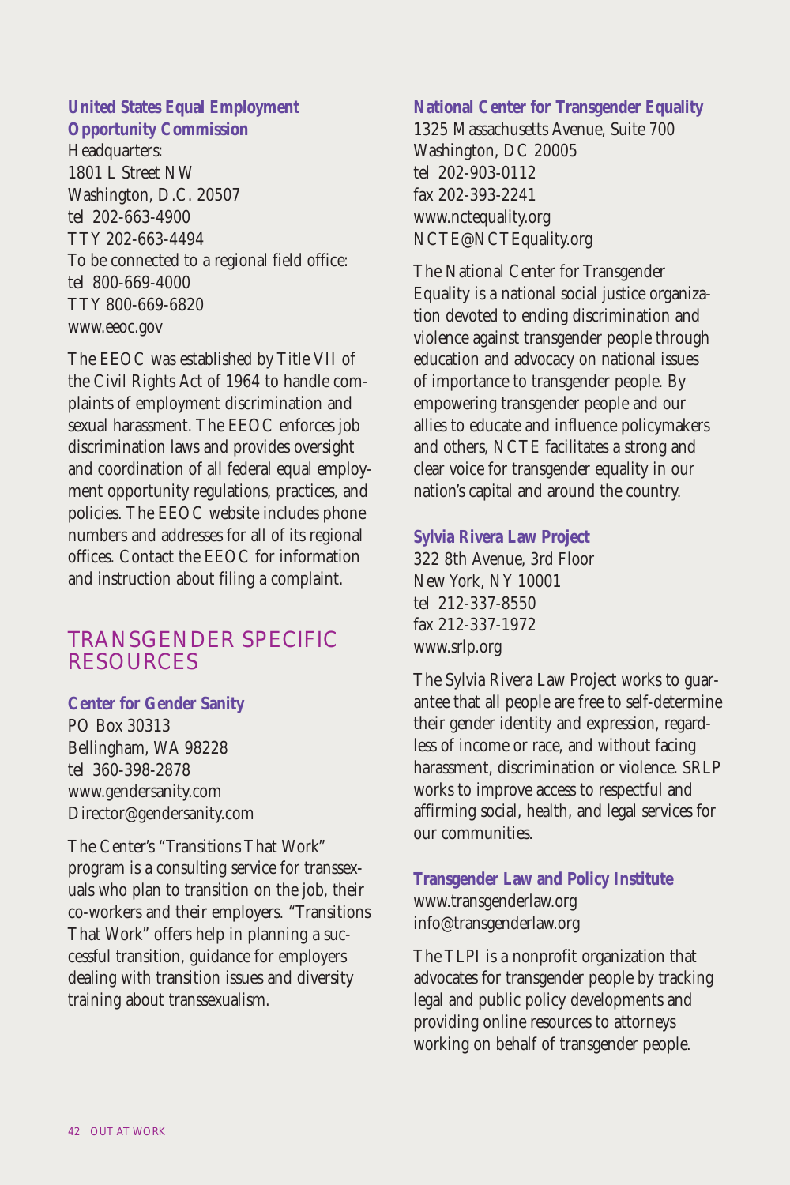**United States Equal Employment Opportunity Commission**

Headquarters:
1801 L Street NW
Washington, D.C. 20507
tel 202-663-4900
TTY 202-663-4494
To be connected to a regional field office:
tel 800-669-4000
TTY 800-669-6820
www.eeoc.gov

The EEOC was established by Title VII of the Civil Rights Act of 1964 to handle complaints of employment discrimination and sexual harassment. The EEOC enforces job discrimination laws and provides oversight and coordination of all federal equal employment opportunity regulations, practices, and policies. The EEOC website includes phone numbers and addresses for all of its regional offices. Contact the EEOC for information and instruction about filing a complaint.

## TRANSGENDER SPECIFIC RESOURCES

**Center for Gender Sanity**

PO Box 30313
Bellingham, WA 98228
tel 360-398-2878
www.gendersanity.com
Director@gendersanity.com

The Center's "Transitions That Work" program is a consulting service for transsexuals who plan to transition on the job, their co-workers and their employers. "Transitions That Work" offers help in planning a successful transition, guidance for employers dealing with transition issues and diversity training about transsexualism.

**National Center for Transgender Equality**

1325 Massachusetts Avenue, Suite 700
Washington, DC 20005
tel 202-903-0112
fax 202-393-2241
www.nctequality.org
NCTE@NCTEquality.org

The National Center for Transgender Equality is a national social justice organization devoted to ending discrimination and violence against transgender people through education and advocacy on national issues of importance to transgender people. By empowering transgender people and our allies to educate and influence policymakers and others, NCTE facilitates a strong and clear voice for transgender equality in our nation's capital and around the country.

**Sylvia Rivera Law Project**

322 8th Avenue, 3rd Floor
New York, NY 10001
tel 212-337-8550
fax 212-337-1972
www.srlp.org

The Sylvia Rivera Law Project works to guarantee that all people are free to self-determine their gender identity and expression, regardless of income or race, and without facing harassment, discrimination or violence. SRLP works to improve access to respectful and affirming social, health, and legal services for our communities.

**Transgender Law and Policy Institute**

www.transgenderlaw.org
info@transgenderlaw.org

The TLPI is a nonprofit organization that advocates for transgender people by tracking legal and public policy developments and providing online resources to attorneys working on behalf of transgender people.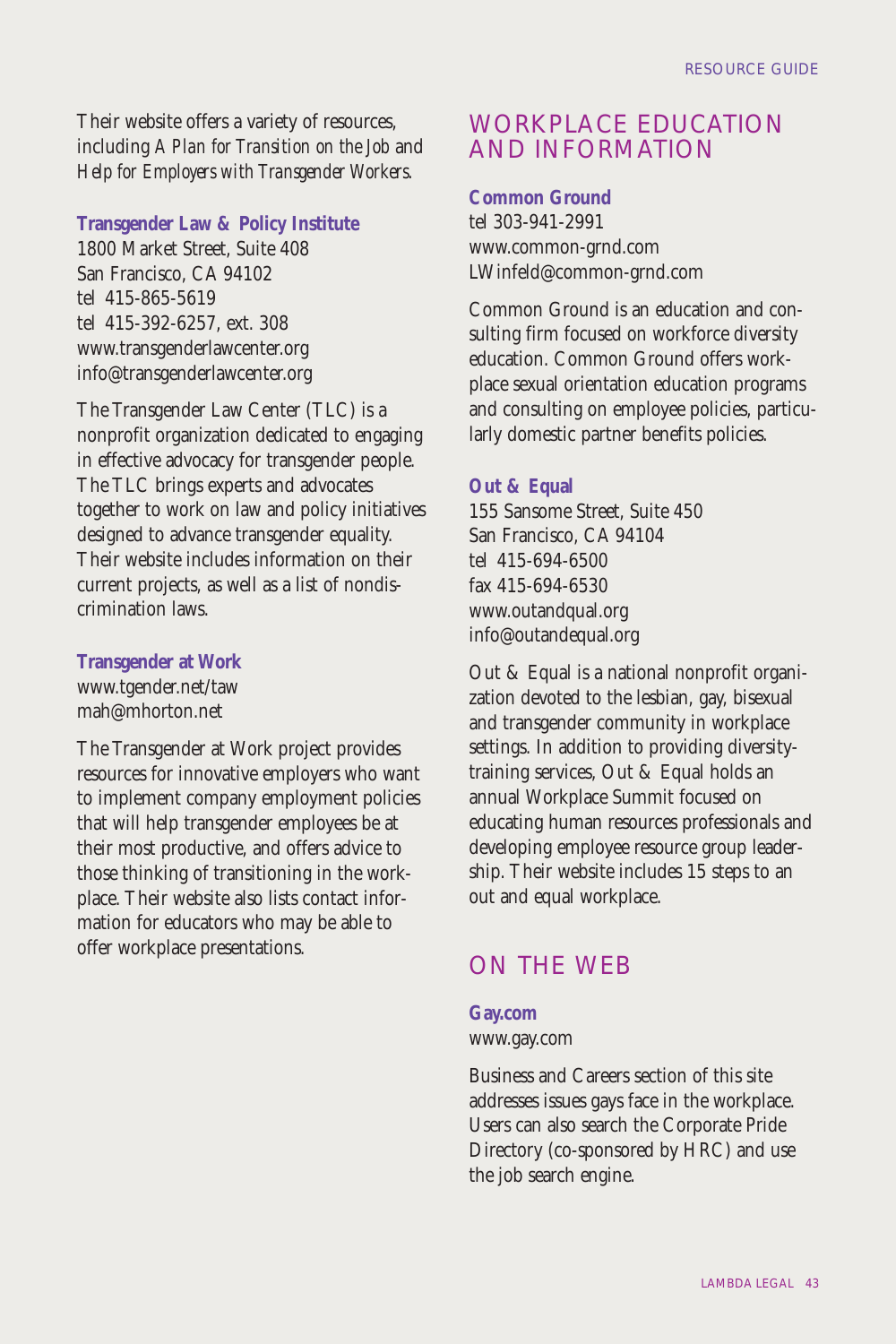Their website offers a variety of resources, including *A Plan for Transition on the Job* and *Help for Employers with Transgender Workers*.

**Transgender Law & Policy Institute**
1800 Market Street, Suite 408
San Francisco, CA 94102
tel 415-865-5619
tel 415-392-6257, ext. 308
www.transgenderlawcenter.org
info@transgenderlawcenter.org

The Transgender Law Center (TLC) is a nonprofit organization dedicated to engaging in effective advocacy for transgender people. The TLC brings experts and advocates together to work on law and policy initiatives designed to advance transgender equality. Their website includes information on their current projects, as well as a list of nondiscrimination laws.

**Transgender at Work**
www.tgender.net/taw
mah@mhorton.net

The Transgender at Work project provides resources for innovative employers who want to implement company employment policies that will help transgender employees be at their most productive, and offers advice to those thinking of transitioning in the workplace. Their website also lists contact information for educators who may be able to offer workplace presentations.

## WORKPLACE EDUCATION AND INFORMATION

**Common Ground**
tel 303-941-2991
www.common-grnd.com
LWinfeld@common-grnd.com

Common Ground is an education and consulting firm focused on workforce diversity education. Common Ground offers workplace sexual orientation education programs and consulting on employee policies, particularly domestic partner benefits policies.

**Out & Equal**
155 Sansome Street, Suite 450
San Francisco, CA 94104
tel 415-694-6500
fax 415-694-6530
www.outandqual.org
info@outandequal.org

Out & Equal is a national nonprofit organization devoted to the lesbian, gay, bisexual and transgender community in workplace settings. In addition to providing diversity-training services, Out & Equal holds an annual Workplace Summit focused on educating human resources professionals and developing employee resource group leadership. Their website includes 15 steps to an out and equal workplace.

## ON THE WEB

**Gay.com**
www.gay.com

Business and Careers section of this site addresses issues gays face in the workplace. Users can also search the Corporate Pride Directory (co-sponsored by HRC) and use the job search engine.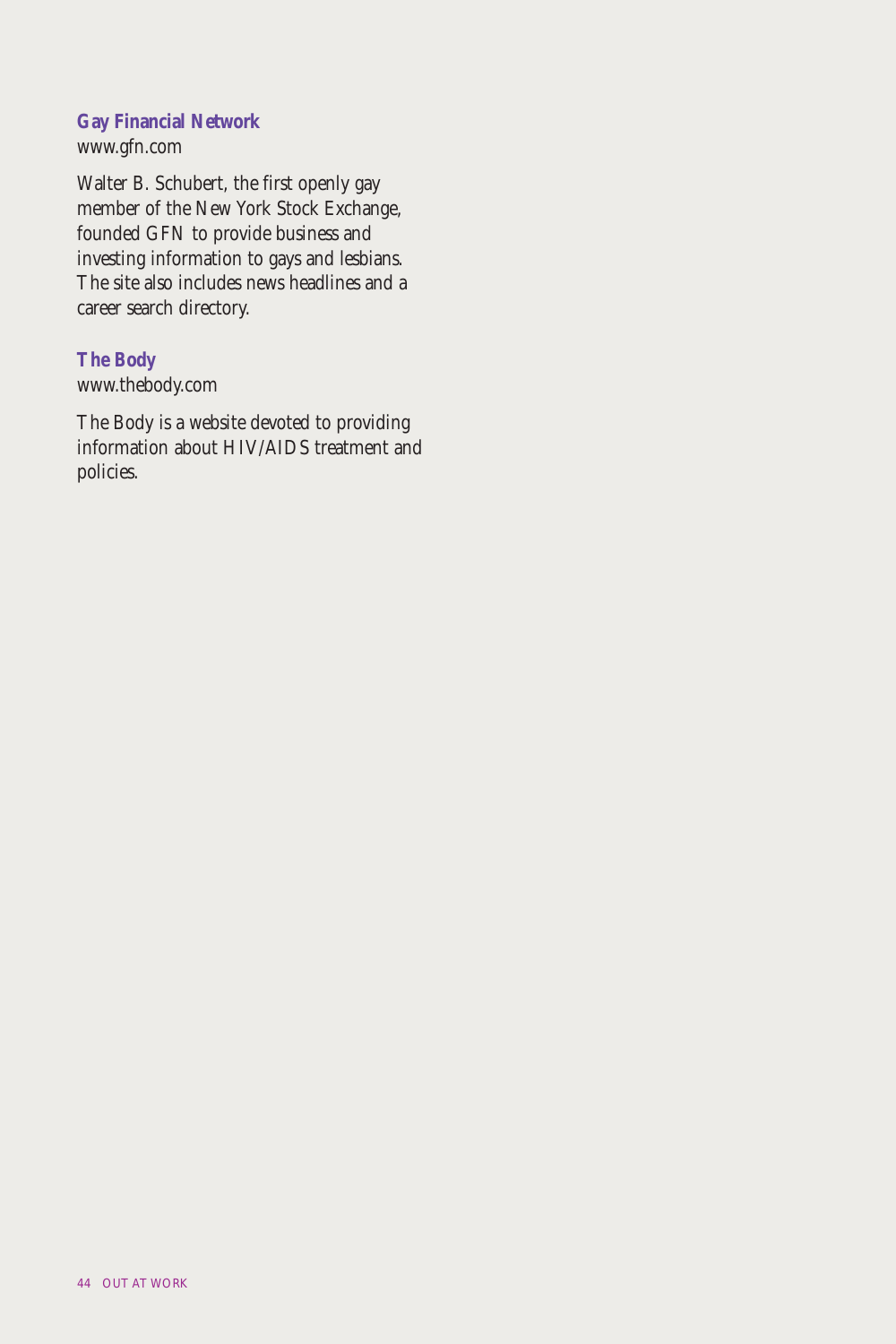**Gay Financial Network**
www.gfn.com

Walter B. Schubert, the first openly gay member of the New York Stock Exchange, founded GFN to provide business and investing information to gays and lesbians. The site also includes news headlines and a career search directory.

**The Body**
www.thebody.com

The Body is a website devoted to providing information about HIV/AIDS treatment and policies.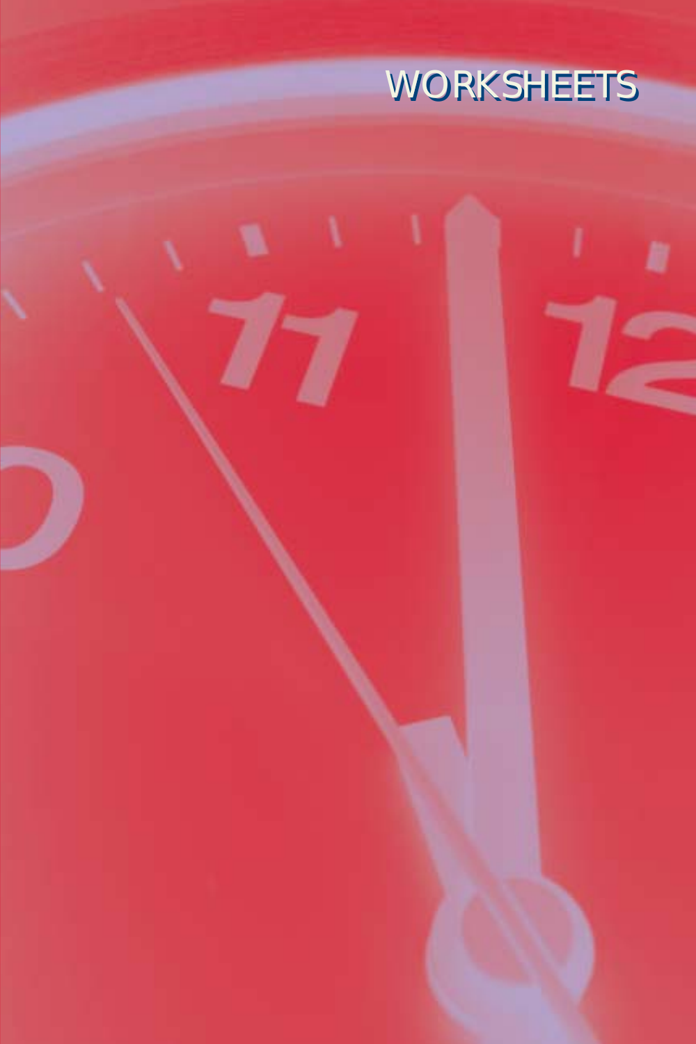# WORKSHEETS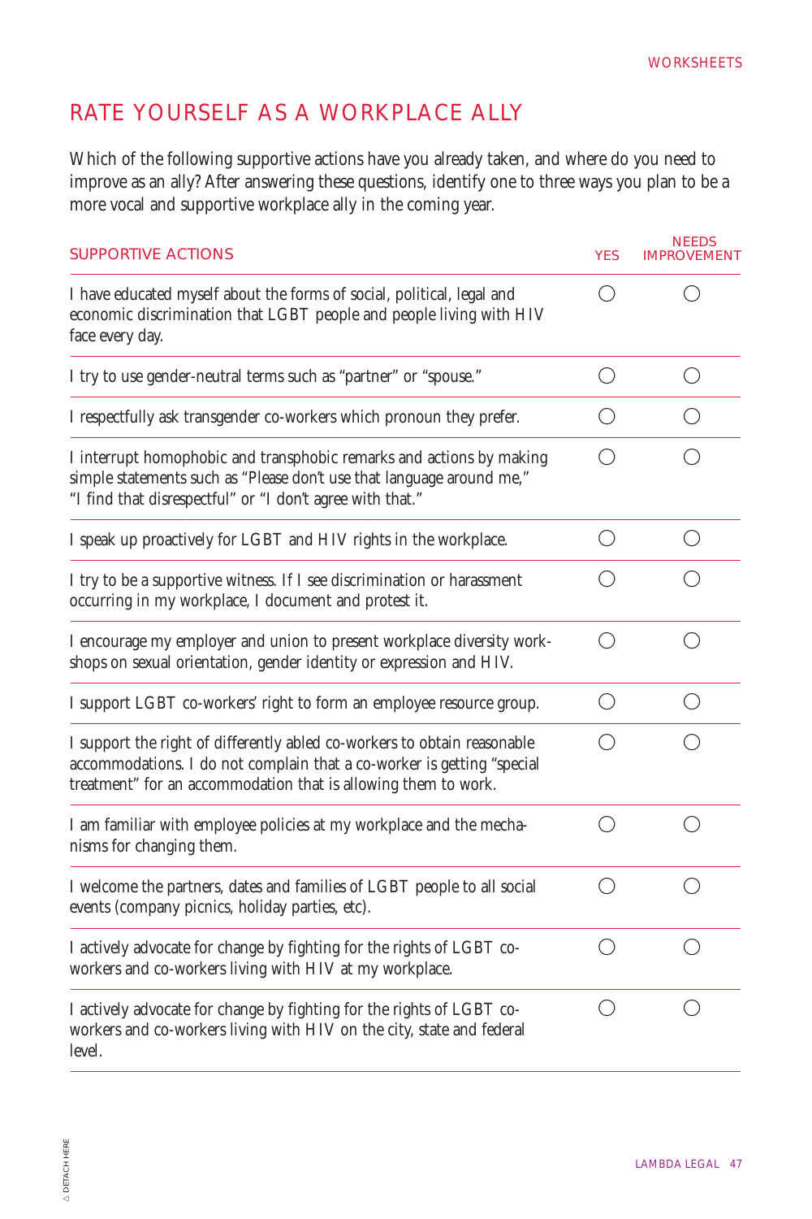# RATE YOURSELF AS A WORKPLACE ALLY

Which of the following supportive actions have you already taken, and where do you need to improve as an ally? After answering these questions, identify one to three ways you plan to be a more vocal and supportive workplace ally in the coming year.

| SUPPORTIVE ACTIONS | YES | NEEDS IMPROVEMENT |
|---|---|---|
| I have educated myself about the forms of social, political, legal and economic discrimination that LGBT people and people living with HIV face every day. | ◯ | ◯ |
| I try to use gender-neutral terms such as "partner" or "spouse." | ◯ | ◯ |
| I respectfully ask transgender co-workers which pronoun they prefer. | ◯ | ◯ |
| I interrupt homophobic and transphobic remarks and actions by making simple statements such as "Please don't use that language around me," "I find that disrespectful" or "I don't agree with that." | ◯ | ◯ |
| I speak up proactively for LGBT and HIV rights in the workplace. | ◯ | ◯ |
| I try to be a supportive witness. If I see discrimination or harassment occurring in my workplace, I document and protest it. | ◯ | ◯ |
| I encourage my employer and union to present workplace diversity workshops on sexual orientation, gender identity or expression and HIV. | ◯ | ◯ |
| I support LGBT co-workers' right to form an employee resource group. | ◯ | ◯ |
| I support the right of differently abled co-workers to obtain reasonable accommodations. I do not complain that a co-worker is getting "special treatment" for an accommodation that is allowing them to work. | ◯ | ◯ |
| I am familiar with employee policies at my workplace and the mechanisms for changing them. | ◯ | ◯ |
| I welcome the partners, dates and families of LGBT people to all social events (company picnics, holiday parties, etc). | ◯ | ◯ |
| I actively advocate for change by fighting for the rights of LGBT co-workers and co-workers living with HIV at my workplace. | ◯ | ◯ |
| I actively advocate for change by fighting for the rights of LGBT co-workers and co-workers living with HIV on the city, state and federal level. | ◯ | ◯ |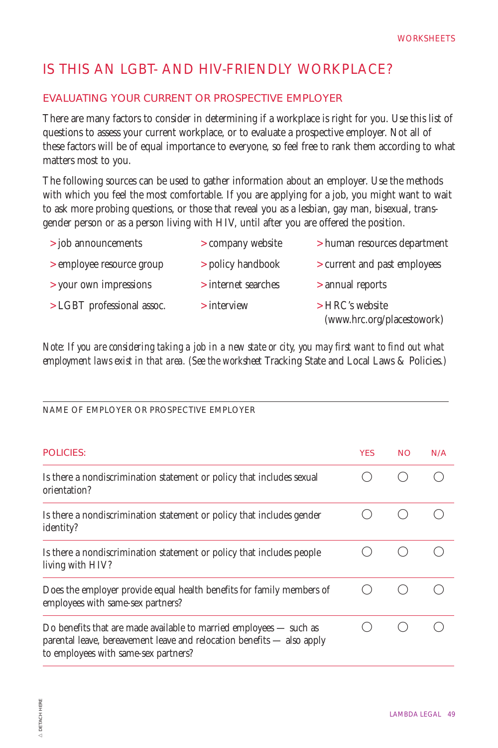# IS THIS AN LGBT- AND HIV-FRIENDLY WORKPLACE?

## EVALUATING YOUR CURRENT OR PROSPECTIVE EMPLOYER

There are many factors to consider in determining if a workplace is right for you. Use this list of questions to assess your current workplace, or to evaluate a prospective employer. Not all of these factors will be of equal importance to everyone, so feel free to rank them according to what matters most to you.

The following sources can be used to gather information about an employer. Use the methods with which you feel the most comfortable. If you are applying for a job, you might want to wait to ask more probing questions, or those that reveal you as a lesbian, gay man, bisexual, transgender person or as a person living with HIV, until after you are offered the position.

- job announcements
- employee resource group
- your own impressions
- LGBT professional assoc.
- company website
- policy handbook
- internet searches
- interview
- human resources department
- current and past employees
- annual reports
- HRC's website (www.hrc.org/placestowork)

*Note: If you are considering taking a job in a new state or city, you may first want to find out what employment laws exist in that area. (See the worksheet* Tracking State and Local Laws & Policies.*)*

---

NAME OF EMPLOYER OR PROSPECTIVE EMPLOYER

| POLICIES: | YES | NO | N/A |
|---|---|---|---|
| Is there a nondiscrimination statement or policy that includes sexual orientation? | ◯ | ◯ | ◯ |
| Is there a nondiscrimination statement or policy that includes gender identity? | ◯ | ◯ | ◯ |
| Is there a nondiscrimination statement or policy that includes people living with HIV? | ◯ | ◯ | ◯ |
| Does the employer provide equal health benefits for family members of employees with same-sex partners? | ◯ | ◯ | ◯ |
| Do benefits that are made available to married employees — such as parental leave, bereavement leave and relocation benefits — also apply to employees with same-sex partners? | ◯ | ◯ | ◯ |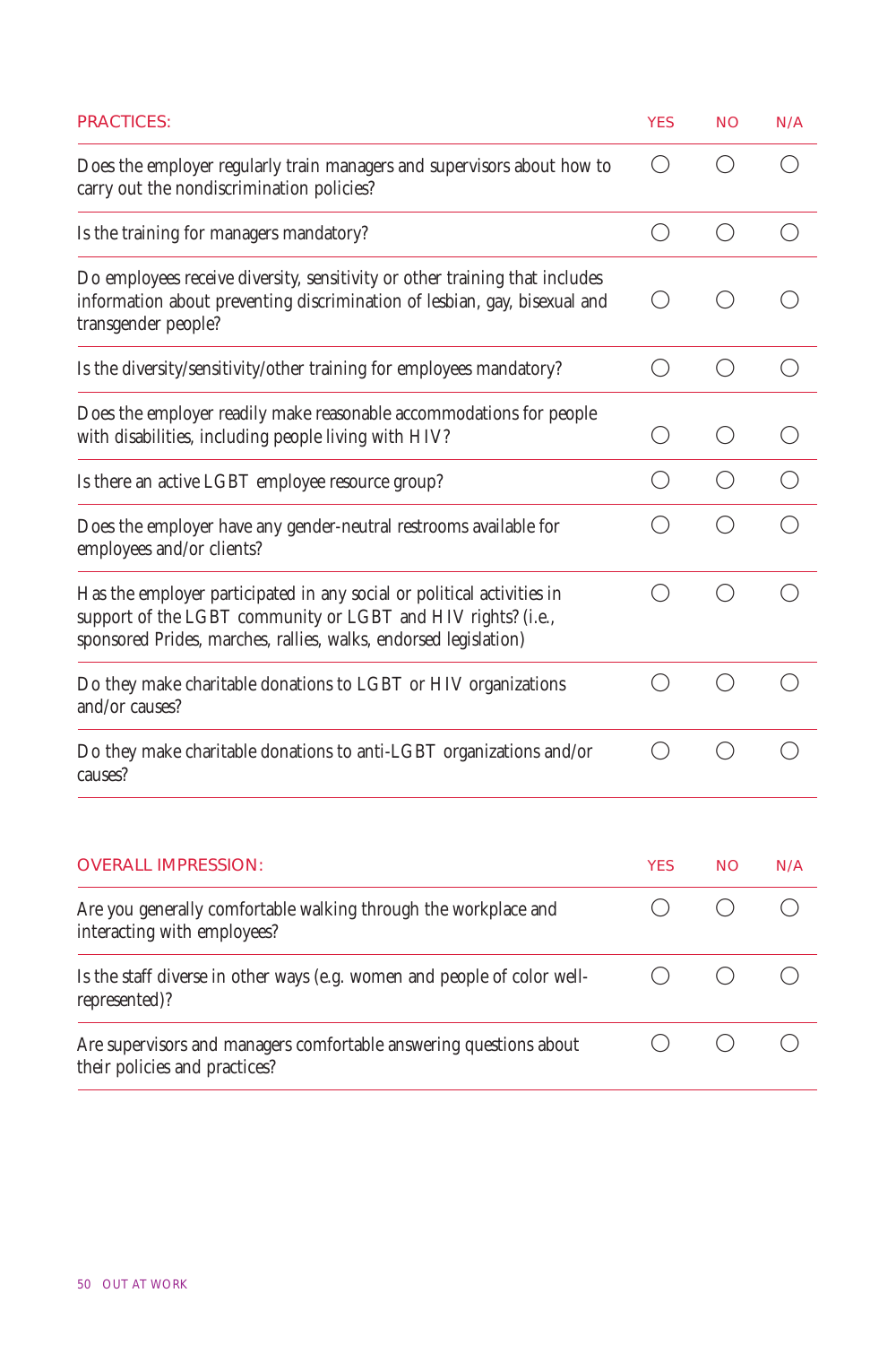| PRACTICES: | YES | NO | N/A |
|---|---|---|---|
| Does the employer regularly train managers and supervisors about how to carry out the nondiscrimination policies? | ◯ | ◯ | ◯ |
| Is the training for managers mandatory? | ◯ | ◯ | ◯ |
| Do employees receive diversity, sensitivity or other training that includes information about preventing discrimination of lesbian, gay, bisexual and transgender people? | ◯ | ◯ | ◯ |
| Is the diversity/sensitivity/other training for employees mandatory? | ◯ | ◯ | ◯ |
| Does the employer readily make reasonable accommodations for people with disabilities, including people living with HIV? | ◯ | ◯ | ◯ |
| Is there an active LGBT employee resource group? | ◯ | ◯ | ◯ |
| Does the employer have any gender-neutral restrooms available for employees and/or clients? | ◯ | ◯ | ◯ |
| Has the employer participated in any social or political activities in support of the LGBT community or LGBT and HIV rights? (i.e., sponsored Prides, marches, rallies, walks, endorsed legislation) | ◯ | ◯ | ◯ |
| Do they make charitable donations to LGBT or HIV organizations and/or causes? | ◯ | ◯ | ◯ |
| Do they make charitable donations to anti-LGBT organizations and/or causes? | ◯ | ◯ | ◯ |

| OVERALL IMPRESSION: | YES | NO | N/A |
|---|---|---|---|
| Are you generally comfortable walking through the workplace and interacting with employees? | ◯ | ◯ | ◯ |
| Is the staff diverse in other ways (e.g. women and people of color well-represented)? | ◯ | ◯ | ◯ |
| Are supervisors and managers comfortable answering questions about their policies and practices? | ◯ | ◯ | ◯ |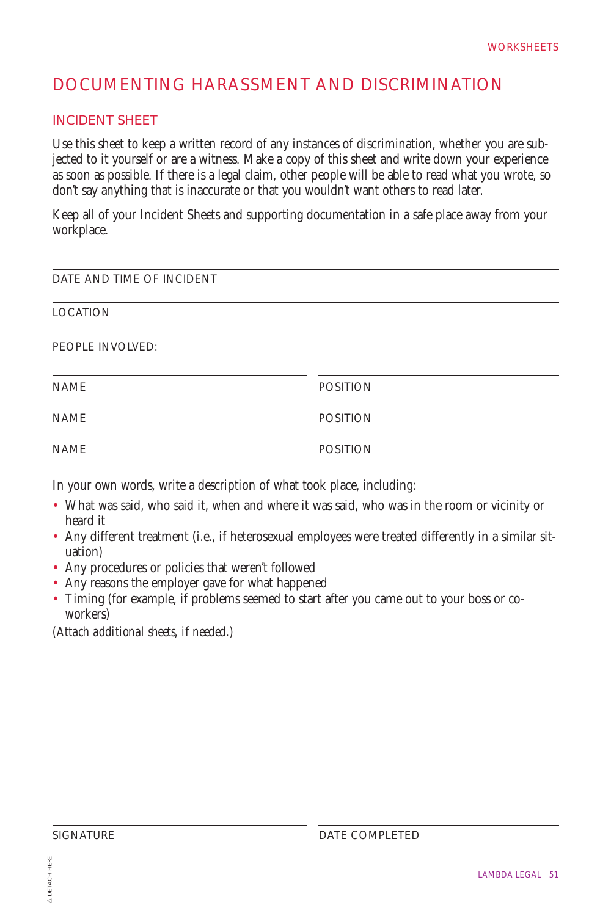# DOCUMENTING HARASSMENT AND DISCRIMINATION

## INCIDENT SHEET

Use this sheet to keep a written record of any instances of discrimination, whether you are subjected to it yourself or are a witness. Make a copy of this sheet and write down your experience as soon as possible. If there is a legal claim, other people will be able to read what you wrote, so don't say anything that is inaccurate or that you wouldn't want others to read later.

Keep all of your Incident Sheets and supporting documentation in a safe place away from your workplace.

---

DATE AND TIME OF INCIDENT

---

LOCATION

PEOPLE INVOLVED:

| NAME | POSITION |
| --- | --- |
| | |
| | |
| | |

In your own words, write a description of what took place, including:

- What was said, who said it, when and where it was said, who was in the room or vicinity or heard it
- Any different treatment (i.e., if heterosexual employees were treated differently in a similar situation)
- Any procedures or policies that weren't followed
- Any reasons the employer gave for what happened
- Timing (for example, if problems seemed to start after you came out to your boss or co-workers)

*(Attach additional sheets, if needed.)*

| SIGNATURE | DATE COMPLETED |
| --- | --- |
| | |

△ DETACH HERE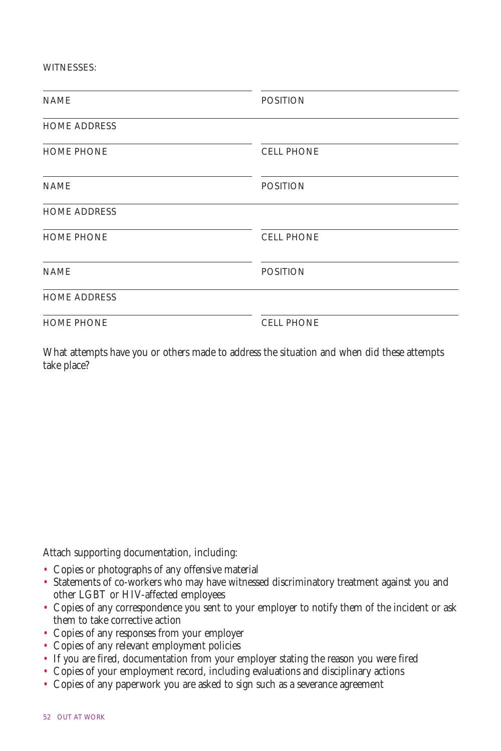WITNESSES:

| NAME | POSITION |
|---|---|
| HOME ADDRESS | |
| HOME PHONE | CELL PHONE |

| NAME | POSITION |
|---|---|
| HOME ADDRESS | |
| HOME PHONE | CELL PHONE |

| NAME | POSITION |
|---|---|
| HOME ADDRESS | |
| HOME PHONE | CELL PHONE |

What attempts have you or others made to address the situation and when did these attempts take place?

Attach supporting documentation, including:

- Copies or photographs of any offensive material
- Statements of co-workers who may have witnessed discriminatory treatment against you and other LGBT or HIV-affected employees
- Copies of any correspondence you sent to your employer to notify them of the incident or ask them to take corrective action
- Copies of any responses from your employer
- Copies of any relevant employment policies
- If you are fired, documentation from your employer stating the reason you were fired
- Copies of your employment record, including evaluations and disciplinary actions
- Copies of any paperwork you are asked to sign such as a severance agreement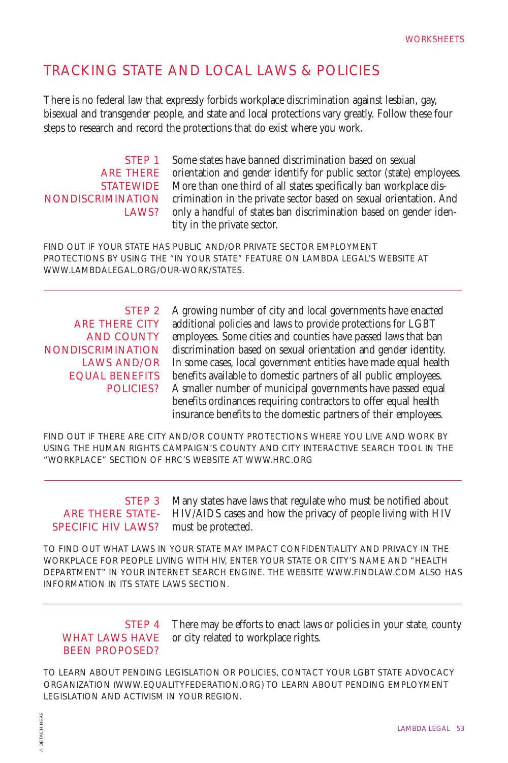# TRACKING STATE AND LOCAL LAWS & POLICIES

There is no federal law that expressly forbids workplace discrimination against lesbian, gay, bisexual and transgender people, and state and local protections vary greatly. Follow these four steps to research and record the protections that do exist where you work.

## STEP 1 ARE THERE STATEWIDE NONDISCRIMINATION LAWS?

Some states have banned discrimination based on sexual orientation and gender identify for public sector (state) employees. More than one third of all states specifically ban workplace discrimination in the private sector based on sexual orientation. And only a handful of states ban discrimination based on gender identity in the private sector.

FIND OUT IF YOUR STATE HAS PUBLIC AND/OR PRIVATE SECTOR EMPLOYMENT PROTECTIONS BY USING THE "IN YOUR STATE" FEATURE ON LAMBDA LEGAL'S WEBSITE AT WWW.LAMBDALEGAL.ORG/OUR-WORK/STATES.

---

## STEP 2 ARE THERE CITY AND COUNTY NONDISCRIMINATION LAWS AND/OR EQUAL BENEFITS POLICIES?

A growing number of city and local governments have enacted additional policies and laws to provide protections for LGBT employees. Some cities and counties have passed laws that ban discrimination based on sexual orientation and gender identity. In some cases, local government entities have made equal health benefits available to domestic partners of all public employees. A smaller number of municipal governments have passed equal benefits ordinances requiring contractors to offer equal health insurance benefits to the domestic partners of their employees.

FIND OUT IF THERE ARE CITY AND/OR COUNTY PROTECTIONS WHERE YOU LIVE AND WORK BY USING THE HUMAN RIGHTS CAMPAIGN'S COUNTY AND CITY INTERACTIVE SEARCH TOOL IN THE "WORKPLACE" SECTION OF HRC'S WEBSITE AT WWW.HRC.ORG

---

## STEP 3 ARE THERE STATE-SPECIFIC HIV LAWS?

Many states have laws that regulate who must be notified about HIV/AIDS cases and how the privacy of people living with HIV must be protected.

TO FIND OUT WHAT LAWS IN YOUR STATE MAY IMPACT CONFIDENTIALITY AND PRIVACY IN THE WORKPLACE FOR PEOPLE LIVING WITH HIV, ENTER YOUR STATE OR CITY'S NAME AND "HEALTH DEPARTMENT" IN YOUR INTERNET SEARCH ENGINE. THE WEBSITE WWW.FINDLAW.COM ALSO HAS INFORMATION IN ITS STATE LAWS SECTION.

---

## STEP 4 WHAT LAWS HAVE BEEN PROPOSED?

There may be efforts to enact laws or policies in your state, county or city related to workplace rights.

TO LEARN ABOUT PENDING LEGISLATION OR POLICIES, CONTACT YOUR LGBT STATE ADVOCACY ORGANIZATION (WWW.EQUALITYFEDERATION.ORG) TO LEARN ABOUT PENDING EMPLOYMENT LEGISLATION AND ACTIVISM IN YOUR REGION.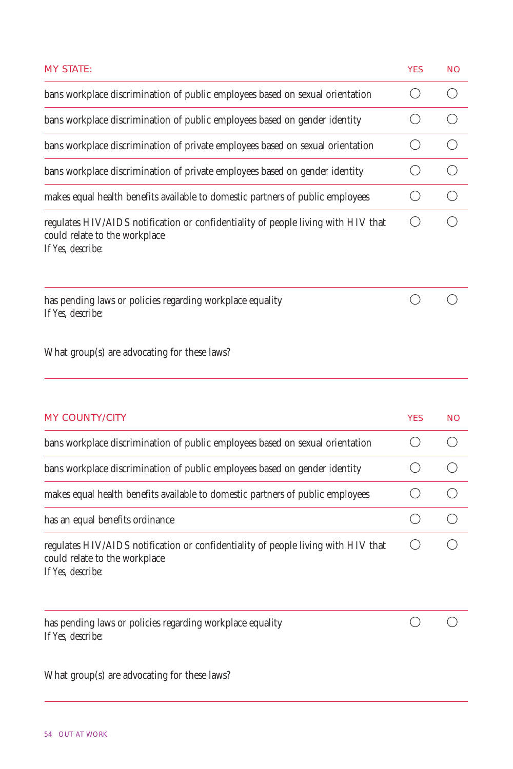| MY STATE: | YES | NO |
|---|---|---|
| bans workplace discrimination of public employees based on sexual orientation | ◯ | ◯ |
| bans workplace discrimination of public employees based on gender identity | ◯ | ◯ |
| bans workplace discrimination of private employees based on sexual orientation | ◯ | ◯ |
| bans workplace discrimination of private employees based on gender identity | ◯ | ◯ |
| makes equal health benefits available to domestic partners of public employees | ◯ | ◯ |
| regulates HIV/AIDS notification or confidentiality of people living with HIV that could relate to the workplace<br>*If Yes, describe:* | ◯ | ◯ |
| has pending laws or policies regarding workplace equality<br>*If Yes, describe:*<br><br>What group(s) are advocating for these laws? | ◯ | ◯ |

| MY COUNTY/CITY | YES | NO |
|---|---|---|
| bans workplace discrimination of public employees based on sexual orientation | ◯ | ◯ |
| bans workplace discrimination of public employees based on gender identity | ◯ | ◯ |
| makes equal health benefits available to domestic partners of public employees | ◯ | ◯ |
| has an equal benefits ordinance | ◯ | ◯ |
| regulates HIV/AIDS notification or confidentiality of people living with HIV that could relate to the workplace<br>*If Yes, describe:* | ◯ | ◯ |
| has pending laws or policies regarding workplace equality<br>*If Yes, describe:*<br><br>What group(s) are advocating for these laws? | ◯ | ◯ |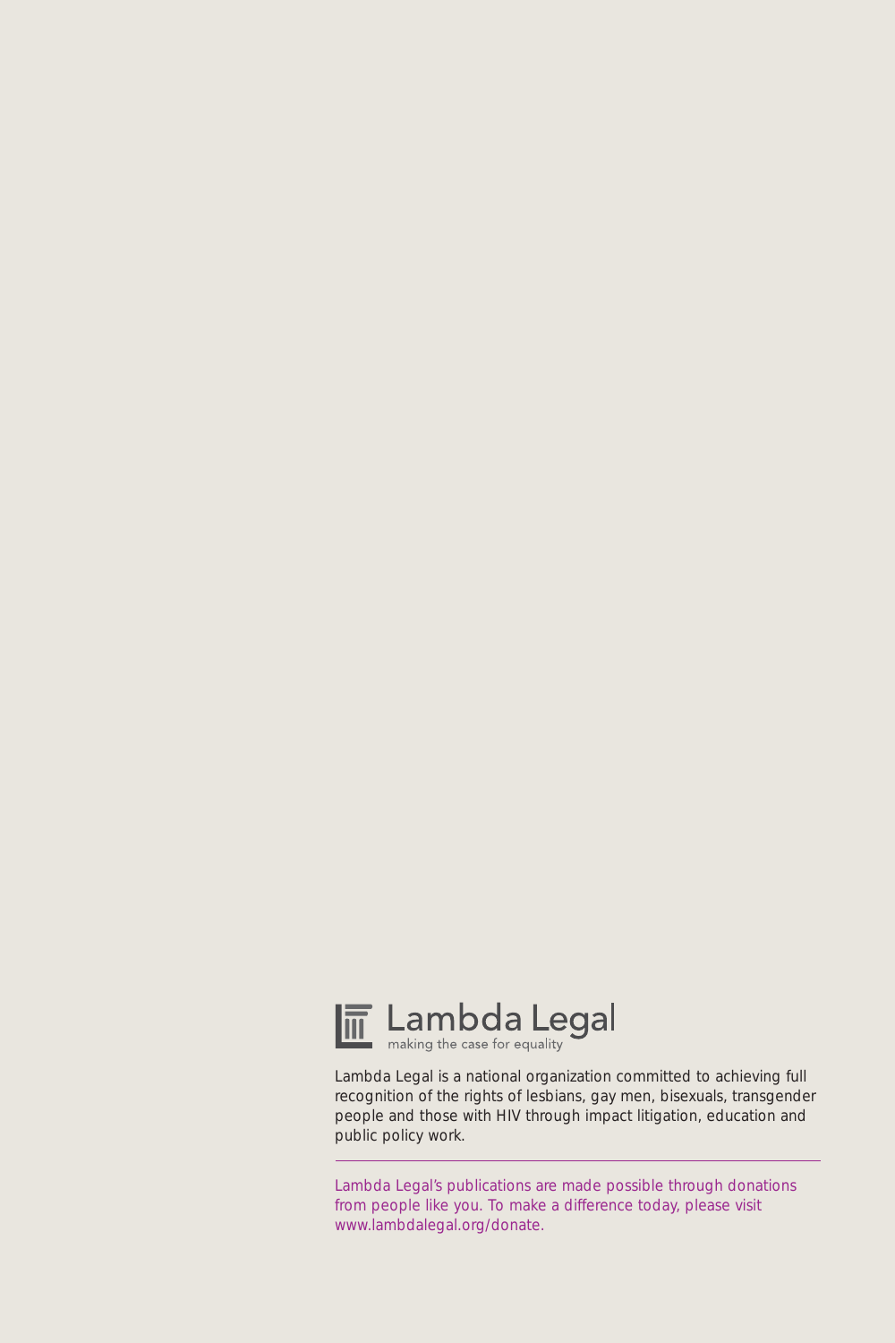Lambda Legal

making the case for equality

Lambda Legal is a national organization committed to achieving full recognition of the rights of lesbians, gay men, bisexuals, transgender people and those with HIV through impact litigation, education and public policy work.

---

Lambda Legal's publications are made possible through donations from people like you. To make a difference today, please visit www.lambdalegal.org/donate.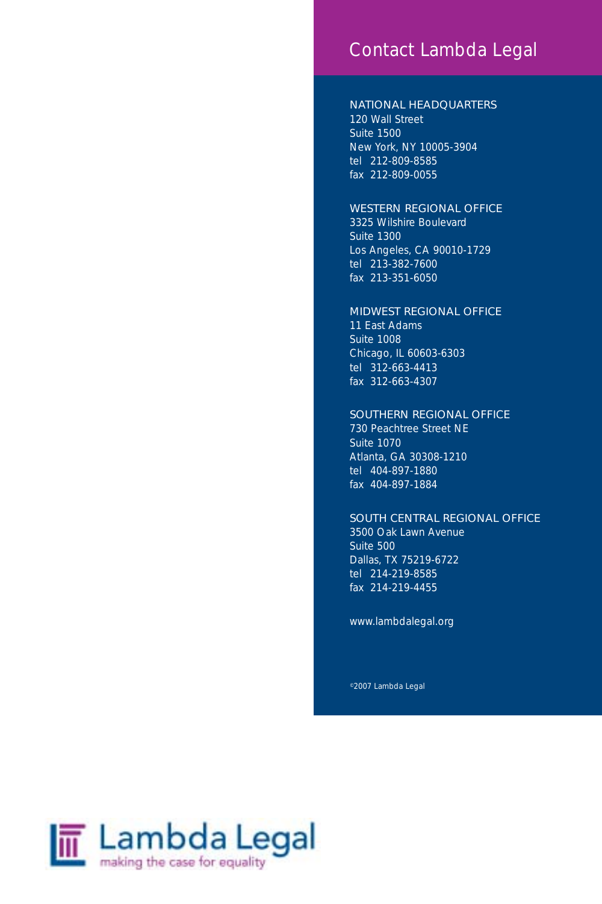# Contact Lambda Legal

**NATIONAL HEADQUARTERS**
120 Wall Street
Suite 1500
New York, NY 10005-3904
tel 212-809-8585
fax 212-809-0055

**WESTERN REGIONAL OFFICE**
3325 Wilshire Boulevard
Suite 1300
Los Angeles, CA 90010-1729
tel 213-382-7600
fax 213-351-6050

**MIDWEST REGIONAL OFFICE**
11 East Adams
Suite 1008
Chicago, IL 60603-6303
tel 312-663-4413
fax 312-663-4307

**SOUTHERN REGIONAL OFFICE**
730 Peachtree Street NE
Suite 1070
Atlanta, GA 30308-1210
tel 404-897-1880
fax 404-897-1884

**SOUTH CENTRAL REGIONAL OFFICE**
3500 Oak Lawn Avenue
Suite 500
Dallas, TX 75219-6722
tel 214-219-8585
fax 214-219-4455

www.lambdalegal.org

©2007 Lambda Legal

Lambda Legal
making the case for equality